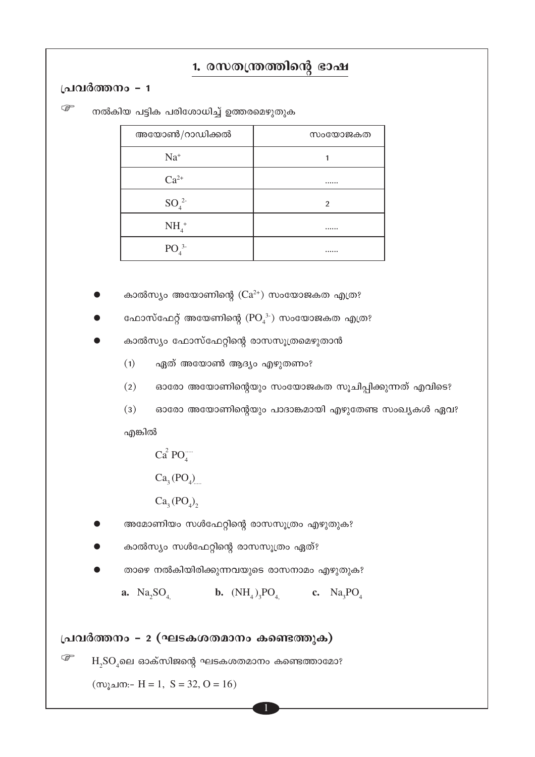# 1. രസതന്ത്രത്തിന്റെ ഭാഷ

## പ്രവർത്തനം – 1

☞ നൽകിയ പട്ടിക പരിശോധിച്ച് ഉത്തരമെഴുതുക

| അയോൺ/റാഡിക്കൽ | സംയോജകത |
|---|---|
| $Na^+$ | 1 |
| $Ca^{2+}$ | ...... |
| $SO_4^{2-}$ | 2 |
| $NH_4^+$ | ...... |
| $PO_4^{3-}$ | ...... |

- കാൽസ്യം അയോണിന്റെ ($Ca^{2+}$) സംയോജകത എത്ര?
- ഫോസ്ഫേറ്റ് അയേണിന്റെ ($PO_4^{3-}$) സംയോജകത എത്ര?
- കാൽസ്യം ഫോസ്ഫേറ്റിന്റെ രാസസൂത്രമെഴുതാൻ
  - (1) ഏത് അയോൺ ആദ്യം എഴുതണം?
  - (2) ഓരോ അയോണിന്റെയും സംയോജകത സൂചിപ്പിക്കുന്നത് എവിടെ?
  - (3) ഓരോ അയോണിന്റെയും പാദാങ്കമായി എഴുതേണ്ട സംഖ്യകൾ ഏവ?

  എങ്കിൽ

  $Ca^{2} PO_4^{.....}$

  $Ca_3 (PO_4)_{.....}$

  $Ca_3 (PO_4)_2$

- അമോണിയം സൾഫേറ്റിന്റെ രാസസൂത്രം എഴുതുക?
- കാൽസ്യം സൾഫേറ്റിന്റെ രാസസൂത്രം ഏത്?
- താഴെ നൽകിയിരിക്കുന്നവയുടെ രാസനാമം എഴുതുക?

  **a.** $Na_2SO_4$ **b.** $(NH_4)_3PO_4$ **c.** $Na_3PO_4$

## പ്രവർത്തനം – 2 (ഘടകശതമാനം കണ്ടെത്തുക)

☞ $H_2SO_4$ലെ ഓക്സിജന്റെ ഘടകശതമാനം കണ്ടെത്താമോ?

(സൂചന:- $H = 1$, $S = 32$, $O = 16$)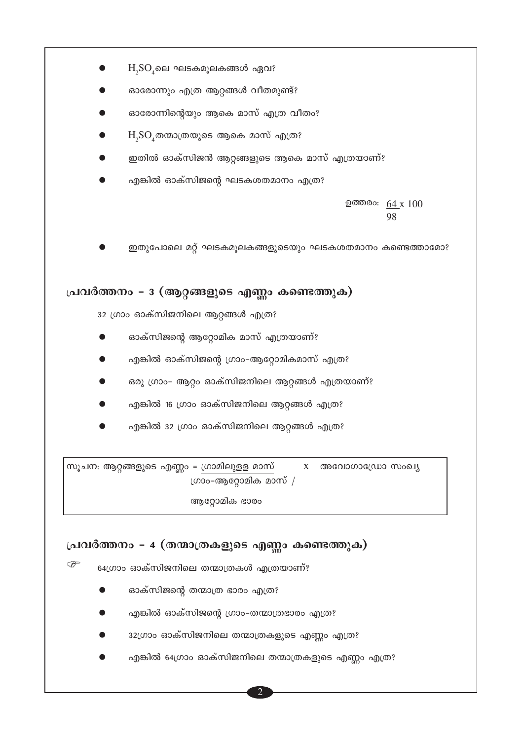- $H_2SO_4$ലെ ഘടകമൂലകങ്ങൾ ഏവ?
- ഓരോന്നും എത്ര ആറ്റങ്ങൾ വീതമുണ്ട്?
- ഓരോന്നിന്റെയും ആകെ മാസ് എത്ര വീതം?
- $H_2SO_4$തന്മാത്രയുടെ ആകെ മാസ് എത്ര?
- ഇതിൽ ഓക്സിജൻ ആറ്റങ്ങളുടെ ആകെ മാസ് എത്രയാണ്?
- എങ്കിൽ ഓക്സിജന്റെ ഘടകശതമാനം എത്ര?

ഉത്തരം: $\frac{64}{98} \times 100$

- ഇതുപോലെ മറ്റ് ഘടകമൂലകങ്ങളുടെയും ഘടകശതമാനം കണ്ടെത്താമോ?

## പ്രവർത്തനം - 3 (ആറ്റങ്ങളുടെ എണ്ണം കണ്ടെത്തുക)

32 ഗ്രാം ഓക്സിജനിലെ ആറ്റങ്ങൾ എത്ര?

- ഓക്സിജന്റെ ആറ്റോമിക മാസ് എത്രയാണ്?
- എങ്കിൽ ഓക്സിജന്റെ ഗ്രാം-ആറ്റോമികമാസ് എത്ര?
- ഒരു ഗ്രാം- ആറ്റം ഓക്സിജനിലെ ആറ്റങ്ങൾ എത്രയാണ്?
- എങ്കിൽ 16 ഗ്രാം ഓക്സിജനിലെ ആറ്റങ്ങൾ എത്ര?
- എങ്കിൽ 32 ഗ്രാം ഓക്സിജനിലെ ആറ്റങ്ങൾ എത്ര?

> സൂചന: ആറ്റങ്ങളുടെ എണ്ണം = $\frac{\text{ഗ്രാമിലുള്ള മാസ്}}{\text{ഗ്രാം-ആറ്റോമിക മാസ് / ആറ്റോമിക ഭാരം}} \times$ അവോഗാഡ്രോ സംഖ്യ

## പ്രവർത്തനം - 4 (തന്മാത്രകളുടെ എണ്ണം കണ്ടെത്തുക)

☞ 64ഗ്രാം ഓക്സിജനിലെ തന്മാത്രകൾ എത്രയാണ്?

- ഓക്സിജന്റെ തന്മാത്ര ഭാരം എത്ര?
- എങ്കിൽ ഓക്സിജന്റെ ഗ്രാം-തന്മാത്രഭാരം എത്ര?
- 32ഗ്രാം ഓക്സിജനിലെ തന്മാത്രകളുടെ എണ്ണം എത്ര?
- എങ്കിൽ 64ഗ്രാം ഓക്സിജനിലെ തന്മാത്രകളുടെ എണ്ണം എത്ര?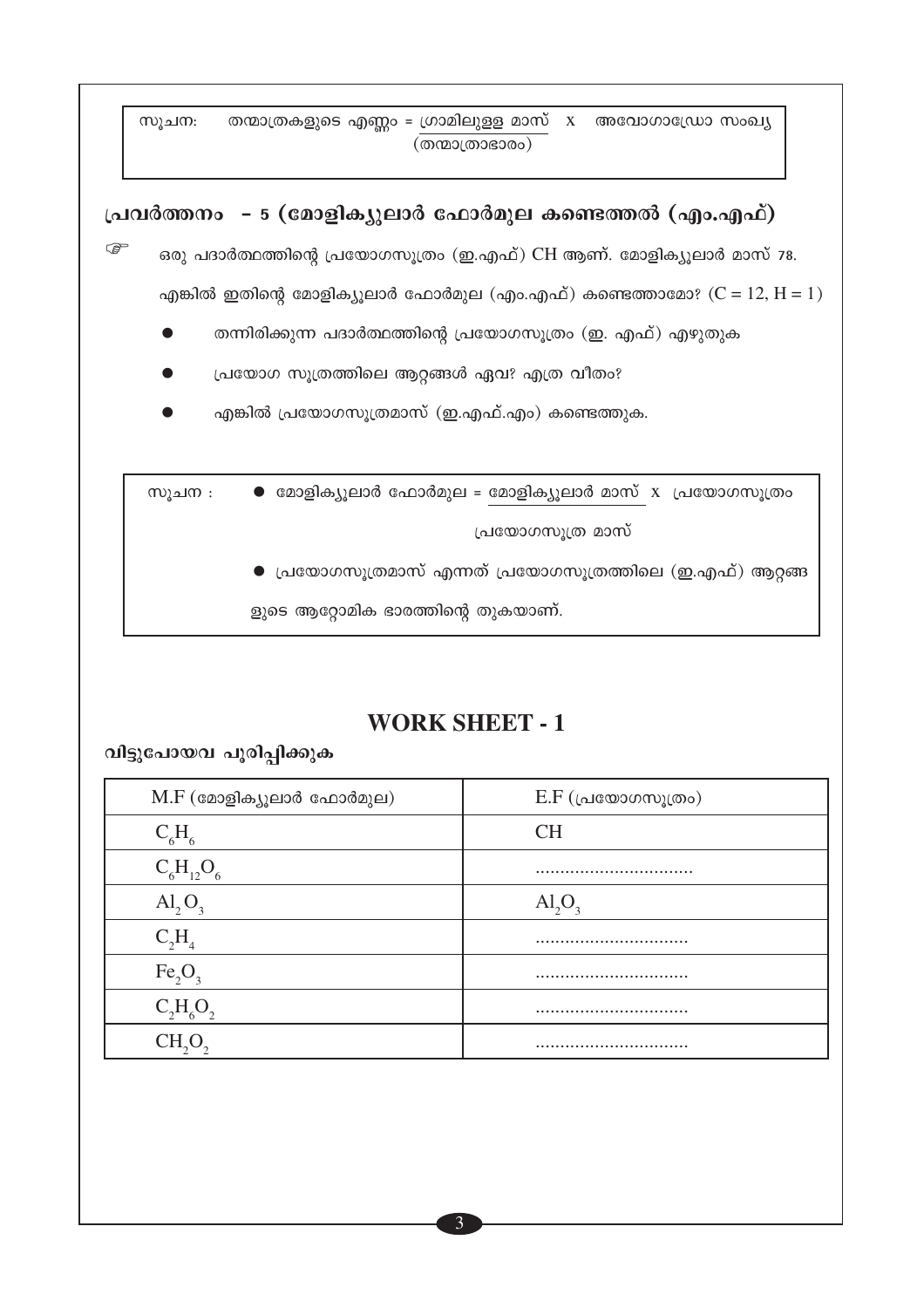സൂചന: തന്മാത്രകളുടെ എണ്ണം = $\frac{\text{ഗ്രാമിലുള്ള മാസ്}}{\text{(തന്മാത്രാഭാരം)}}$ x അവോഗാഡ്രോ സംഖ്യ

## പ്രവർത്തനം – 5 (മോളിക്യൂലാർ ഫോർമുല കണ്ടെത്തൽ (എം.എഫ്)

☞ ഒരു പദാർത്ഥത്തിന്റെ പ്രയോഗസൂത്രം (ഇ.എഫ്) CH ആണ്. മോളിക്യൂലാർ മാസ് 78. എങ്കിൽ ഇതിന്റെ മോളിക്യൂലാർ ഫോർമുല (എം.എഫ്) കണ്ടെത്താമോ? (C = 12, H = 1)

- തന്നിരിക്കുന്ന പദാർത്ഥത്തിന്റെ പ്രയോഗസൂത്രം (ഇ. എഫ്) എഴുതുക
- പ്രയോഗ സൂത്രത്തിലെ ആറ്റങ്ങൾ ഏവ? എത്ര വീതം?
- എങ്കിൽ പ്രയോഗസൂത്രമാസ് (ഇ.എഫ്.എം) കണ്ടെത്തുക.

സൂചന :

- മോളിക്യൂലാർ ഫോർമുല = $\frac{\text{മോളിക്യൂലാർ മാസ്}}{\text{പ്രയോഗസൂത്ര മാസ്}}$ x പ്രയോഗസൂത്രം
- പ്രയോഗസൂത്രമാസ് എന്നത് പ്രയോഗസൂത്രത്തിലെ (ഇ.എഫ്) ആറ്റങ്ങളുടെ ആറ്റോമിക ഭാരത്തിന്റെ തുകയാണ്.

## WORK SHEET - 1

**വിട്ടുപോയവ പൂരിപ്പിക്കുക**

| M.F (മോളിക്യൂലാർ ഫോർമുല) | E.F (പ്രയോഗസൂത്രം) |
|---|---|
| $C_6H_6$ | CH |
| $C_6H_{12}O_6$ | ................................ |
| $Al_2O_3$ | $Al_2O_3$ |
| $C_2H_4$ | ............................... |
| $Fe_2O_3$ | ............................... |
| $C_2H_6O_2$ | ............................... |
| $CH_2O_2$ | ............................... |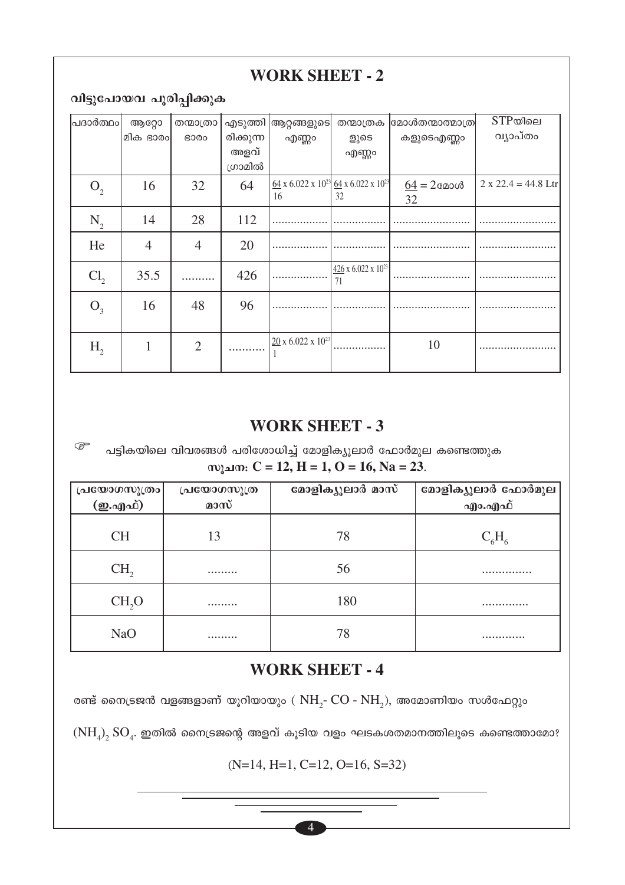## WORK SHEET - 2

### വിട്ടുപോയവ പൂരിപ്പിക്കുക

| പദാർത്ഥം | ആറ്റോമിക ഭാരം | തന്മാത്രാ ഭാരം | എടുത്തിരിക്കുന്ന അളവ് ഗ്രാമിൽ | ആറ്റങ്ങളുടെ എണ്ണം | തന്മാത്രകളുടെ എണ്ണം | മോൾതന്മാത്രമാത്രകളുടെഎണ്ണം | STPയിലെ വ്യാപ്തം |
|---|---|---|---|---|---|---|---|
| $O_2$ | 16 | 32 | 64 | $\frac{64}{16} \times 6.022 \times 10^{23}$ | $\frac{64}{32} \times 6.022 \times 10^{23}$ | $\frac{64}{32} = 2$ മോൾ | $2 \times 22.4 = 44.8$ Ltr |
| $N_2$ | 14 | 28 | 112 | .................. | .................. | .................. | .................. |
| He | 4 | 4 | 20 | .................. | .................. | .................. | .................. |
| $Cl_2$ | 35.5 | .......... | 426 | .................. | $\frac{426}{71} \times 6.022 \times 10^{23}$ | .................. | .................. |
| $O_3$ | 16 | 48 | 96 | .................. | .................. | .................. | .................. |
| $H_2$ | 1 | 2 | .......... | $\frac{20}{1} \times 6.022 \times 10^{23}$ | .................. | 10 | .................. |

## WORK SHEET - 3

പട്ടികയിലെ വിവരങ്ങൾ പരിശോധിച്ച് മോളിക്യൂലാർ ഫോർമുല കണ്ടെത്തുക

**സൂചന: C = 12, H = 1, O = 16, Na = 23.**

| പ്രയോഗസൂത്രം (ഇ.എഫ്) | പ്രയോഗസൂത്ര മാസ് | മോളിക്യൂലാർ മാസ് | മോളിക്യൂലാർ ഫോർമുല എം.എഫ് |
|---|---|---|---|
| CH | 13 | 78 | $C_6H_6$ |
| $CH_2$ | ......... | 56 | ............... |
| $CH_2O$ | ......... | 180 | .............. |
| NaO | ......... | 78 | ............. |

## WORK SHEET - 4

രണ്ട് നൈട്രജൻ വളങ്ങളാണ് യൂറിയായും ( $NH_2$- CO - $NH_2$), അമോണിയം സൾഫേറ്റും $(NH_4)_2 SO_4$. ഇതിൽ നൈട്രജന്റെ അളവ് കൂടിയ വളം ഘടകശതമാനത്തിലൂടെ കണ്ടെത്താമോ?

(N=14, H=1, C=12, O=16, S=32)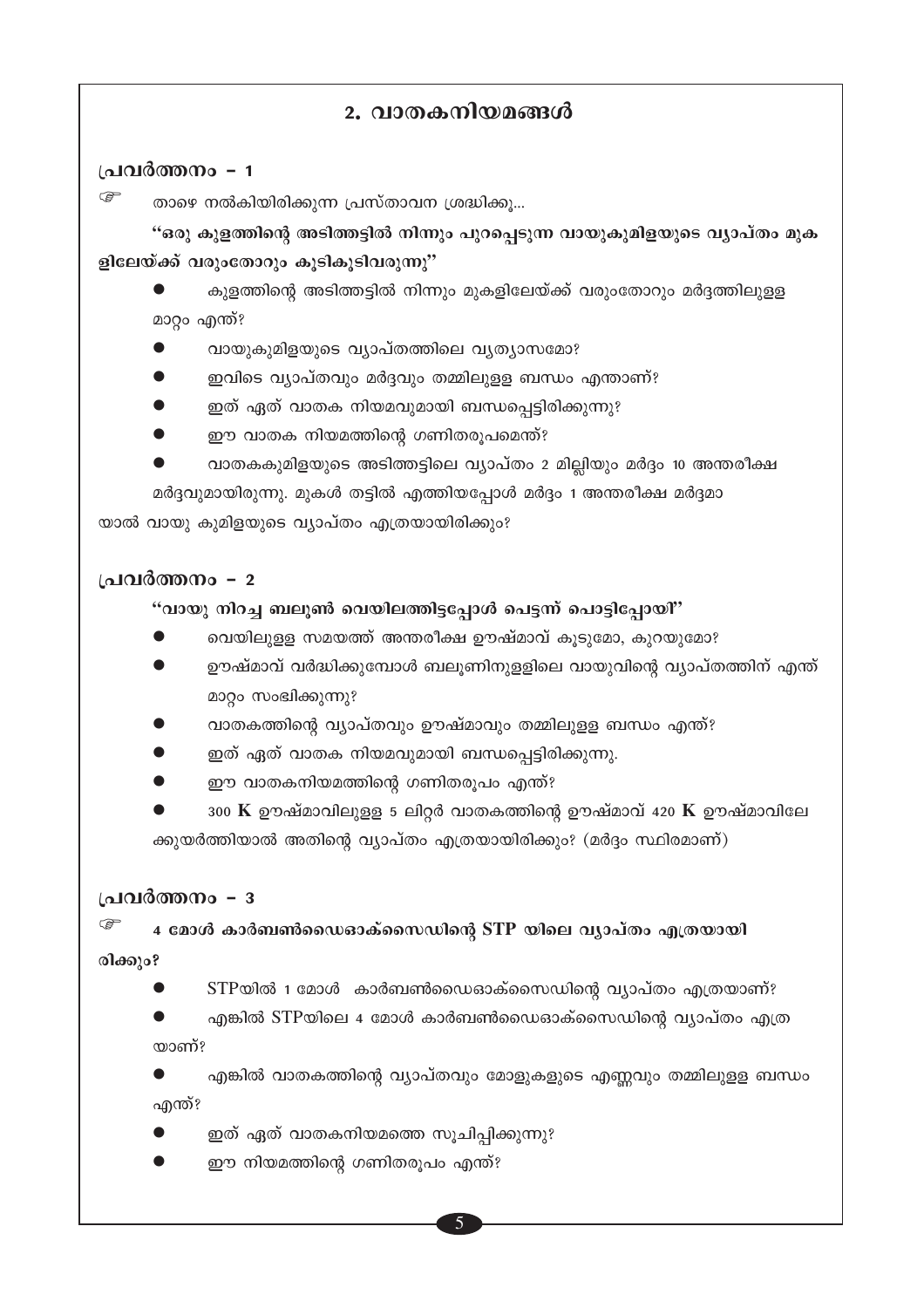## 2. വാതകനിയമങ്ങൾ

### പ്രവർത്തനം – 1

☞ താഴെ നൽകിയിരിക്കുന്ന പ്രസ്താവന ശ്രദ്ധിക്കൂ...

**"ഒരു കുളത്തിന്റെ അടിത്തട്ടിൽ നിന്നും പുറപ്പെടുന്ന വായുകുമിളയുടെ വ്യാപ്തം മുകളിലേയ്ക്ക് വരുംതോറും കൂടികൂടിവരുന്നു"**

- കുളത്തിന്റെ അടിത്തട്ടിൽ നിന്നും മുകളിലേയ്ക്ക് വരുംതോറും മർദ്ദത്തിലുള്ള മാറ്റം എന്ത്?
- വായുകുമിളയുടെ വ്യാപ്തത്തിലെ വ്യത്യാസമോ?
- ഇവിടെ വ്യാപ്തവും മർദ്ദവും തമ്മിലുള്ള ബന്ധം എന്താണ്?
- ഇത് ഏത് വാതക നിയമവുമായി ബന്ധപ്പെട്ടിരിക്കുന്നു?
- ഈ വാതക നിയമത്തിന്റെ ഗണിതരൂപമെന്ത്?
- വാതകകുമിളയുടെ അടിത്തട്ടിലെ വ്യാപ്തം 2 മില്ലിയും മർദ്ദം 10 അന്തരീക്ഷ മർദ്ദവുമായിരുന്നു. മുകൾ തട്ടിൽ എത്തിയപ്പോൾ മർദ്ദം 1 അന്തരീക്ഷ മർദ്ദമായാൽ വായു കുമിളയുടെ വ്യാപ്തം എത്രയായിരിക്കും?

### പ്രവർത്തനം – 2

**"വായു നിറച്ച ബലൂൺ വെയിലത്തിട്ടപ്പോൾ പെട്ടന്ന് പൊട്ടിപ്പോയി"**

- വെയിലുള്ള സമയത്ത് അന്തരീക്ഷ ഊഷ്മാവ് കൂടുമോ, കുറയുമോ?
- ഊഷ്മാവ് വർദ്ധിക്കുമ്പോൾ ബലൂണിനുള്ളിലെ വായുവിന്റെ വ്യാപ്തത്തിന് എന്ത് മാറ്റം സംഭിക്കുന്നു?
- വാതകത്തിന്റെ വ്യാപ്തവും ഊഷ്മാവും തമ്മിലുള്ള ബന്ധം എന്ത്?
- ഇത് ഏത് വാതക നിയമവുമായി ബന്ധപ്പെട്ടിരിക്കുന്നു.
- ഈ വാതകനിയമത്തിന്റെ ഗണിതരൂപം എന്ത്?
- 300 **K** ഊഷ്മാവിലുള്ള 5 ലിറ്റർ വാതകത്തിന്റെ ഊഷ്മാവ് 420 **K** ഊഷ്മാവിലേക്കുയർത്തിയാൽ അതിന്റെ വ്യാപ്തം എത്രയായിരിക്കും? (മർദ്ദം സ്ഥിരമാണ്)

### പ്രവർത്തനം – 3

☞ **4 മോൾ കാർബൺഡൈഓക്സൈഡിന്റെ STP യിലെ വ്യാപ്തം എത്രയായിരിക്കും?**

- STPയിൽ 1 മോൾ കാർബൺഡൈഓക്സൈഡിന്റെ വ്യാപ്തം എത്രയാണ്?
- എങ്കിൽ STPയിലെ 4 മോൾ കാർബൺഡൈഓക്സൈഡിന്റെ വ്യാപ്തം എത്രയാണ്?
- എങ്കിൽ വാതകത്തിന്റെ വ്യാപ്തവും മോളുകളുടെ എണ്ണവും തമ്മിലുള്ള ബന്ധം എന്ത്?
- ഇത് ഏത് വാതകനിയമത്തെ സൂചിപ്പിക്കുന്നു?
- ഈ നിയമത്തിന്റെ ഗണിതരൂപം എന്ത്?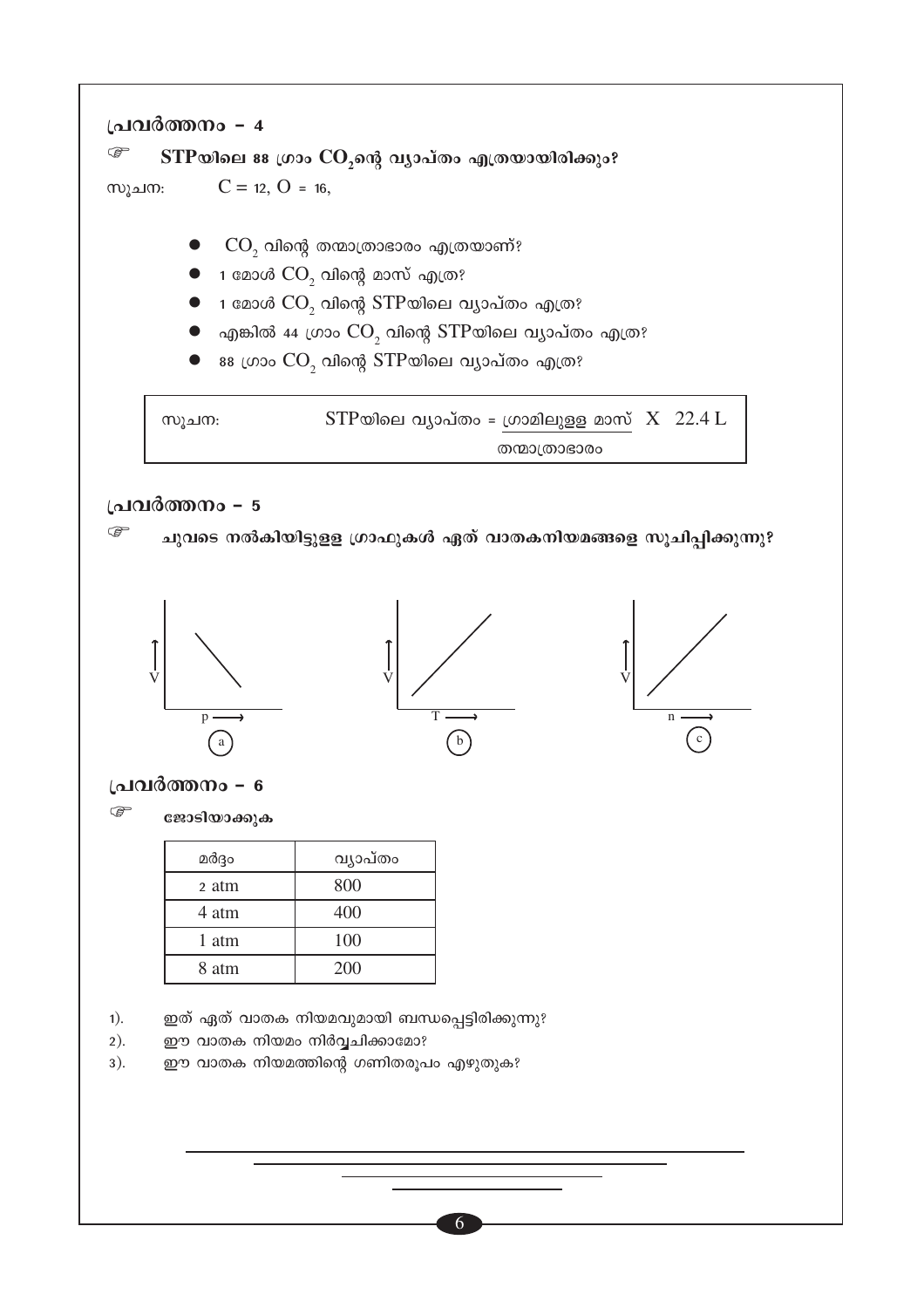## പ്രവർത്തനം - 4

☞ **STPയിലെ 88 ഗ്രാം $CO_2$ന്റെ വ്യാപ്തം എത്രയായിരിക്കും?**

സൂചന: $C = 12$, $O = 16$,

- $CO_2$ വിന്റെ തന്മാത്രാഭാരം എത്രയാണ്?
- 1 മോൾ $CO_2$ വിന്റെ മാസ് എത്ര?
- 1 മോൾ $CO_2$ വിന്റെ STPയിലെ വ്യാപ്തം എത്ര?
- എങ്കിൽ 44 ഗ്രാം $CO_2$ വിന്റെ STPയിലെ വ്യാപ്തം എത്ര?
- 88 ഗ്രാം $CO_2$ വിന്റെ STPയിലെ വ്യാപ്തം എത്ര?

സൂചന: STPയിലെ വ്യാപ്തം = $\dfrac{\text{ഗ്രാമിലുള്ള മാസ്}}{\text{തന്മാത്രാഭാരം}} \times 22.4\ L$

## പ്രവർത്തനം - 5

☞ **ചുവടെ നൽകിയിട്ടുള്ള ഗ്രാഫുകൾ ഏത് വാതകനിയമങ്ങളെ സൂചിപ്പിക്കുന്നു?**

(a) V vs p (b) V vs T (c) V vs n

## പ്രവർത്തനം - 6

☞ **ജോടിയാക്കുക**

| മർദ്ദം | വ്യാപ്തം |
|---|---|
| 2 atm | 800 |
| 4 atm | 400 |
| 1 atm | 100 |
| 8 atm | 200 |

1). ഇത് ഏത് വാതക നിയമവുമായി ബന്ധപ്പെട്ടിരിക്കുന്നു?

2). ഈ വാതക നിയമം നിർവ്വചിക്കാമോ?

3). ഈ വാതക നിയമത്തിന്റെ ഗണിതരൂപം എഴുതുക?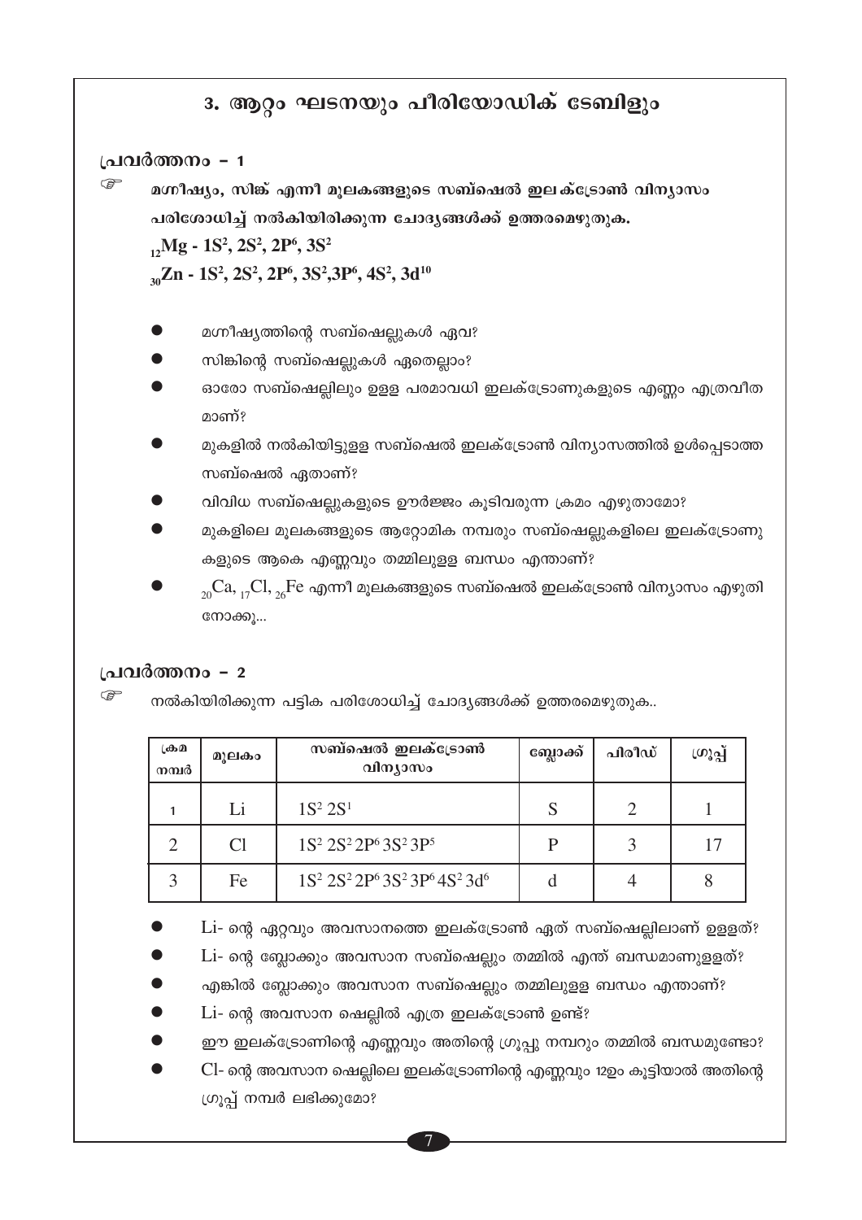## 3. ആറ്റം ഘടനയും പീരിയോഡിക് ടേബിളും

### പ്രവർത്തനം – 1

**മഗ്നീഷ്യം, സിങ്ക് എന്നീ മൂലകങ്ങളുടെ സബ്ഷെൽ ഇലക്ട്രോൺ വിന്യാസം പരിശോധിച്ച് നൽകിയിരിക്കുന്ന ചോദ്യങ്ങൾക്ക് ഉത്തരമെഴുതുക.**

**$_{12}Mg$ - $1S^2, 2S^2, 2P^6, 3S^2$**

**$_{30}Zn$ - $1S^2, 2S^2, 2P^6, 3S^2, 3P^6, 4S^2, 3d^{10}$**

- മഗ്നീഷ്യത്തിന്റെ സബ്ഷെല്ലുകൾ ഏവ?
- സിങ്കിന്റെ സബ്ഷെല്ലുകൾ ഏതെല്ലാം?
- ഓരോ സബ്ഷെല്ലിലും ഉള്ള പരമാവധി ഇലക്ട്രോണുകളുടെ എണ്ണം എത്രവീതമാണ്?
- മുകളിൽ നൽകിയിട്ടുള്ള സബ്ഷെൽ ഇലക്ട്രോൺ വിന്യാസത്തിൽ ഉൾപ്പെടാത്ത സബ്ഷെൽ ഏതാണ്?
- വിവിധ സബ്ഷെല്ലുകളുടെ ഊർജ്ജം കൂടിവരുന്ന ക്രമം എഴുതാമോ?
- മുകളിലെ മൂലകങ്ങളുടെ ആറ്റോമിക നമ്പരും സബ്ഷെല്ലുകളിലെ ഇലക്ട്രോണുകളുടെ ആകെ എണ്ണവും തമ്മിലുള്ള ബന്ധം എന്താണ്?
- $_{20}Ca$, $_{17}Cl$, $_{26}Fe$ എന്നീ മൂലകങ്ങളുടെ സബ്ഷെൽ ഇലക്ട്രോൺ വിന്യാസം എഴുതി നോക്കൂ...

### പ്രവർത്തനം – 2

നൽകിയിരിക്കുന്ന പട്ടിക പരിശോധിച്ച് ചോദ്യങ്ങൾക്ക് ഉത്തരമെഴുതുക..

| ക്രമ നമ്പർ | മൂലകം | സബ്ഷെൽ ഇലക്ട്രോൺ വിന്യാസം | ബ്ലോക്ക് | പിരീഡ് | ഗ്രൂപ്പ് |
|---|---|---|---|---|---|
| 1 | Li | $1S^2\ 2S^1$ | S | 2 | 1 |
| 2 | Cl | $1S^2\ 2S^2\ 2P^6\ 3S^2\ 3P^5$ | P | 3 | 17 |
| 3 | Fe | $1S^2\ 2S^2\ 2P^6\ 3S^2\ 3P^6\ 4S^2\ 3d^6$ | d | 4 | 8 |

- Li- ന്റെ ഏറ്റവും അവസാനത്തെ ഇലക്ട്രോൺ ഏത് സബ്ഷെല്ലിലാണ് ഉള്ളത്?
- Li- ന്റെ ബ്ലോക്കും അവസാന സബ്ഷെല്ലും തമ്മിൽ എന്ത് ബന്ധമാണുള്ളത്?
- എങ്കിൽ ബ്ലോക്കും അവസാന സബ്ഷെല്ലും തമ്മിലുള്ള ബന്ധം എന്താണ്?
- Li- ന്റെ അവസാന ഷെല്ലിൽ എത്ര ഇലക്ട്രോൺ ഉണ്ട്?
- ഈ ഇലക്ട്രോണിന്റെ എണ്ണവും അതിന്റെ ഗ്രൂപ്പു നമ്പറും തമ്മിൽ ബന്ധമുണ്ടോ?
- Cl- ന്റെ അവസാന ഷെല്ലിലെ ഇലക്ട്രോണിന്റെ എണ്ണവും 12ഉം കൂട്ടിയാൽ അതിന്റെ ഗ്രൂപ്പ് നമ്പർ ലഭിക്കുമോ?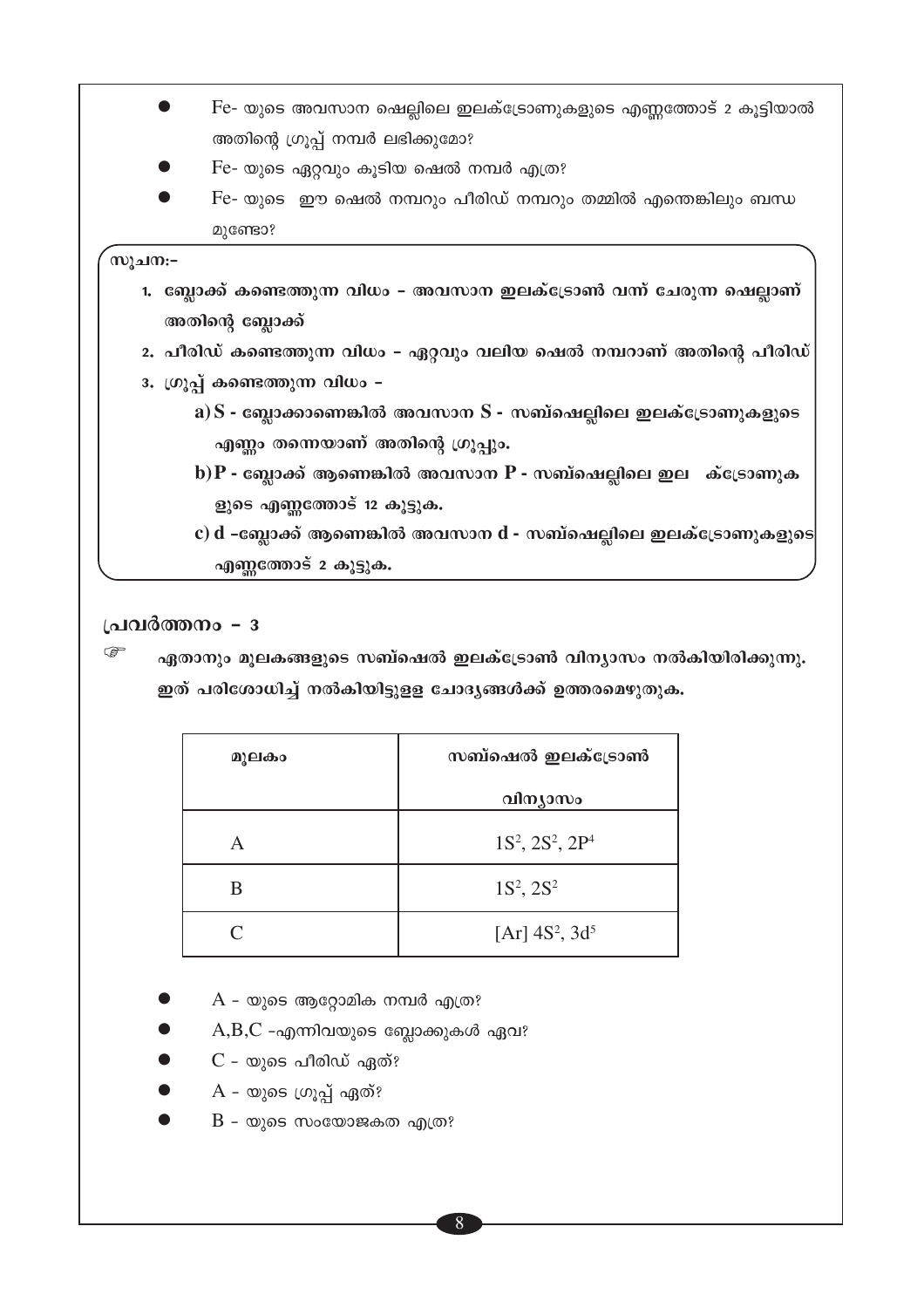- Fe- യുടെ അവസാന ഷെല്ലിലെ ഇലക്ട്രോണുകളുടെ എണ്ണത്തോട് 2 കൂട്ടിയാൽ അതിന്റെ ഗ്രൂപ്പ് നമ്പർ ലഭിക്കുമോ?
- Fe- യുടെ ഏറ്റവും കൂടിയ ഷെൽ നമ്പർ എത്ര?
- Fe- യുടെ ഈ ഷെൽ നമ്പറും പീരിഡ് നമ്പറും തമ്മിൽ എന്തെങ്കിലും ബന്ധമുണ്ടോ?

**സൂചന:-**

1. **ബ്ലോക്ക് കണ്ടെത്തുന്ന വിധം - അവസാന ഇലക്ട്രോൺ വന്ന് ചേരുന്ന ഷെല്ലാണ് അതിന്റെ ബ്ലോക്ക്**
2. **പീരിഡ് കണ്ടെത്തുന്ന വിധം - ഏറ്റവും വലിയ ഷെൽ നമ്പറാണ് അതിന്റെ പീരിഡ്**
3. **ഗ്രൂപ്പ് കണ്ടെത്തുന്ന വിധം -**
   **a) S - ബ്ലോക്കാണെങ്കിൽ അവസാന S - സബ്ഷെല്ലിലെ ഇലക്ട്രോണുകളുടെ എണ്ണം തന്നെയാണ് അതിന്റെ ഗ്രൂപ്പും.**
   **b) P - ബ്ലോക്ക് ആണെങ്കിൽ അവസാന P - സബ്ഷെല്ലിലെ ഇല ക്ട്രോണുകളുടെ എണ്ണത്തോട് 12 കൂട്ടുക.**
   **c) d -ബ്ലോക്ക് ആണെങ്കിൽ അവസാന d - സബ്ഷെല്ലിലെ ഇലക്ട്രോണുകളുടെ എണ്ണത്തോട് 2 കൂട്ടുക.**

## പ്രവർത്തനം - 3

**ഏതാനും മൂലകങ്ങളുടെ സബ്ഷെൽ ഇലക്ട്രോൺ വിന്യാസം നൽകിയിരിക്കുന്നു. ഇത് പരിശോധിച്ച് നൽകിയിട്ടുള്ള ചോദ്യങ്ങൾക്ക് ഉത്തരമെഴുതുക.**

| മൂലകം | സബ്ഷെൽ ഇലക്ട്രോൺ വിന്യാസം |
|---|---|
| A | $1S^2, 2S^2, 2P^4$ |
| B | $1S^2, 2S^2$ |
| C | [Ar] $4S^2, 3d^5$ |

- A - യുടെ ആറ്റോമിക നമ്പർ എത്ര?
- A,B,C -എന്നിവയുടെ ബ്ലോക്കുകൾ ഏവ?
- C - യുടെ പീരിഡ് ഏത്?
- A - യുടെ ഗ്രൂപ്പ് ഏത്?
- B - യുടെ സംയോജകത എത്ര?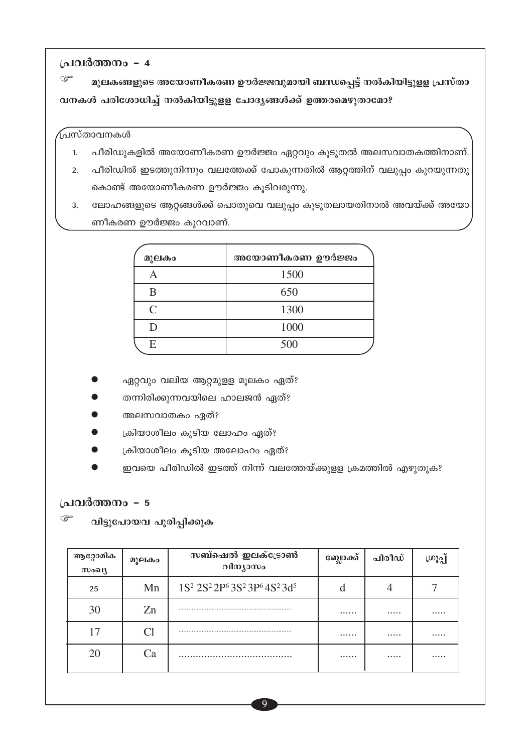## പ്രവർത്തനം - 4

☞ **മൂലകങ്ങളുടെ അയോണീകരണ ഊർജ്ജവുമായി ബന്ധപ്പെട്ട് നൽകിയിട്ടുള്ള പ്രസ്താവനകൾ പരിശോധിച്ച് നൽകിയിട്ടുള്ള ചോദ്യങ്ങൾക്ക് ഉത്തരമെഴുതാമോ?**

പ്രസ്താവനകൾ

1. പീരിഡുകളിൽ അയോണീകരണ ഊർജ്ജം ഏറ്റവും കൂടുതൽ അലസവാതകത്തിനാണ്.
2. പീരിഡിൽ ഇടത്തുനിന്നും വലത്തേക്ക് പോകുന്നതിൽ ആറ്റത്തിന് വലുപ്പം കുറയുന്നതു കൊണ്ട് അയോണീകരണ ഊർജ്ജം കൂടിവരുന്നു.
3. ലോഹങ്ങളുടെ ആറ്റങ്ങൾക്ക് പൊതുവെ വലുപ്പം കൂടുതലായതിനാൽ അവയ്ക്ക് അയോണീകരണ ഊർജ്ജം കുറവാണ്.

| മൂലകം | അയോണീകരണ ഊർജ്ജം |
|---|---|
| A | 1500 |
| B | 650 |
| C | 1300 |
| D | 1000 |
| E | 500 |

- ഏറ്റവും വലിയ ആറ്റമുള്ള മൂലകം ഏത്?
- തന്നിരിക്കുന്നവയിലെ ഹാലജൻ ഏത്?
- അലസവാതകം ഏത്?
- ക്രിയാശീലം കൂടിയ ലോഹം ഏത്?
- ക്രിയാശീലം കൂടിയ അലോഹം ഏത്?
- ഇവയെ പീരിഡിൽ ഇടത്ത് നിന്ന് വലത്തേയ്ക്കുള്ള ക്രമത്തിൽ എഴുതുക?

## പ്രവർത്തനം - 5

☞ **വിട്ടുപോയവ പൂരിപ്പിക്കുക**

| ആറ്റോമിക സംഖ്യ | മൂലകം | സബ്ഷെൽ ഇലക്ട്രോൺ വിന്യാസം | ബ്ലോക്ക് | പിരീഡ് | ഗ്രൂപ്പ് |
|---|---|---|---|---|---|
| 25 | Mn | $1S^2\ 2S^2\ 2P^6\ 3S^2\ 3P^6\ 4S^2\ 3d^5$ | d | 4 | 7 |
| 30 | Zn | ................................ | ...... | ..... | ..... |
| 17 | Cl | ................................ | ...... | ..... | ..... |
| 20 | Ca | ........................................ | ...... | ..... | ..... |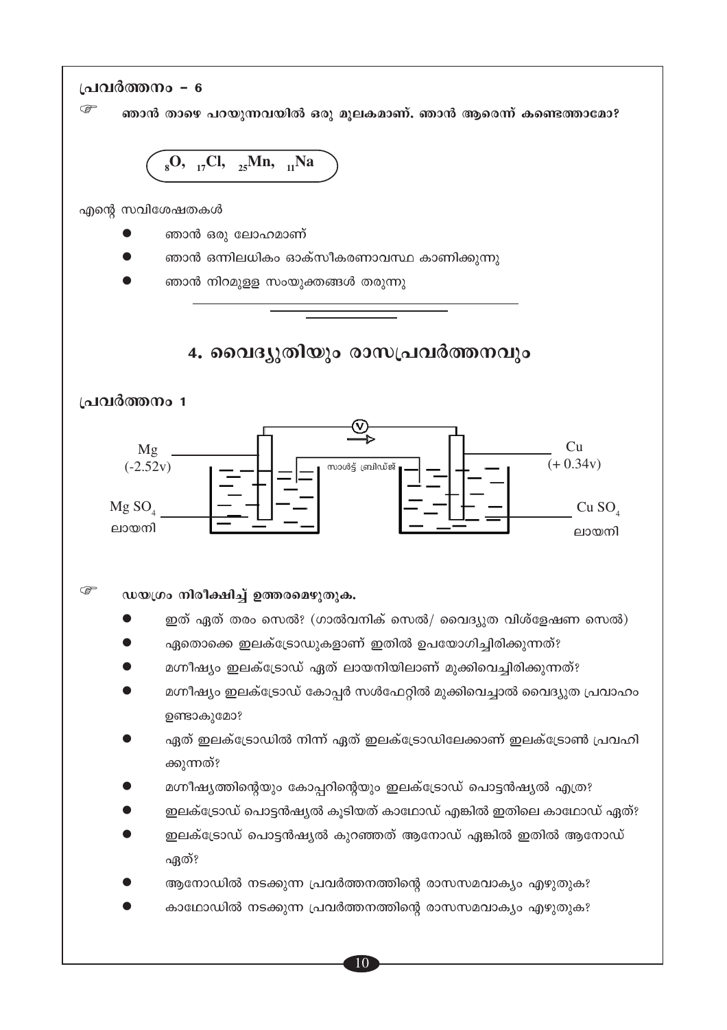### പ്രവർത്തനം – 6

☞ ഞാൻ താഴെ പറയുന്നവയിൽ ഒരു മൂലകമാണ്. ഞാൻ ആരെന്ന് കണ്ടെത്താമോ?

$_{8}O$, $_{17}Cl$, $_{25}Mn$, $_{11}Na$

എന്റെ സവിശേഷതകൾ

- ഞാൻ ഒരു ലോഹമാണ്
- ഞാൻ ഒന്നിലധികം ഓക്സീകരണാവസ്ഥ കാണിക്കുന്നു
- ഞാൻ നിറമുള്ള സംയുക്തങ്ങൾ തരുന്നു

## 4. വൈദ്യുതിയും രാസപ്രവർത്തനവും

### പ്രവർത്തനം 1

Mg (-2.52v) | Cu (+ 0.34v) | സാൾട്ട് ബ്രിഡ്ജ് | $MgSO_4$ ലായനി | $CuSO_4$ ലായനി

☞ **ഡയഗ്രം നിരീക്ഷിച്ച് ഉത്തരമെഴുതുക.**

- ഇത് ഏത് തരം സെൽ? (ഗാൽവനിക് സെൽ/ വൈദ്യുത വിശ്ലേഷണ സെൽ)
- ഏതൊക്കെ ഇലക്ട്രോഡുകളാണ് ഇതിൽ ഉപയോഗിച്ചിരിക്കുന്നത്?
- മഗ്നീഷ്യം ഇലക്ട്രോഡ് ഏത് ലായനിയിലാണ് മുക്കിവെച്ചിരിക്കുന്നത്?
- മഗ്നീഷ്യം ഇലക്ട്രോഡ് കോപ്പർ സൾഫേറ്റിൽ മുക്കിവെച്ചാൽ വൈദ്യുത പ്രവാഹം ഉണ്ടാകുമോ?
- ഏത് ഇലക്ട്രോഡിൽ നിന്ന് ഏത് ഇലക്ട്രോഡിലേക്കാണ് ഇലക്ട്രോൺ പ്രവഹിക്കുന്നത്?
- മഗ്നീഷ്യത്തിന്റെയും കോപ്പറിന്റെയും ഇലക്ട്രോഡ് പൊട്ടൻഷ്യൽ എത്ര?
- ഇലക്ട്രോഡ് പൊട്ടൻഷ്യൽ കൂടിയത് കാഥോഡ് എങ്കിൽ ഇതിലെ കാഥോഡ് ഏത്?
- ഇലക്ട്രോഡ് പൊട്ടൻഷ്യൽ കുറഞ്ഞത് ആനോഡ് എങ്കിൽ ഇതിൽ ആനോഡ് ഏത്?
- ആനോഡിൽ നടക്കുന്ന പ്രവർത്തനത്തിന്റെ രാസസമവാക്യം എഴുതുക?
- കാഥോഡിൽ നടക്കുന്ന പ്രവർത്തനത്തിന്റെ രാസസമവാക്യം എഴുതുക?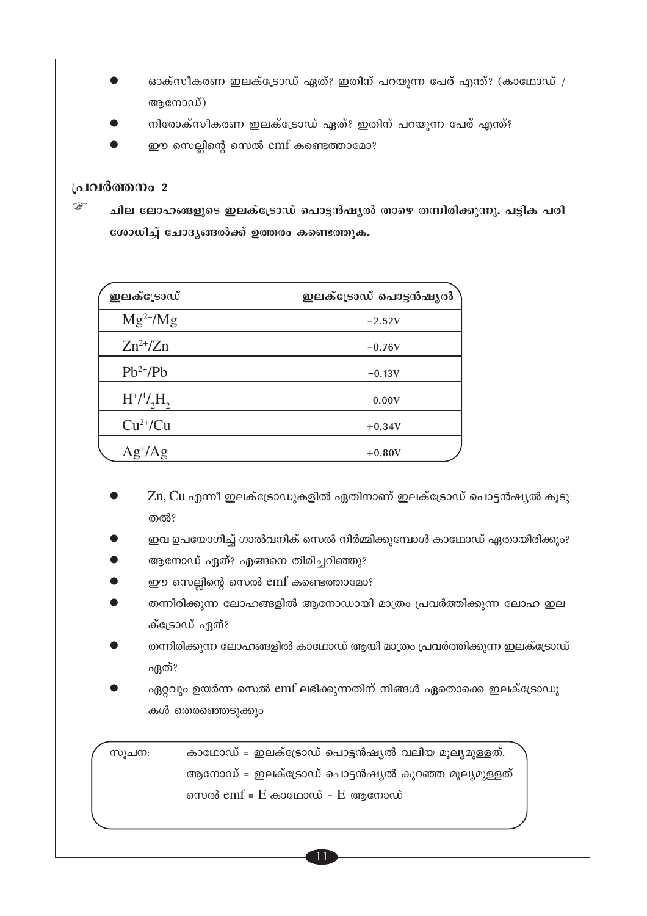- ഓക്സീകരണ ഇലക്ട്രോഡ് ഏത്? ഇതിന് പറയുന്ന പേര് എന്ത്? (കാഥോഡ് / ആനോഡ്)
- നിരോക്സീകരണ ഇലക്ട്രോഡ് ഏത്? ഇതിന് പറയുന്ന പേര് എന്ത്?
- ഈ സെല്ലിന്റെ സെൽ emf കണ്ടെത്താമോ?

## പ്രവർത്തനം 2

☞ **ചില ലോഹങ്ങളുടെ ഇലക്ട്രോഡ് പൊട്ടൻഷ്യൽ താഴെ തന്നിരിക്കുന്നു. പട്ടിക പരിശോധിച്ച് ചോദ്യങ്ങൽക്ക് ഉത്തരം കണ്ടെത്തുക.**

| ഇലക്ട്രോഡ് | ഇലക്ട്രോഡ് പൊട്ടൻഷ്യൽ |
|---|---|
| $Mg^{2+}/Mg$ | $-2.52V$ |
| $Zn^{2+}/Zn$ | $-0.76V$ |
| $Pb^{2+}/Pb$ | $-0.13V$ |
| $H^+/{}^1/_2H_2$ | $0.00V$ |
| $Cu^{2+}/Cu$ | $+0.34V$ |
| $Ag^+/Ag$ | $+0.80V$ |

- Zn, Cu എന്നീ ഇലക്ട്രോഡുകളിൽ ഏതിനാണ് ഇലക്ട്രോഡ് പൊട്ടൻഷ്യൽ കൂടുതൽ?
- ഇവ ഉപയോഗിച്ച് ഗാൽവനിക് സെൽ നിർമ്മിക്കുമ്പോൾ കാഥോഡ് ഏതായിരിക്കും?
- ആനോഡ് ഏത്? എങ്ങനെ തിരിച്ചറിഞ്ഞു?
- ഈ സെല്ലിന്റെ സെൽ emf കണ്ടെത്താമോ?
- തന്നിരിക്കുന്ന ലോഹങ്ങളിൽ ആനോഡായി മാത്രം പ്രവർത്തിക്കുന്ന ലോഹ ഇലക്ട്രോഡ് ഏത്?
- തന്നിരിക്കുന്ന ലോഹങ്ങളിൽ കാഥോഡ് ആയി മാത്രം പ്രവർത്തിക്കുന്ന ഇലക്ട്രോഡ് ഏത്?
- ഏറ്റവും ഉയർന്ന സെൽ emf ലഭിക്കുന്നതിന് നിങ്ങൾ ഏതൊക്കെ ഇലക്ട്രോഡുകൾ തെരഞ്ഞെടുക്കും

സൂചന: കാഥോഡ് = ഇലക്ട്രോഡ് പൊട്ടൻഷ്യൽ വലിയ മൂല്യമുള്ളത്.
ആനോഡ് = ഇലക്ട്രോഡ് പൊട്ടൻഷ്യൽ കുറഞ്ഞ മൂല്യമുള്ളത്
സെൽ emf = E കാഥോഡ് - E ആനോഡ്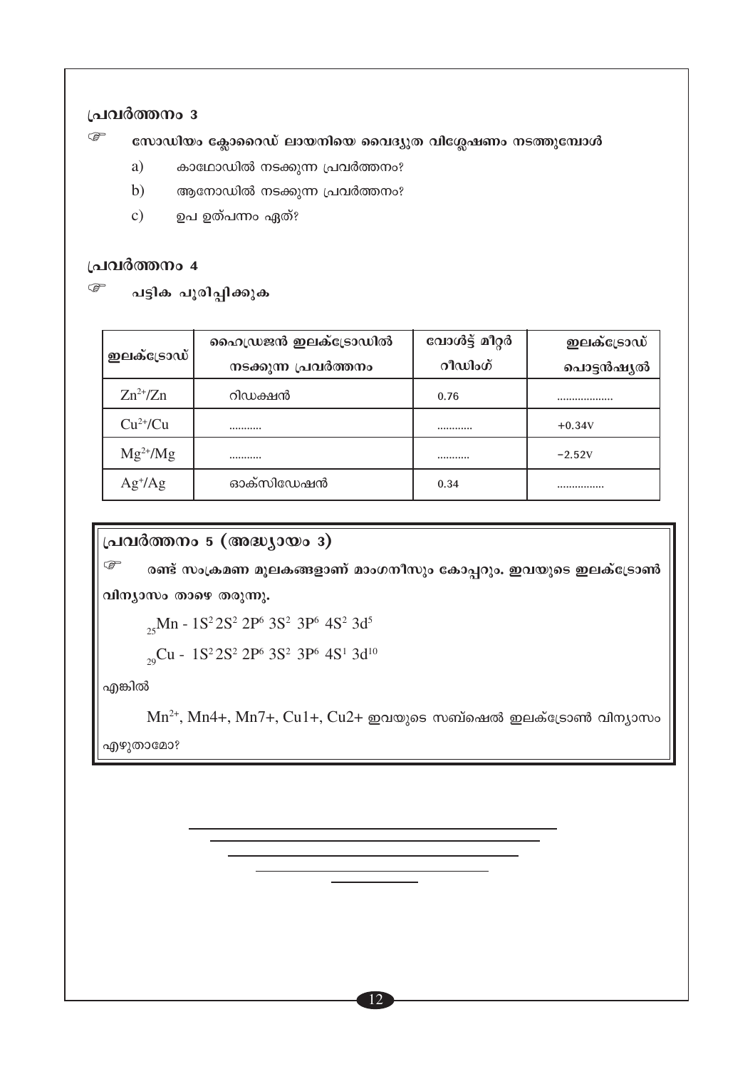### പ്രവർത്തനം 3

☞ **സോഡിയം ക്ലോറൈഡ് ലായനിയെ വൈദ്യുത വിശ്ലേഷണം നടത്തുമ്പോൾ**

a) കാഥോഡിൽ നടക്കുന്ന പ്രവർത്തനം?

b) ആനോഡിൽ നടക്കുന്ന പ്രവർത്തനം?

c) ഉപ ഉത്പന്നം ഏത്?

### പ്രവർത്തനം 4

☞ **പട്ടിക പൂരിപ്പിക്കുക**

| ഇലക്ട്രോഡ് | ഹൈഡ്രജൻ ഇലക്ട്രോഡിൽ നടക്കുന്ന പ്രവർത്തനം | വോൾട്ട് മീറ്റർ റീഡിംഗ് | ഇലക്ട്രോഡ് പൊട്ടൻഷ്യൽ |
|---|---|---|---|
| $Zn^{2+}/Zn$ | റിഡക്ഷൻ | 0.76 | .................. |
| $Cu^{2+}/Cu$ | ........... | ............ | +0.34V |
| $Mg^{2+}/Mg$ | ........... | ........... | −2.52V |
| $Ag^{+}/Ag$ | ഓക്സിഡേഷൻ | 0.34 | ................ |

### പ്രവർത്തനം 5 (അദ്ധ്യായം 3)

☞ **രണ്ട് സംക്രമണ മൂലകങ്ങളാണ് മാംഗനീസും കോപ്പറും. ഇവയുടെ ഇലക്ട്രോൺ വിന്യാസം താഴെ തരുന്നു.**

$_{25}Mn$ - $1S^2 2S^2 2P^6 3S^2 3P^6 4S^2 3d^5$

$_{29}Cu$ - $1S^2 2S^2 2P^6 3S^2 3P^6 4S^1 3d^{10}$

എങ്കിൽ

$Mn^{2+}$, $Mn^{4+}$, $Mn^{7+}$, $Cu^{1+}$, $Cu^{2+}$ ഇവയുടെ സബ്ഷെൽ ഇലക്ട്രോൺ വിന്യാസം എഴുതാമോ?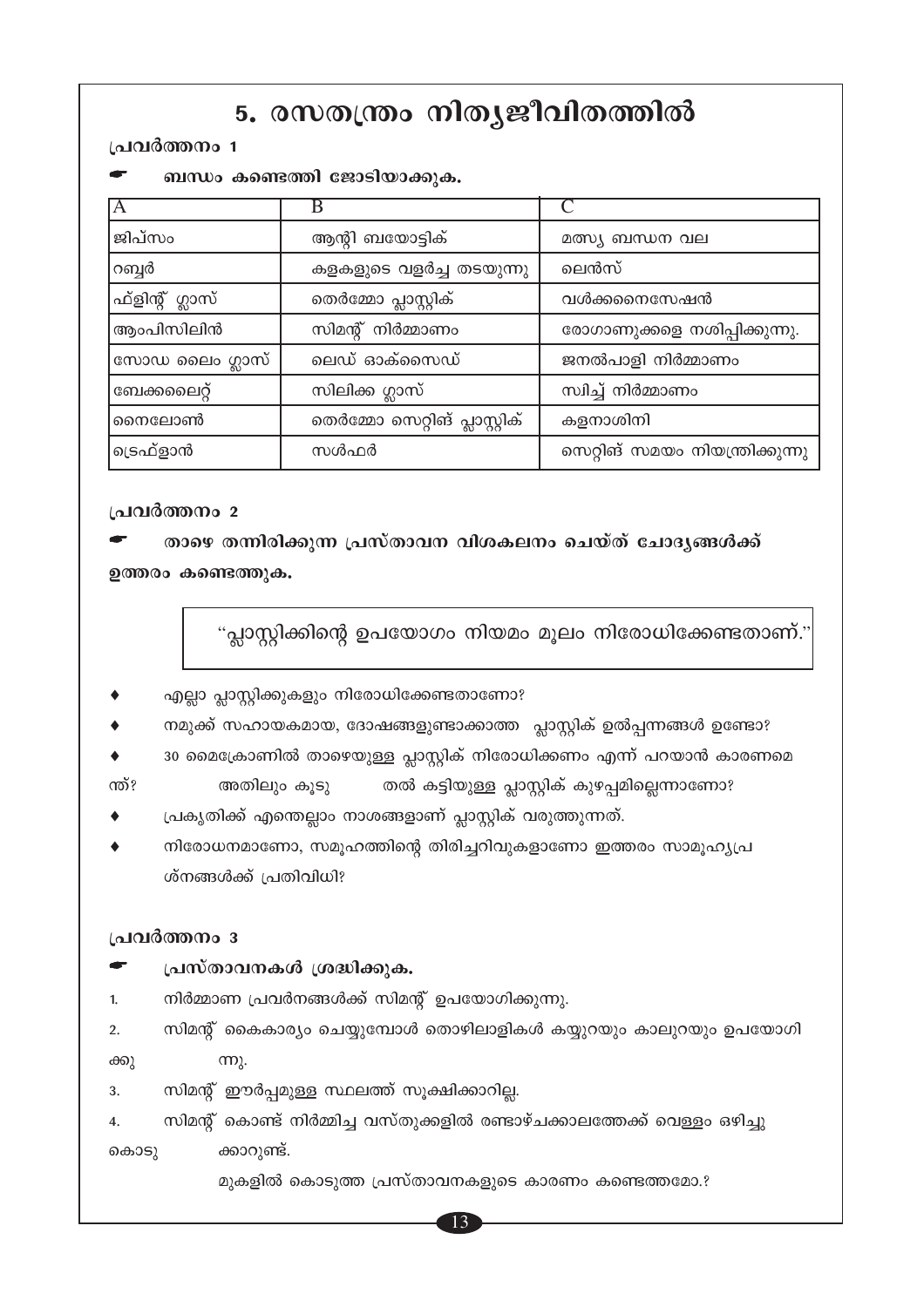# 5. രസതന്ത്രം നിത്യജീവിതത്തിൽ

**പ്രവർത്തനം 1**

☛ **ബന്ധം കണ്ടെത്തി ജോടിയാക്കുക.**

| A | B | C |
|---|---|---|
| ജിപ്സം | ആന്റി ബയോട്ടിക് | മത്സ്യ ബന്ധന വല |
| റബ്ബർ | കളകളുടെ വളർച്ച തടയുന്നു | ലെൻസ് |
| ഫ്ളിന്റ് ഗ്ലാസ് | തെർമ്മോ പ്ലാസ്റ്റിക് | വൾക്കനൈസേഷൻ |
| ആംപിസിലിൻ | സിമന്റ് നിർമ്മാണം | രോഗാണുക്കളെ നശിപ്പിക്കുന്നു. |
| സോഡ ലൈം ഗ്ലാസ് | ലെഡ് ഓക്സൈഡ് | ജനൽപാളി നിർമ്മാണം |
| ബേക്കലൈറ്റ് | സിലിക്ക ഗ്ലാസ് | സ്വിച്ച് നിർമ്മാണം |
| നൈലോൺ | തെർമ്മോ സെറ്റിങ് പ്ലാസ്റ്റിക് | കളനാശിനി |
| ട്രൈഫ്ളാൻ | സൾഫർ | സെറ്റിങ് സമയം നിയന്ത്രിക്കുന്നു |

**പ്രവർത്തനം 2**

☛ **താഴെ തന്നിരിക്കുന്ന പ്രസ്താവന വിശകലനം ചെയ്ത് ചോദ്യങ്ങൾക്ക് ഉത്തരം കണ്ടെത്തുക.**

> "പ്ലാസ്റ്റിക്കിന്റെ ഉപയോഗം നിയമം മൂലം നിരോധിക്കേണ്ടതാണ്."

- എല്ലാ പ്ലാസ്റ്റിക്കുകളും നിരോധിക്കേണ്ടതാണോ?
- നമുക്ക് സഹായകമായ, ദോഷങ്ങളുണ്ടാക്കാത്ത പ്ലാസ്റ്റിക് ഉൽപ്പന്നങ്ങൾ ഉണ്ടോ?
- 30 മൈക്രോണിൽ താഴെയുള്ള പ്ലാസ്റ്റിക് നിരോധിക്കണം എന്ന് പറയാൻ കാരണമെന്ത്? അതിലും കൂടുതൽ കട്ടിയുള്ള പ്ലാസ്റ്റിക് കുഴപ്പമില്ലെന്നാണോ?
- പ്രകൃതിക്ക് എന്തെല്ലാം നാശങ്ങളാണ് പ്ലാസ്റ്റിക് വരുത്തുന്നത്.
- നിരോധനമാണോ, സമൂഹത്തിന്റെ തിരിച്ചറിവുകളാണോ ഇത്തരം സാമൂഹ്യപ്രശ്നങ്ങൾക്ക് പ്രതിവിധി?

**പ്രവർത്തനം 3**

☛ **പ്രസ്താവനകൾ ശ്രദ്ധിക്കുക.**

1. നിർമ്മാണ പ്രവർനങ്ങൾക്ക് സിമന്റ് ഉപയോഗിക്കുന്നു.
2. സിമന്റ് കൈകാര്യം ചെയ്യുമ്പോൾ തൊഴിലാളികൾ കയ്യുറയും കാലുറയും ഉപയോഗിക്കുന്നു.
3. സിമന്റ് ഈർപ്പമുള്ള സ്ഥലത്ത് സൂക്ഷിക്കാറില്ല.
4. സിമന്റ് കൊണ്ട് നിർമ്മിച്ച വസ്തുക്കളിൽ രണ്ടാഴ്ചക്കാലത്തേക്ക് വെള്ളം ഒഴിച്ചുകൊടുക്കാറുണ്ട്.

മുകളിൽ കൊടുത്ത പ്രസ്താവനകളുടെ കാരണം കണ്ടെത്തമോ.?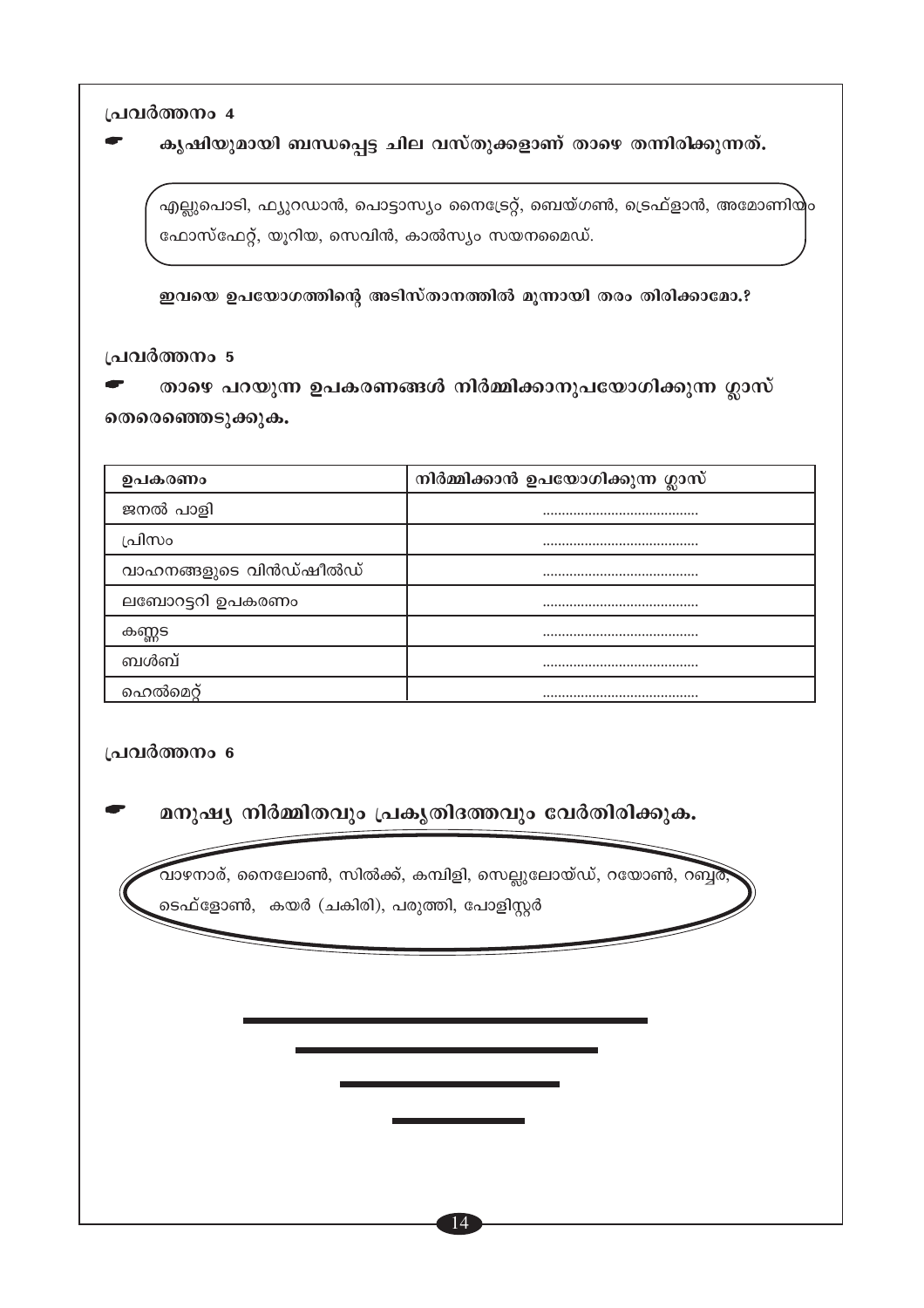പ്രവർത്തനം 4

☛ **കൃഷിയുമായി ബന്ധപ്പെട്ട ചില വസ്തുക്കളാണ് താഴെ തന്നിരിക്കുന്നത്.**

എല്ലുപൊടി, ഫ്യുറഡാൻ, പൊട്ടാസ്യം നൈട്രേറ്റ്, ബെയ്ഗൺ, ട്രെഫ്ളാൻ, അമോണിയം ഫോസ്ഫേറ്റ്, യൂറിയ, സെവിൻ, കാൽസ്യം സയനമൈഡ്.

**ഇവയെ ഉപയോഗത്തിന്റെ അടിസ്താനത്തിൽ മൂന്നായി തരം തിരിക്കാമോ.?**

പ്രവർത്തനം 5

☛ **താഴെ പറയുന്ന ഉപകരണങ്ങൾ നിർമ്മിക്കാനുപയോഗിക്കുന്ന ഗ്ലാസ് തെരെഞ്ഞെടുക്കുക.**

| ഉപകരണം | നിർമ്മിക്കാൻ ഉപയോഗിക്കുന്ന ഗ്ലാസ് |
| --- | --- |
| ജനൽ പാളി | .......................................... |
| പ്രിസം | .......................................... |
| വാഹനങ്ങളുടെ വിൻഡ്ഷീൽഡ് | .......................................... |
| ലബോറട്ടറി ഉപകരണം | .......................................... |
| കണ്ണട | .......................................... |
| ബൾബ് | .......................................... |
| ഹെൽമെറ്റ് | .......................................... |

പ്രവർത്തനം 6

☛ **മനുഷ്യ നിർമ്മിതവും പ്രകൃതിദത്തവും വേർതിരിക്കുക.**

വാഴനാര്, നൈലോൺ, സിൽക്ക്, കമ്പിളി, സെല്ലുലോയ്ഡ്, റയോൺ, റബ്ബർ, ടെഫ്ളോൺ, കയർ (ചകിരി), പരുത്തി, പോളിസ്റ്റർ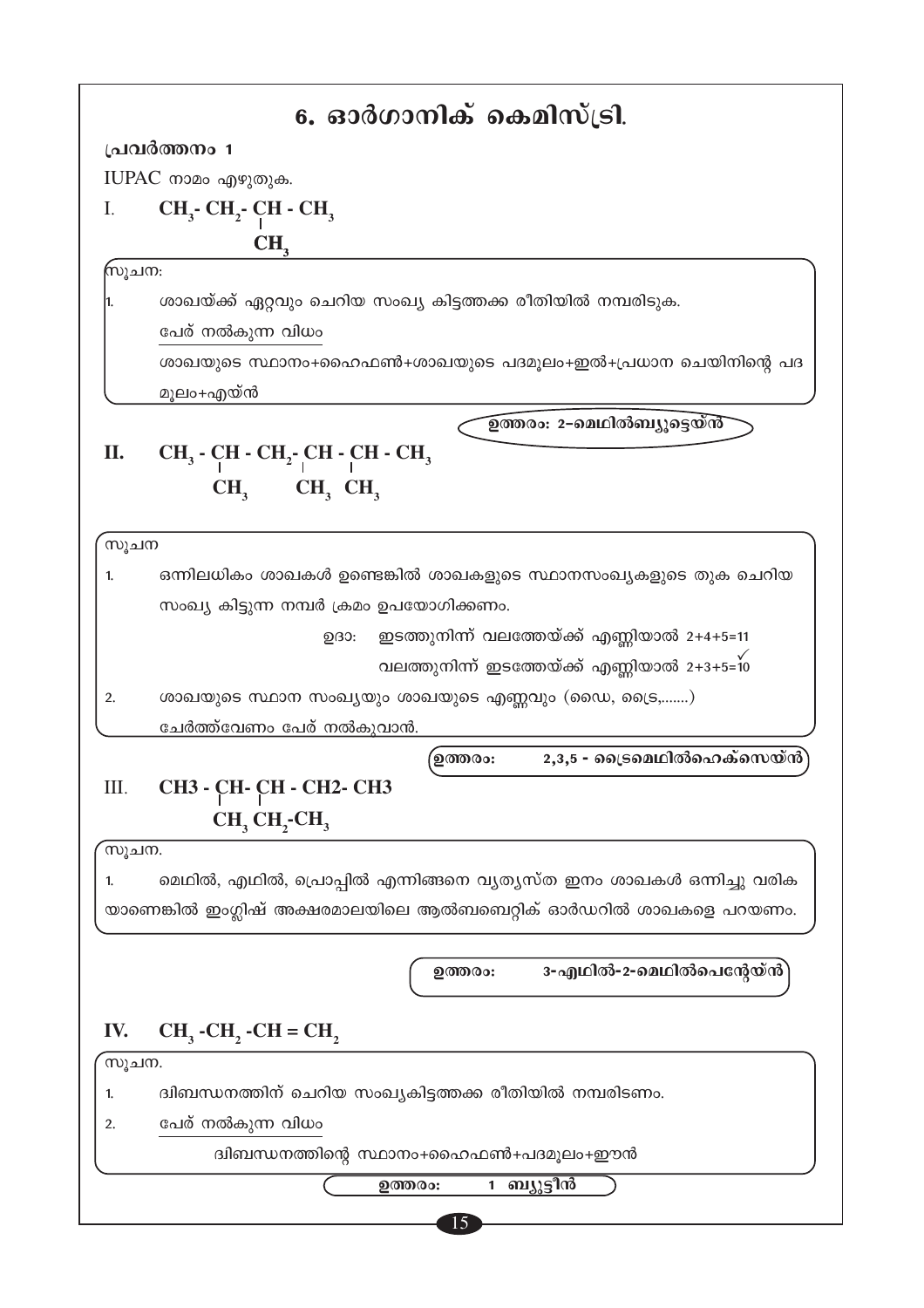# 6. ഓർഗാനിക് കെമിസ്ട്രി.

**പ്രവർത്തനം 1**

IUPAC നാമം എഴുതുക.

I. $CH_3-CH_2-CH-CH_3$
with $CH_3$ branch on the third carbon from the left:

$$
\begin{array}{l}
CH_3-CH_2-\underset{\displaystyle CH_3}{\underset{|}{CH}}-CH_3
\end{array}
$$

സൂചന:

1. ശാഖയ്ക്ക് ഏറ്റവും ചെറിയ സംഖ്യ കിട്ടത്തക്ക രീതിയിൽ നമ്പരിടുക.

   പേര് നൽകുന്ന വിധം

   ശാഖയുടെ സ്ഥാനം+ഹൈഫൺ+ശാഖയുടെ പദമൂലം+ഇൽ+പ്രധാന ചെയിനിന്റെ പദമൂലം+എയ്ൻ

**ഉത്തരം: 2-മെഥിൽബ്യൂട്ടെയ്ൻ**

II.

$$
CH_3-\underset{\displaystyle CH_3}{\underset{|}{CH}}-CH_2-\underset{\displaystyle CH_3}{\underset{|}{CH}}-\underset{\displaystyle CH_3}{\underset{|}{CH}}-CH_3
$$

സൂചന

1. ഒന്നിലധികം ശാഖകൾ ഉണ്ടെങ്കിൽ ശാഖകളുടെ സ്ഥാനസംഖ്യകളുടെ തുക ചെറിയ സംഖ്യ കിട്ടുന്ന നമ്പർ ക്രമം ഉപയോഗിക്കണം.

   ഉദാ: ഇടത്തുനിന്ന് വലത്തേയ്ക്ക് എണ്ണിയാൽ 2+4+5=11

   വലത്തുനിന്ന് ഇടത്തേയ്ക്ക് എണ്ണിയാൽ 2+3+5=10 ✓

2. ശാഖയുടെ സ്ഥാന സംഖ്യയും ശാഖയുടെ എണ്ണവും (ഡൈ, ട്രൈ,.......) ചേർത്ത്വേണം പേര് നൽകുവാൻ.

**ഉത്തരം: 2,3,5 - ട്രൈമെഥിൽഹെക്സെയ്ൻ**

III.

$$
CH_3-\underset{\displaystyle CH_3}{\underset{|}{CH}}-\underset{\displaystyle CH_2-CH_3}{\underset{|}{CH}}-CH_2-CH_3
$$

സൂചന.

1. മെഥിൽ, എഥിൽ, പ്രൊപ്പിൽ എന്നിങ്ങനെ വ്യത്യസ്ത ഇനം ശാഖകൾ ഒന്നിച്ചു വരികയാണെങ്കിൽ ഇംഗ്ലീഷ് അക്ഷരമാലയിലെ ആൽബബെറ്റിക് ഓർഡറിൽ ശാഖകളെ പറയണം.

**ഉത്തരം: 3-എഥിൽ-2-മെഥിൽപെന്റേയ്ൻ**

IV. $CH_3-CH_2-CH=CH_2$

സൂചന.

1. ദ്വിബന്ധനത്തിന് ചെറിയ സംഖ്യകിട്ടത്തക്ക രീതിയിൽ നമ്പരിടണം.
2. പേര് നൽകുന്ന വിധം

   ദ്വിബന്ധനത്തിന്റെ സ്ഥാനം+ഹൈഫൺ+പദമൂലം+ഈൻ

**ഉത്തരം: 1 ബ്യൂട്ടീൻ**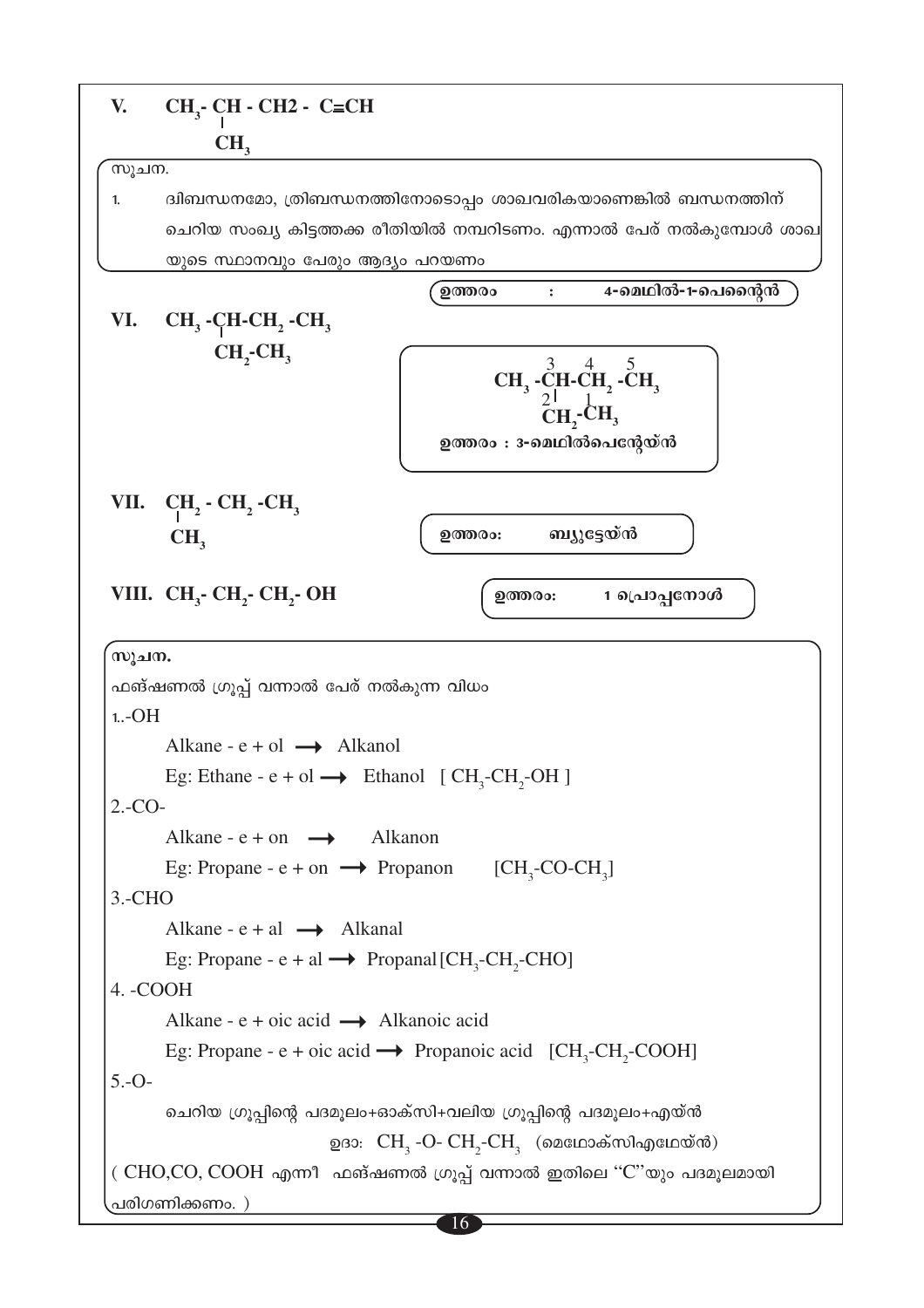**V.** $CH_3$- CH - CH2 - C≡CH
with $CH_3$ branch on the second carbon (CH)

> **സൂചന.**
>
> 1. ദ്വിബന്ധനമോ, ത്രിബന്ധനത്തിനോടൊപ്പം ശാഖവരികയാണെങ്കിൽ ബന്ധനത്തിന് ചെറിയ സംഖ്യ കിട്ടത്തക്ക രീതിയിൽ നമ്പരിടണം. എന്നാൽ പേര് നൽകുമ്പോൾ ശാഖയുടെ സ്ഥാനവും പേരും ആദ്യം പറയണം

**ഉത്തരം : 4-മെഥിൽ-1-പെന്റൈൻ**

**VI.** $CH_3$ -CH-$CH_2$ -$CH_3$
with $CH_2$-$CH_3$ branch on the second carbon (CH)

Numbered structure: $CH_3$ -CH(3)-$CH_2$(4) -$CH_3$(5), with $CH_2$(2)-$CH_3$(1) branch on carbon 3

**ഉത്തരം : 3-മെഥിൽപെന്റേയ്ൻ**

**VII.** $CH_2$ - $CH_2$ -$CH_3$
with $CH_3$ attached to the first $CH_2$

**ഉത്തരം: ബ്യൂട്ടേയ്ൻ**

**VIII.** $CH_3$- $CH_2$- $CH_2$- OH

**ഉത്തരം: 1 പ്രൊപ്പനോൾ**

> **സൂചന.**
>
> ഫങ്ഷണൽ ഗ്രൂപ്പ് വന്നാൽ പേര് നൽകുന്ന വിധം
>
> 1. -OH
>
> Alkane - e + ol ⟶ Alkanol
>
> Eg: Ethane - e + ol ⟶ Ethanol [ $CH_3$-$CH_2$-OH ]
>
> 2. -CO-
>
> Alkane - e + on ⟶ Alkanon
>
> Eg: Propane - e + on ⟶ Propanon [$CH_3$-CO-$CH_3$]
>
> 3. -CHO
>
> Alkane - e + al ⟶ Alkanal
>
> Eg: Propane - e + al ⟶ Propanal [$CH_3$-$CH_2$-CHO]
>
> 4. -COOH
>
> Alkane - e + oic acid ⟶ Alkanoic acid
>
> Eg: Propane - e + oic acid ⟶ Propanoic acid [$CH_3$-$CH_2$-COOH]
>
> 5. -O-
>
> ചെറിയ ഗ്രൂപ്പിന്റെ പദമൂലം+ഓക്സി+വലിയ ഗ്രൂപ്പിന്റെ പദമൂലം+എയ്ൻ
>
> ഉദാ: $CH_3$ -O- $CH_2$-$CH_3$ (മെഥോക്സിഎഥേയ്ൻ)
>
> ( CHO,CO, COOH എന്നീ ഫങ്ഷണൽ ഗ്രൂപ്പ് വന്നാൽ ഇതിലെ "C"യും പദമൂലമായി പരിഗണിക്കണം. )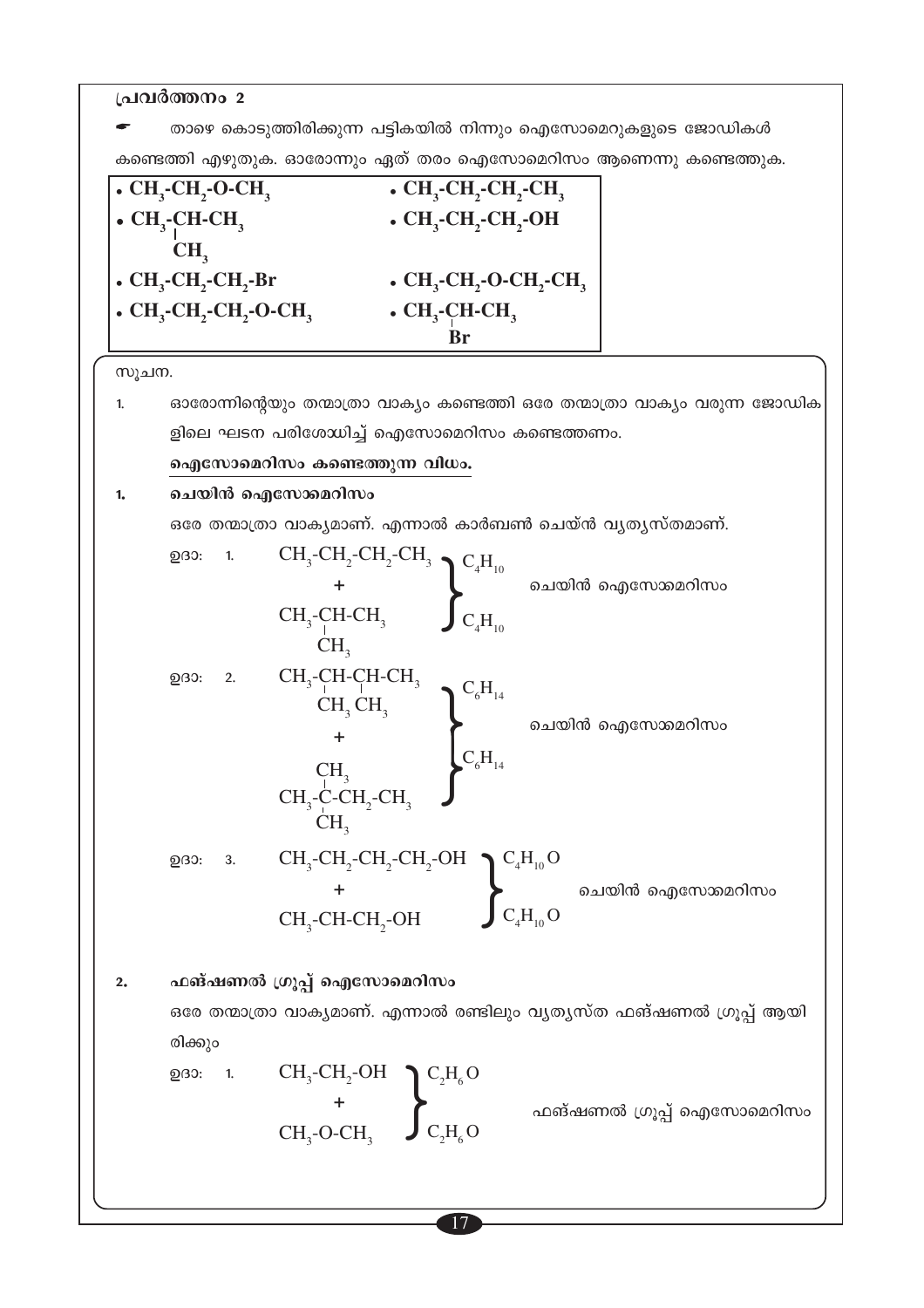## പ്രവർത്തനം 2

☛ താഴെ കൊടുത്തിരിക്കുന്ന പട്ടികയിൽ നിന്നും ഐസോമെറുകളുടെ ജോഡികൾ കണ്ടെത്തി എഴുതുക. ഓരോന്നും ഏത് തരം ഐസോമെറിസം ആണെന്നു കണ്ടെത്തുക.

| | |
|---|---|
| • $CH_3-CH_2-O-CH_3$ | • $CH_3-CH_2-CH_2-CH_3$ |
| • $CH_3-CH(CH_3)-CH_3$ | • $CH_3-CH_2-CH_2-OH$ |
| • $CH_3-CH_2-CH_2-Br$ | • $CH_3-CH_2-O-CH_2-CH_3$ |
| • $CH_3-CH_2-CH_2-O-CH_3$ | • $CH_3-CH(Br)-CH_3$ |

സൂചന.

1. ഓരോന്നിന്റെയും തന്മാത്രാ വാക്യം കണ്ടെത്തി ഒരേ തന്മാത്രാ വാക്യം വരുന്ന ജോഡികളിലെ ഘടന പരിശോധിച്ച് ഐസോമെറിസം കണ്ടെത്തണം.

**ഐസോമെറിസം കണ്ടെത്തുന്ന വിധം.**

**1. ചെയിൻ ഐസോമെറിസം**

ഒരേ തന്മാത്രാ വാക്യമാണ്. എന്നാൽ കാർബൺ ചെയിൻ വ്യത്യസ്തമാണ്.

ഉദാ: 1.

$CH_3-CH_2-CH_2-CH_3$ — $C_4H_{10}$
+
$CH_3-CH(CH_3)-CH_3$ — $C_4H_{10}$

ചെയിൻ ഐസോമെറിസം

ഉദാ: 2.

$CH_3-CH(CH_3)-CH(CH_3)-CH_3$ — $C_6H_{14}$
+
$CH_3-C(CH_3)_2-CH_2-CH_3$ — $C_6H_{14}$

ചെയിൻ ഐസോമെറിസം

ഉദാ: 3.

$CH_3-CH_2-CH_2-CH_2-OH$ — $C_4H_{10}O$
+
$CH_3-CH-CH_2-OH$ — $C_4H_{10}O$

ചെയിൻ ഐസോമെറിസം

**2. ഫങ്ഷണൽ ഗ്രൂപ്പ് ഐസോമെറിസം**

ഒരേ തന്മാത്രാ വാക്യമാണ്. എന്നാൽ രണ്ടിലും വ്യത്യസ്ത ഫങ്ഷണൽ ഗ്രൂപ്പ് ആയിരിക്കും

ഉദാ: 1.

$CH_3-CH_2-OH$ — $C_2H_6O$
+
$CH_3-O-CH_3$ — $C_2H_6O$

ഫങ്ഷണൽ ഗ്രൂപ്പ് ഐസോമെറിസം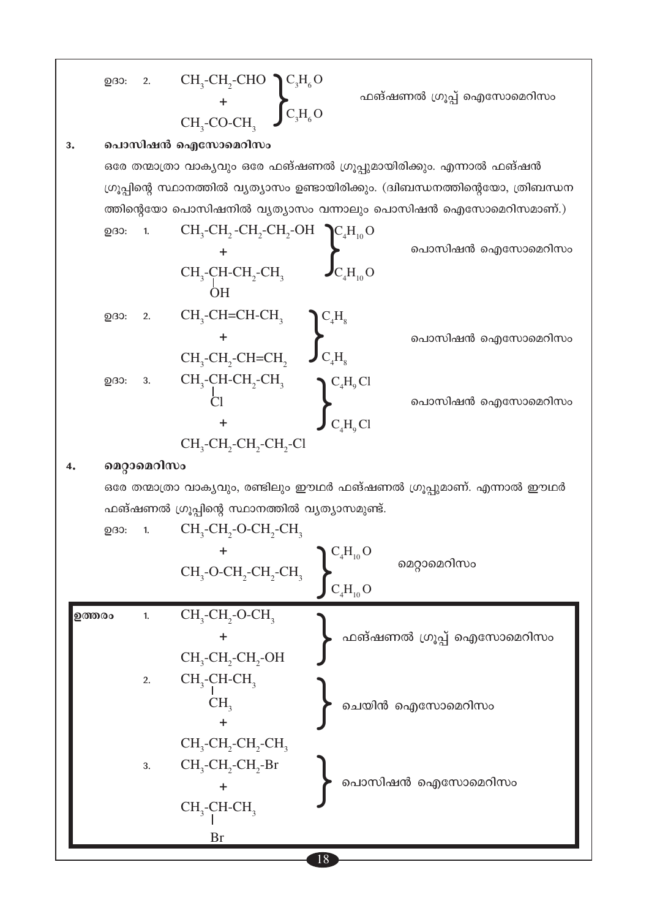ഉദാ: 2. $CH_3$-$CH_2$-CHO + $CH_3$-CO-$CH_3$

$C_3H_6O$ / $C_3H_6O$ — ഫങ്ഷണൽ ഗ്രൂപ്പ് ഐസോമെറിസം

### 3. പൊസിഷൻ ഐസോമെറിസം

ഒരേ തന്മാത്രാ വാക്യവും ഒരേ ഫങ്ഷണൽ ഗ്രൂപ്പുമായിരിക്കും. എന്നാൽ ഫങ്ഷൻ ഗ്രൂപ്പിന്റെ സ്ഥാനത്തിൽ വ്യത്യാസം ഉണ്ടായിരിക്കും. (ദ്വിബന്ധനത്തിന്റെയോ, ത്രിബന്ധനത്തിന്റെയോ പൊസിഷനിൽ വ്യത്യാസം വന്നാലും പൊസിഷൻ ഐസോമെറിസമാണ്.)

ഉദാ: 1. $CH_3$-$CH_2$-$CH_2$-$CH_2$-OH + $CH_3$-CH(OH)-$CH_2$-$CH_3$

$C_4H_{10}O$ / $C_4H_{10}O$ — പൊസിഷൻ ഐസോമെറിസം

ഉദാ: 2. $CH_3$-CH=CH-$CH_3$ + $CH_3$-$CH_2$-CH=$CH_2$

$C_4H_8$ / $C_4H_8$ — പൊസിഷൻ ഐസോമെറിസം

ഉദാ: 3. $CH_3$-CH(Cl)-$CH_2$-$CH_3$ + $CH_3$-$CH_2$-$CH_2$-$CH_2$-Cl

$C_4H_9Cl$ / $C_4H_9Cl$ — പൊസിഷൻ ഐസോമെറിസം

### 4. മെറ്റാമെറിസം

ഒരേ തന്മാത്രാ വാക്യവും, രണ്ടിലും ഈഥർ ഫങ്ഷണൽ ഗ്രൂപ്പുമാണ്. എന്നാൽ ഈഥർ ഫങ്ഷണൽ ഗ്രൂപ്പിന്റെ സ്ഥാനത്തിൽ വ്യത്യാസമുണ്ട്.

ഉദാ: 1. $CH_3$-$CH_2$-O-$CH_2$-$CH_3$ + $CH_3$-O-$CH_2$-$CH_2$-$CH_3$

$C_4H_{10}O$ / $C_4H_{10}O$ — മെറ്റാമെറിസം

**ഉത്തരം**

1. $CH_3$-$CH_2$-O-$CH_3$ + $CH_3$-$CH_2$-$CH_2$-OH — ഫങ്ഷണൽ ഗ്രൂപ്പ് ഐസോമെറിസം
2. $CH_3$-CH($CH_3$)-$CH_3$ + $CH_3$-$CH_2$-$CH_2$-$CH_3$ — ചെയിൻ ഐസോമെറിസം
3. $CH_3$-$CH_2$-$CH_2$-Br + $CH_3$-CH(Br)-$CH_3$ — പൊസിഷൻ ഐസോമെറിസം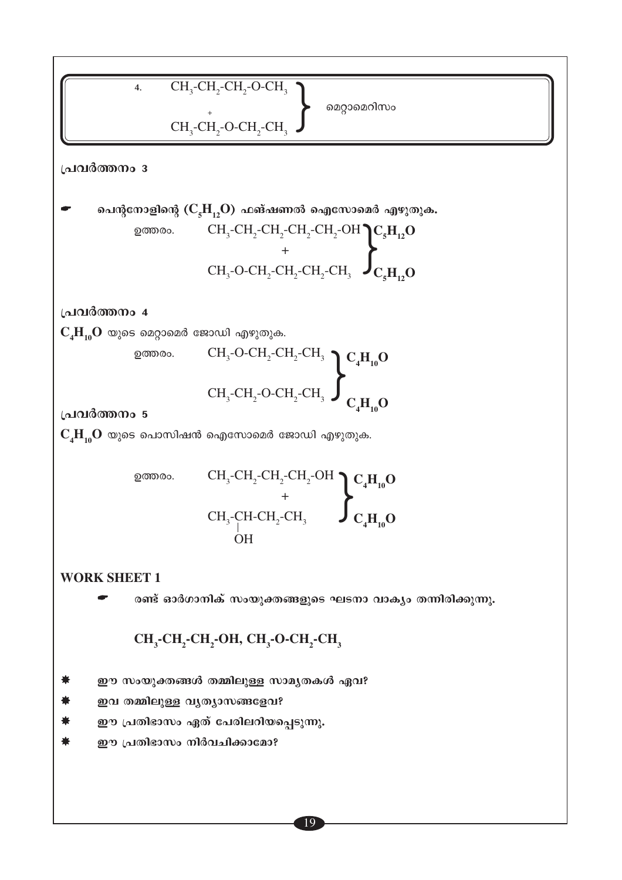4. $CH_3$-$CH_2$-$CH_2$-O-$CH_3$ + $CH_3$-$CH_2$-O-$CH_2$-$CH_3$ } മെറ്റാമെറിസം

**പ്രവർത്തനം 3**

- **പെന്റനോളിന്റെ ($C_5H_{12}O$) ഫങ്ഷണൽ ഐസോമെർ എഴുതുക.**

ഉത്തരം. $CH_3$-$CH_2$-$CH_2$-$CH_2$-$CH_2$-OH ($C_5H_{12}O$)
+
$CH_3$-O-$CH_2$-$CH_2$-$CH_2$-$CH_3$ ($C_5H_{12}O$)

**പ്രവർത്തനം 4**

$C_4H_{10}O$ യുടെ മെറ്റാമെർ ജോഡി എഴുതുക.

ഉത്തരം. $CH_3$-O-$CH_2$-$CH_2$-$CH_3$ ($C_4H_{10}O$)

$CH_3$-$CH_2$-O-$CH_2$-$CH_3$ ($C_4H_{10}O$)

**പ്രവർത്തനം 5**

$C_4H_{10}O$ യുടെ പൊസിഷൻ ഐസോമെർ ജോഡി എഴുതുക.

ഉത്തരം. $CH_3$-$CH_2$-$CH_2$-$CH_2$-OH ($C_4H_{10}O$)
+
$CH_3$-CH(OH)-$CH_2$-$CH_3$ ($C_4H_{10}O$)

**WORK SHEET 1**

- **രണ്ട് ഓർഗാനിക് സംയുക്തങ്ങളുടെ ഘടനാ വാക്യം തന്നിരിക്കുന്നു.**

**$CH_3$-$CH_2$-$CH_2$-OH, $CH_3$-O-$CH_2$-$CH_3$**

- **ഈ സംയുക്തങ്ങൾ തമ്മിലുള്ള സാമ്യതകൾ ഏവ?**
- **ഇവ തമ്മിലുള്ള വ്യത്യാസങ്ങളേവ?**
- **ഈ പ്രതിഭാസം ഏത് പേരിലറിയപ്പെടുന്നു.**
- **ഈ പ്രതിഭാസം നിർവചിക്കാമോ?**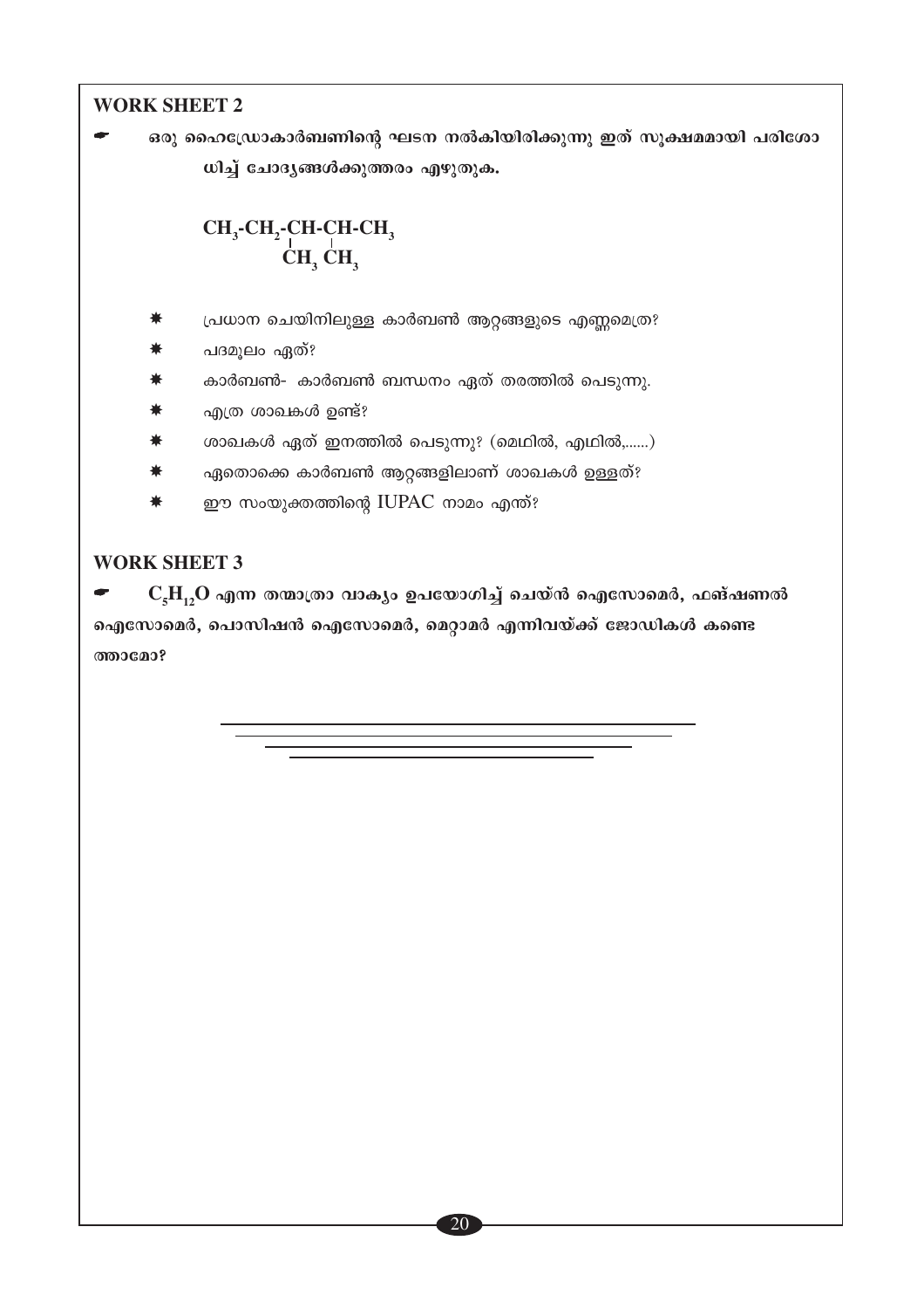## WORK SHEET 2

☛ ഒരു ഹൈഡ്രോകാർബണിന്റെ ഘടന നൽകിയിരിക്കുന്നു ഇത് സൂക്ഷ്മമായി പരിശോധിച്ച് ചോദ്യങ്ങൾക്കുത്തരം എഴുതുക.

$$\begin{array}{l} CH_3\text{-}CH_2\text{-}\underset{\displaystyle CH_3}{\underset{|}{CH}}\text{-}\underset{\displaystyle CH_3}{\underset{|}{CH}}\text{-}CH_3 \end{array}$$

- ✷ പ്രധാന ചെയിനിലുള്ള കാർബൺ ആറ്റങ്ങളുടെ എണ്ണമെത്ര?
- ✷ പദമൂലം ഏത്?
- ✷ കാർബൺ- കാർബൺ ബന്ധനം ഏത് തരത്തിൽ പെടുന്നു.
- ✷ എത്ര ശാഖകൾ ഉണ്ട്?
- ✷ ശാഖകൾ ഏത് ഇനത്തിൽ പെടുന്നു? (മെഥിൽ, എഥിൽ,......)
- ✷ ഏതൊക്കെ കാർബൺ ആറ്റങ്ങളിലാണ് ശാഖകൾ ഉള്ളത്?
- ✷ ഈ സംയുക്തത്തിന്റെ IUPAC നാമം എന്ത്?

## WORK SHEET 3

☛ $C_5H_{12}O$ എന്ന തന്മാത്രാ വാക്യം ഉപയോഗിച്ച് ചെയ്ൻ ഐസോമെർ, ഫങ്ഷണൽ ഐസോമെർ, പൊസിഷൻ ഐസോമെർ, മെറ്റാമർ എന്നിവയ്ക്ക് ജോഡികൾ കണ്ടെത്താമോ?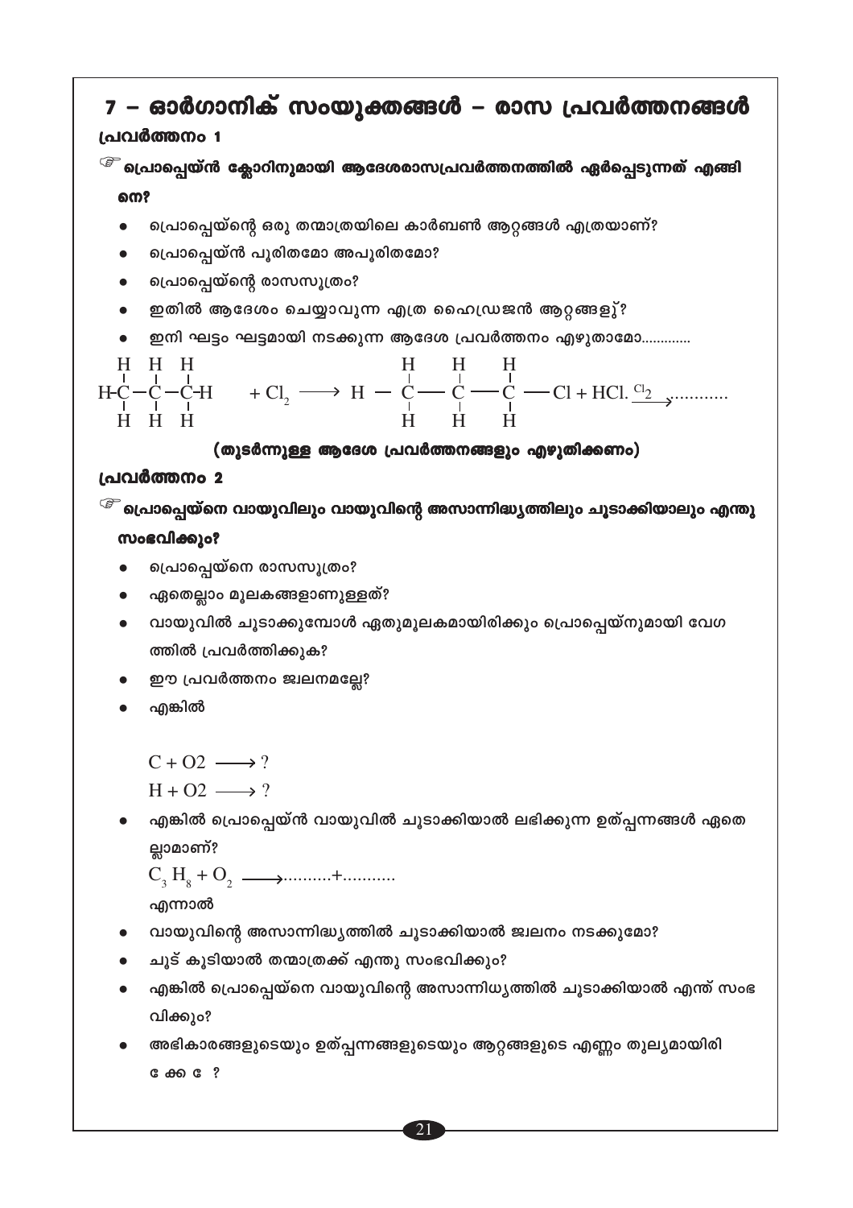# 7 – ഓർഗാനിക് സംയുക്തങ്ങൾ – രാസ പ്രവർത്തനങ്ങൾ

### പ്രവർത്തനം 1

☞ **പ്രൊപ്പെയ്ൻ ക്ലോറിനുമായി ആദേശരാസപ്രവർത്തനത്തിൽ ഏർപ്പെടുന്നത് എങ്ങിനെ?**

- പ്രൊപ്പെയ്ന്റെ ഒരു തന്മാത്രയിലെ കാർബൺ ആറ്റങ്ങൾ എത്രയാണ്?
- പ്രൊപ്പെയ്ൻ പൂരിതമോ അപൂരിതമോ?
- പ്രൊപ്പെയ്ന്റെ രാസസൂത്രം?
- ഇതിൽ ആദേശം ചെയ്യാവുന്ന എത്ര ഹൈഡ്രജൻ ആറ്റങ്ങളു്?
- ഇനി ഘട്ടം ഘട്ടമായി നടക്കുന്ന ആദേശ പ്രവർത്തനം എഴുതാമോ.............

$$H-\overset{H}{\underset{H}{C}}-\overset{H}{\underset{H}{C}}-\overset{H}{\underset{H}{C}}-H + Cl_2 \longrightarrow H - \overset{H}{\underset{H}{C}} - \overset{H}{\underset{H}{C}} - \overset{H}{\underset{H}{C}} - Cl + HCl. \xrightarrow{Cl_2} ...........$$

**(തുടർന്നുള്ള ആദേശ പ്രവർത്തനങ്ങളും എഴുതിക്കണം)**

### പ്രവർത്തനം 2

☞ **പ്രൊപ്പെയ്നെ വായുവിലും വായുവിന്റെ അസാന്നിദ്ധ്യത്തിലും ചൂടാക്കിയാലും എന്തു സംഭവിക്കും?**

- പ്രൊപ്പെയ്നെ രാസസൂത്രം?
- ഏതെല്ലാം മൂലകങ്ങളാണുള്ളത്?
- വായുവിൽ ചൂടാക്കുമ്പോൾ ഏതുമൂലകമായിരിക്കും പ്രൊപ്പെയ്നുമായി വേഗത്തിൽ പ്രവർത്തിക്കുക?
- ഈ പ്രവർത്തനം ജ്വലനമല്ലേ?
- എങ്കിൽ

  $C + O2 \longrightarrow ?$

  $H + O2 \longrightarrow ?$

- എങ്കിൽ പ്രൊപ്പെയ്ൻ വായുവിൽ ചൂടാക്കിയാൽ ലഭിക്കുന്ന ഉത്പ്പന്നങ്ങൾ ഏതെല്ലാമാണ്?

  $C_3 H_8 + O_2 \longrightarrow$..........+...........

  എന്നാൽ

- വായുവിന്റെ അസാന്നിദ്ധ്യത്തിൽ ചൂടാക്കിയാൽ ജ്വലനം നടക്കുമോ?
- ചൂട് കൂടിയാൽ തന്മാത്രക്ക് എന്തു സംഭവിക്കും?
- എങ്കിൽ പ്രൊപ്പെയ്നെ വായുവിന്റെ അസാന്നിധ്യത്തിൽ ചൂടാക്കിയാൽ എന്ത് സംഭവിക്കും?
- അഭികാരങ്ങളുടെയും ഉത്പ്പന്നങ്ങളുടെയും ആറ്റങ്ങളുടെ എണ്ണം തുല്യമായിരിക്കേ ?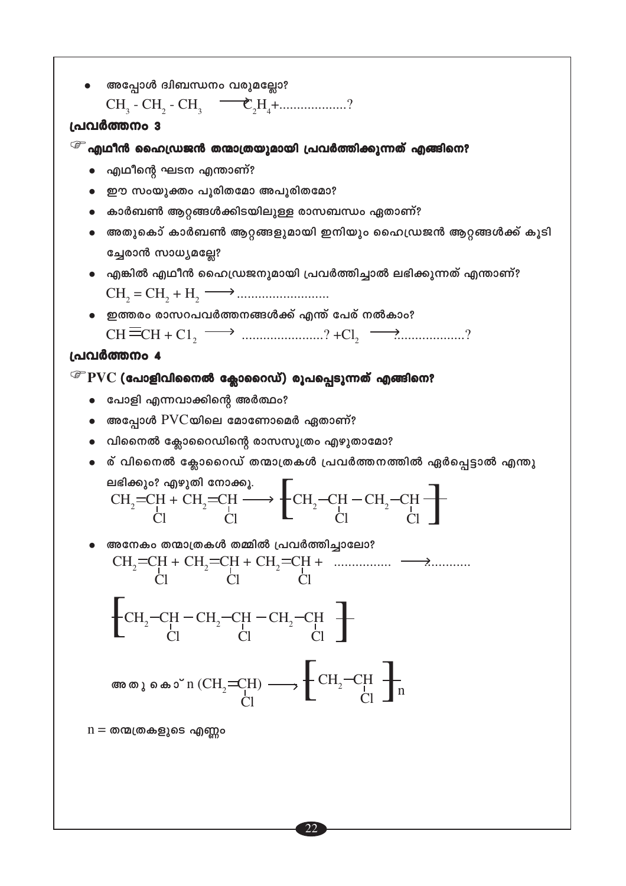- അപ്പോൾ ദ്വിബന്ധനം വരുമല്ലോ?

$CH_3 - CH_2 - CH_3 \longrightarrow C_2H_4 + ..................?$

### പ്രവർത്തനം 3

☞ **എഥീൻ ഹൈഡ്രജൻ തന്മാത്രയുമായി പ്രവർത്തിക്കുന്നത് എങ്ങിനെ?**

- എഥീന്റെ ഘടന എന്താണ്?
- ഈ സംയുക്തം പൂരിതമോ അപൂരിതമോ?
- കാർബൺ ആറ്റങ്ങൾക്കിടയിലുള്ള രാസബന്ധം ഏതാണ്?
- അതുകൊ് കാർബൺ ആറ്റങ്ങളുമായി ഇനിയും ഹൈഡ്രജൻ ആറ്റങ്ങൾക്ക് കൂടി ചേരാൻ സാധ്യമല്ലേ?
- എങ്കിൽ എഥീൻ ഹൈഡ്രജനുമായി പ്രവർത്തിച്ചാൽ ലഭിക്കുന്നത് എന്താണ്?

$CH_2 = CH_2 + H_2 \longrightarrow ..........................$

- ഇത്തരം രാസറപ്രവർത്തനങ്ങൾക്ക് എന്ത് പേര് നൽകാം?

$CH \equiv CH + Cl_2 \longrightarrow .......................? + Cl_2 \longrightarrow ...................?$

### പ്രവർത്തനം 4

☞ **PVC (പോളിവിനൈൽ ക്ലോറൈഡ്) രൂപപ്പെടുന്നത് എങ്ങിനെ?**

- പോളി എന്നവാക്കിന്റെ അർത്ഥം?
- അപ്പോൾ PVCയിലെ മോണോമെർ ഏതാണ്?
- വിനൈൽ ക്ലോറൈഡിന്റെ രാസസൂത്രം എഴുതാമോ?
- ര് വിനൈൽ ക്ലോറൈഡ് തന്മാത്രകൾ പ്രവർത്തനത്തിൽ ഏർപ്പെട്ടാൽ എന്തു ലഭിക്കും? എഴുതി നോക്കൂ.

$$CH_2=\underset{\substack{|\\Cl}}{CH} + CH_2=\underset{\substack{|\\Cl}}{CH} \longrightarrow \left[ CH_2-\underset{\substack{|\\Cl}}{CH} - CH_2-\underset{\substack{|\\Cl}}{CH} \right]$$

- അനേകം തന്മാത്രകൾ തമ്മിൽ പ്രവർത്തിച്ചാലോ?

$$CH_2=\underset{\substack{|\\Cl}}{CH} + CH_2=\underset{\substack{|\\Cl}}{CH} + CH_2=\underset{\substack{|\\Cl}}{CH} + \; ................ \longrightarrow ...........$$

$$\left[ CH_2-\underset{\substack{|\\Cl}}{CH} - CH_2-\underset{\substack{|\\Cl}}{CH} - CH_2-\underset{\substack{|\\Cl}}{CH} \right]$$

അതുകൊ് $n\,(CH_2=\underset{\substack{|\\Cl}}{CH}) \longrightarrow \left[ CH_2-\underset{\substack{|\\Cl}}{CH} \right]_n$

$n$ = തന്മാത്രകളുടെ എണ്ണം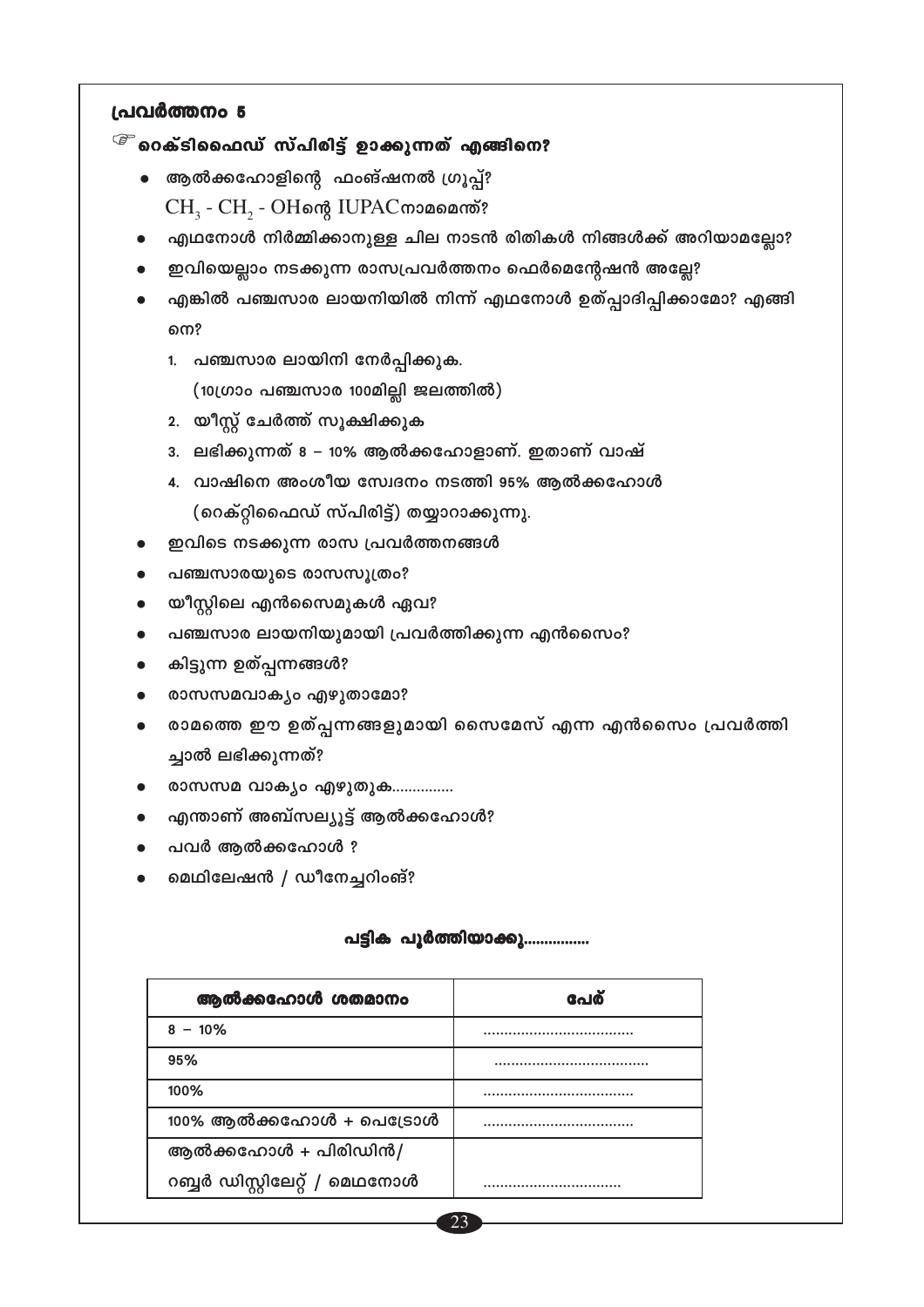## പ്രവർത്തനം 5

☞ **റെക്ടിഫൈഡ് സ്പിരിട്ട് ഉാക്കുന്നത് എങ്ങിനെ?**

- ആൽക്കഹോളിന്റെ ഫംങ്ഷനൽ ഗ്രൂപ്പ്?
  $CH_3$ - $CH_2$ - OHന്റെ IUPACനാമമെന്ത്?
- എഥനോൾ നിർമ്മിക്കാനുള്ള ചില നാടൻ രിതികൾ നിങ്ങൾക്ക് അറിയാമല്ലോ?
- ഇവിയെല്ലാം നടക്കുന്ന രാസപ്രവർത്തനം ഫെർമെന്റേഷൻ അല്ലേ?
- എങ്കിൽ പഞ്ചസാര ലായനിയിൽ നിന്ന് എഥനോൾ ഉത്പ്പാദിപ്പിക്കാമോ? എങ്ങിനെ?
  1. പഞ്ചസാര ലായിനി നേർപ്പിക്കുക.
     (10ഗ്രാം പഞ്ചസാര 100മില്ലി ജലത്തിൽ)
  2. യീസ്റ്റ് ചേർത്ത് സൂക്ഷിക്കുക
  3. ലഭിക്കുന്നത് 8 – 10% ആൽക്കഹോളാണ്. ഇതാണ് വാഷ്
  4. വാഷിനെ അംശീയ സ്വേദനം നടത്തി 95% ആൽക്കഹോൾ
     (റെക്റ്റിഫൈഡ് സ്പിരിട്ട്) തയ്യാറാക്കുന്നു.
- ഇവിടെ നടക്കുന്ന രാസ പ്രവർത്തനങ്ങൾ
- പഞ്ചസാരയുടെ രാസസൂത്രം?
- യീസ്റ്റിലെ എൻസൈമുകൾ ഏവ?
- പഞ്ചസാര ലായനിയുമായി പ്രവർത്തിക്കുന്ന എൻസൈം?
- കിട്ടുന്ന ഉത്പ്പന്നങ്ങൾ?
- രാസസമവാക്യം എഴുതാമോ?
- രാമത്തെ ഈ ഉത്പ്പന്നങ്ങളുമായി സൈമേസ് എന്ന എൻസൈം പ്രവർത്തിച്ചാൽ ലഭിക്കുന്നത്?
- രാസസമ വാക്യം എഴുതുക...............
- എന്താണ് അബ്സല്യൂട്ട് ആൽക്കഹോൾ?
- പവർ ആൽക്കഹോൾ ?
- മെഥിലേഷൻ / ഡീനേച്ചറിംങ്?

**പട്ടിക പൂർത്തിയാക്കൂ................**

| ആൽക്കഹോൾ ശതമാനം | പേര് |
|---|---|
| 8 – 10% | ................................... |
| 95% | ................................... |
| 100% | ................................... |
| 100% ആൽക്കഹോൾ + പെട്രോൾ | ................................... |
| ആൽക്കഹോൾ + പിരിഡിൻ/ റബ്ബർ ഡിസ്റ്റിലേറ്റ് / മെഥനോൾ | ................................ |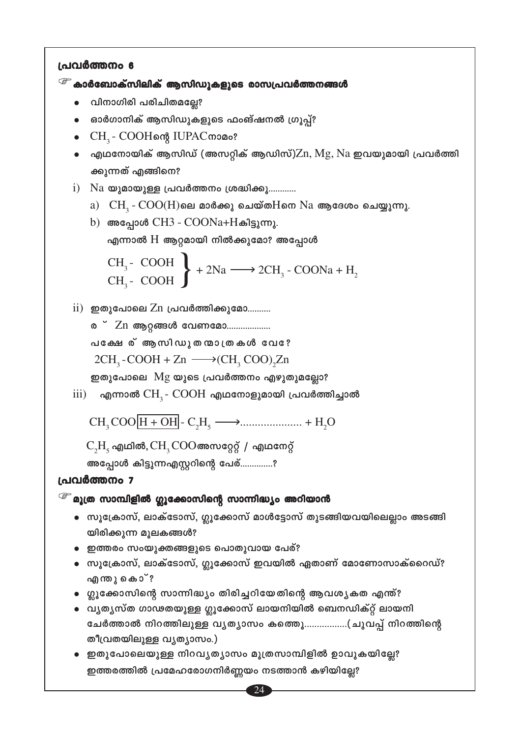### പ്രവർത്തനം 6

☞ **കാർബോക്സിലിക് ആസിഡുകളുടെ രാസപ്രവർത്തനങ്ങൾ**

- വിനാഗിരി പരിചിതമല്ലേ?
- ഓർഗാനിക് ആസിഡുകളുടെ ഫംങ്ഷനൽ ഗ്രൂപ്പ്?
- $CH_3$ - COOHന്റെ IUPACനാമം?
- എഥനോയിക് ആസിഡ് (അസറ്റിക് ആഡിസ്)Zn, Mg, Na ഇവയുമായി പ്രവർത്തിക്കുന്നത് എങ്ങിനെ?

i) Na യുമായുള്ള പ്രവർത്തനം ശ്രദ്ധിക്കൂ............

a) $CH_3$ - COO(H)ലെ മാർക്കു ചെയ്തHനെ Na ആദേശം ചെയ്യുന്നു.

b) അപ്പോൾ CH3 - COONa+Hകിട്ടുന്നു.

എന്നാൽ H ആറ്റമായി നിൽക്കുമോ? അപ്പോൾ

$$\left.\begin{matrix} CH_3 - COOH \\ CH_3 - COOH \end{matrix}\right\} + 2Na \longrightarrow 2CH_3 - COONa + H_2$$

ii) ഇതുപോലെ Zn പ്രവർത്തിക്കുമോ..........

ര ˘ Zn ആറ്റങ്ങൾ വേണമോ...................

പക്ഷേ ര് ആസിഡുതന്മാത്രകൾ വേ?

$$2CH_3 - COOH + Zn \longrightarrow (CH_3\,COO)_2Zn$$

ഇതുപോലെ Mg യുടെ പ്രവർത്തനം എഴുതുമല്ലോ?

iii) എന്നാൽ $CH_3$ - COOH എഥനോളുമായി പ്രവർത്തിച്ചാൽ

$$CH_3\,COO\boxed{H + OH} - C_2H_5 \longrightarrow .................... + H_2O$$

$C_2H_5$ എഥിൽ, $CH_3\,COO$അസറ്റേറ്റ് / എഥനേറ്റ്

അപ്പോൾ കിട്ടുന്നഎസ്റ്ററിന്റെ പേര്..............?

### പ്രവർത്തനം 7

☞ **മൂത്ര സാമ്പിളിൽ ഗ്ലൂക്കോസിന്റെ സാന്നിദ്ധ്യം അറിയാൻ**

- സൂക്രോസ്, ലാക്ടോസ്, ഗ്ലൂക്കോസ് മാൾട്ടോസ് തുടങ്ങിയവയിലെല്ലാം അടങ്ങിയിരിക്കുന്ന മൂലകങ്ങൾ?
- ഇത്തരം സംയുക്തങ്ങളുടെ പൊതുവായ പേര്?
- സൂക്രോസ്, ലാക്ടോസ്, ഗ്ലൂക്കോസ് ഇവയിൽ ഏതാണ് മോണോസാക്റൈഡ്? എന്തുകൊ˘?
- ഗ്ലൂക്കോസിന്റെ സാന്നിദ്ധ്യം തിരിച്ചറിയേതിന്റെ ആവശ്യകത എന്ത്?
- വ്യത്യസ്ത ഗാഢതയുള്ള ഗ്ലൂക്കോസ് ലായനിയിൽ ബെനഡിക്റ്റ് ലായനി ചേർത്താൽ നിറത്തിലുള്ള വ്യത്യാസം കത്തൂ.................(ചുവപ്പ് നിറത്തിന്റെ തീവ്രതയിലുള്ള വ്യത്യാസം.)
- ഇതുപോലെയുള്ള നിറവ്യത്യാസം മൂത്രസാമ്പിളിൽ ഉാവുകയില്ലേ? ഇത്തരത്തിൽ പ്രമേഹരോഗനിർണ്ണയം നടത്താൻ കഴിയില്ലേ?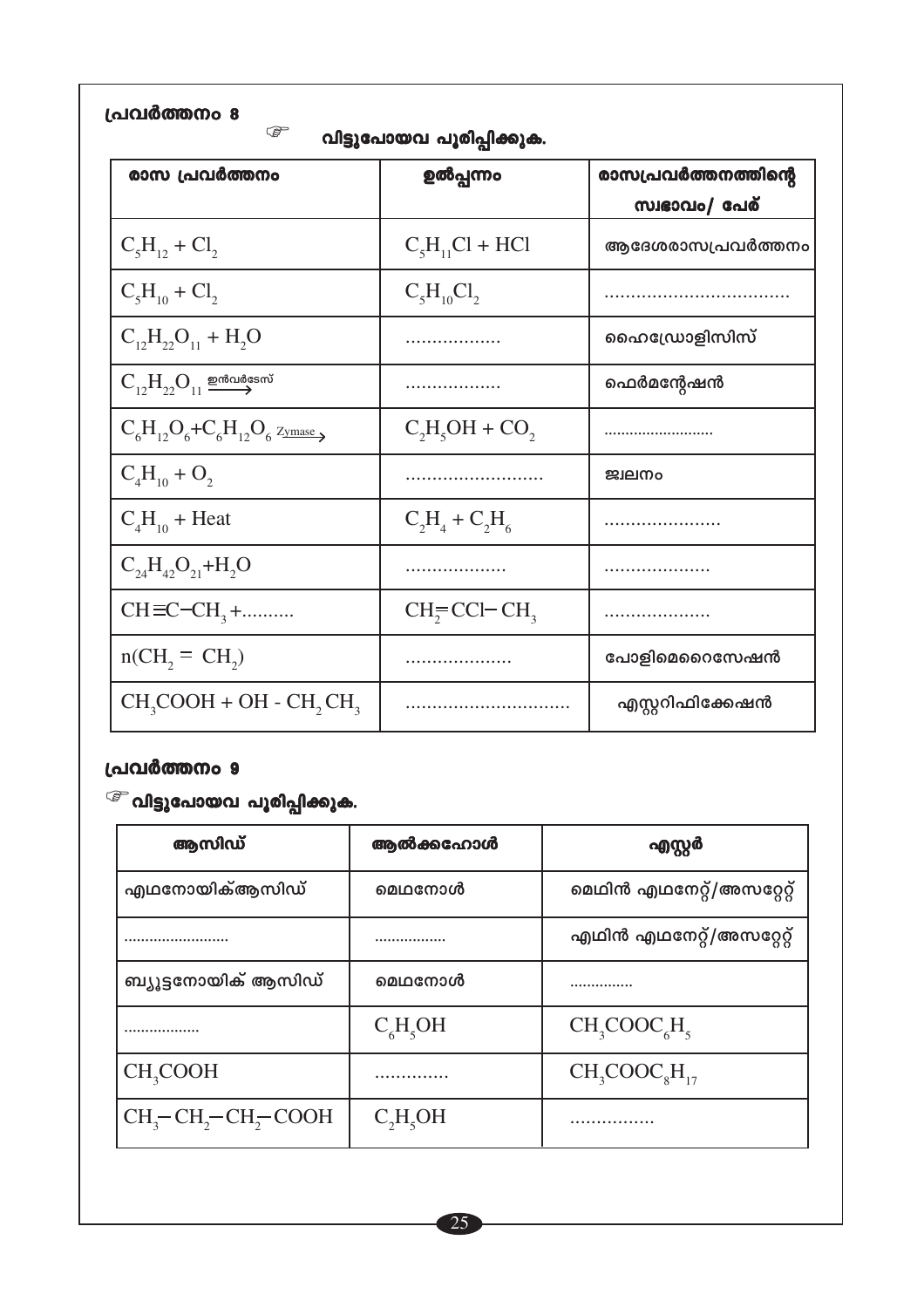### പ്രവർത്തനം 8

☞ വിട്ടുപോയവ പൂരിപ്പിക്കുക.

| രാസ പ്രവർത്തനം | ഉൽപ്പന്നം | രാസപ്രവർത്തനത്തിന്റെ സ്വഭാവം/ പേര് |
|---|---|---|
| $C_5H_{12} + Cl_2$ | $C_5H_{11}Cl + HCl$ | ആദേശരാസപ്രവർത്തനം |
| $C_5H_{10} + Cl_2$ | $C_5H_{10}Cl_2$ | ................................ |
| $C_{12}H_{22}O_{11} + H_2O$ | ................. | ഹൈഡ്രോളിസിസ് |
| $C_{12}H_{22}O_{11} \xrightarrow{\text{ഇൻവർട്ടേസ്}}$ | ................. | ഫെർമന്റേഷൻ |
| $C_6H_{12}O_6 + C_6H_{12}O_6 \xrightarrow{Zymase}$ | $C_2H_5OH + CO_2$ | ......................... |
| $C_4H_{10} + O_2$ | ......................... | ജ്വലനം |
| $C_4H_{10}$ + Heat | $C_2H_4 + C_2H_6$ | ..................... |
| $C_{24}H_{42}O_{21} + H_2O$ | .................. | ................... |
| $CH \equiv C-CH_3$ +.......... | $CH_2 = CCl-CH_3$ | ................... |
| $n(CH_2 = CH_2)$ | ................... | പോളിമെറൈസേഷൻ |
| $CH_3COOH + OH - CH_2CH_3$ | .............................. | എസ്റ്ററിഫിക്കേഷൻ |

### പ്രവർത്തനം 9

☞ വിട്ടുപോയവ പൂരിപ്പിക്കുക.

| ആസിഡ് | ആൽക്കഹോൾ | എസ്റ്റർ |
|---|---|---|
| എഥനോയിക്ആസിഡ് | മെഥനോൾ | മെഥിൻ എഥനേറ്റ്/അസറ്റേറ്റ് |
| ........................ | ................ | എഥിൻ എഥനേറ്റ്/അസറ്റേറ്റ് |
| ബ്യൂട്ടനോയിക് ആസിഡ് | മെഥനോൾ | .............. |
| ................. | $C_6H_5OH$ | $CH_3COOC_6H_5$ |
| $CH_3COOH$ | ............ | $CH_3COOC_8H_{17}$ |
| $CH_3-CH_2-CH_2-COOH$ | $C_2H_5OH$ | ............... |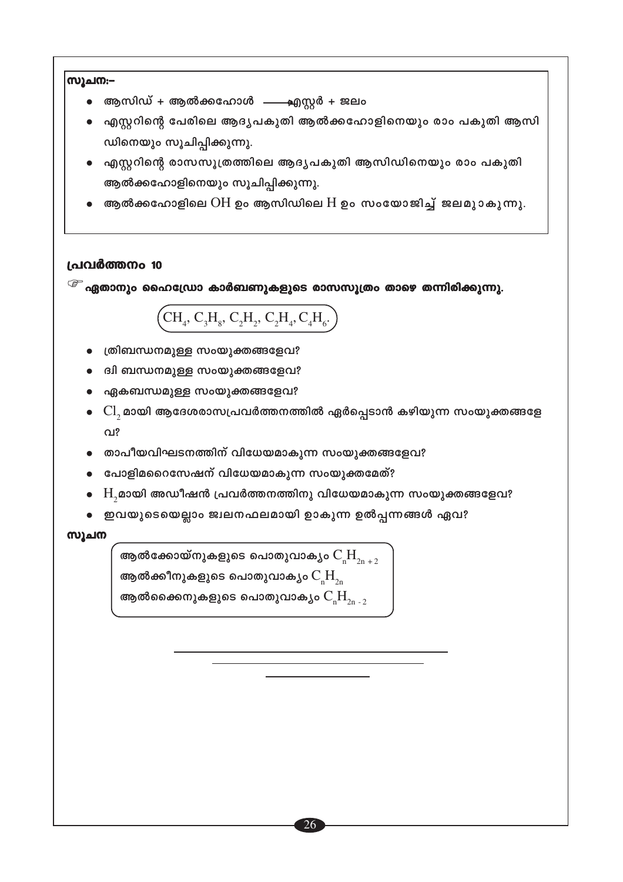**സൂചന:-**

- ആസിഡ് + ആൽക്കഹോൾ ⟶ എസ്റ്റർ + ജലം
- എസ്റ്ററിന്റെ പേരിലെ ആദ്യപകുതി ആൽക്കഹോളിനെയും രാം പകുതി ആസിഡിനെയും സൂചിപ്പിക്കുന്നു.
- എസ്റ്ററിന്റെ രാസസൂത്രത്തിലെ ആദ്യപകുതി ആസിഡിനെയും രാം പകുതി ആൽക്കഹോളിനെയും സൂചിപ്പിക്കുന്നു.
- ആൽക്കഹോളിലെ $OH$ ഉം ആസിഡിലെ $H$ ഉം സംയോജിച്ച് ജലമുാകുന്നു.

## പ്രവർത്തനം 10

☞ **ഏതാനും ഹൈഡ്രോ കാർബണുകളുടെ രാസസൂത്രം താഴെ തന്നിരിക്കുന്നു.**

$$CH_4, C_3H_8, C_2H_2, C_2H_4, C_4H_6.$$

- ത്രിബന്ധനമുള്ള സംയുക്തങ്ങളേവ?
- ദ്വി ബന്ധനമുള്ള സംയുക്തങ്ങളേവ?
- ഏകബന്ധമുള്ള സംയുക്തങ്ങളേവ?
- $Cl_2$ മായി ആദേശരാസപ്രവർത്തനത്തിൽ ഏർപ്പെടാൻ കഴിയുന്ന സംയുക്തങ്ങളേവ?
- താപീയവിഘടനത്തിന് വിധേയമാകുന്ന സംയുക്തങ്ങളേവ?
- പോളിമറൈസേഷന് വിധേയമാകുന്ന സംയുക്തമേത്?
- $H_2$മായി അഡീഷൻ പ്രവർത്തനത്തിനു വിധേയമാകുന്ന സംയുക്തങ്ങളേവ?
- ഇവയുടെയെല്ലാം ജ്വലനഫലമായി ഉാകുന്ന ഉൽപ്പന്നങ്ങൾ ഏവ?

**സൂചന**

ആൽക്കേയ്നുകളുടെ പൊതുവാക്യം $C_nH_{2n+2}$
ആൽക്കീനുകളുടെ പൊതുവാക്യം $C_nH_{2n}$
ആൽക്കൈനുകളുടെ പൊതുവാക്യം $C_nH_{2n-2}$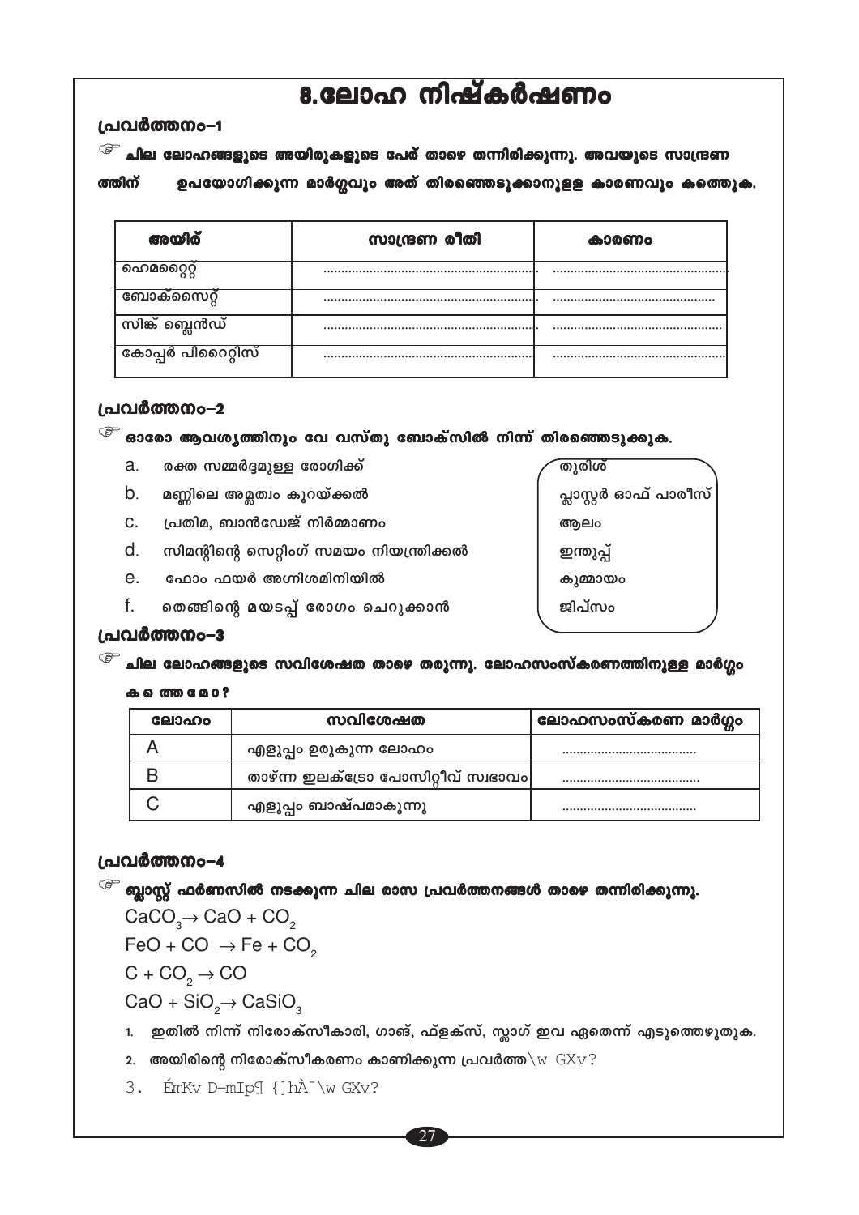# 8.ലോഹ നിഷ്കർഷണം

## പ്രവർത്തനം–1

☞ ചില ലോഹങ്ങളുടെ അയിരുകളുടെ പേര് താഴെ തന്നിരിക്കുന്നു. അവയുടെ സാന്ദ്രണത്തിന് ഉപയോഗിക്കുന്ന മാർഗ്ഗവും അത് തിരഞ്ഞെടുക്കാനുള്ള കാരണവും കണ്ടെത്തുക.

| അയിര് | സാന്ദ്രണ രീതി | കാരണം |
|---|---|---|
| ഹെമറ്റൈറ്റ് | ........................................................ | ............................................ |
| ബോക്സൈറ്റ് | ........................................................ | ............................................ |
| സിങ്ക് ബ്ലെൻഡ് | ........................................................ | ............................................ |
| കോപ്പർ പിറൈറ്റിസ് | ........................................................ | ............................................ |

## പ്രവർത്തനം–2

☞ ഓരോ ആവശ്യത്തിനും വേ വസ്തു ബോക്സിൽ നിന്ന് തിരഞ്ഞെടുക്കുക.

a. രക്ത സമ്മർദ്ദമുള്ള രോഗിക്ക്
b. മണ്ണിലെ അമ്ലത്വം കുറയ്ക്കൽ
c. പ്രതിമ, ബാൻഡേജ് നിർമ്മാണം
d. സിമന്റിന്റെ സെറ്റിംഗ് സമയം നിയന്ത്രിക്കൽ
e. ഫോം ഫയർ അഗ്നിശമിനിയിൽ
f. തെങ്ങിന്റെ മയടപ്പ് രോഗം ചെറുക്കാൻ

| |
|---|
| തുരിശ് |
| പ്ലാസ്റ്റർ ഓഫ് പാരീസ് |
| ആലം |
| ഇന്തുപ്പ് |
| കുമ്മായം |
| ജിപ്സം |

## പ്രവർത്തനം–3

☞ ചില ലോഹങ്ങളുടെ സവിശേഷത താഴെ തരുന്നു. ലോഹസംസ്കരണത്തിനുള്ള മാർഗ്ഗം കണ്ടെത്താമോ?

| ലോഹം | സവിശേഷത | ലോഹസംസ്കരണ മാർഗ്ഗം |
|---|---|---|
| A | എളുപ്പം ഉരുകുന്ന ലോഹം | ...................................... |
| B | താഴ്ന്ന ഇലക്ട്രോ പോസിറ്റീവ് സ്വഭാവം | ...................................... |
| C | എളുപ്പം ബാഷ്പമാകുന്നു | ...................................... |

## പ്രവർത്തനം–4

☞ ബ്ലാസ്റ്റ് ഫർണസിൽ നടക്കുന്ന ചില രാസ പ്രവർത്തനങ്ങൾ താഴെ തന്നിരിക്കുന്നു.

$CaCO_3 \rightarrow CaO + CO_2$

$FeO + CO \rightarrow Fe + CO_2$

$C + CO_2 \rightarrow CO$

$CaO + SiO_2 \rightarrow CaSiO_3$

1. ഇതിൽ നിന്ന് നിരോക്സീകാരി, ഗാങ്, ഫ്ളക്സ്, സ്ലാഗ് ഇവ ഏതെന്ന് എടുത്തെഴുതുക.
2. അയിരിന്റെ നിരോക്സീകരണം കാണിക്കുന്ന പ്രവർത്ത\w GXv?
3. ÉmKv D–mIp¶ {]hÀ¯\w GXv?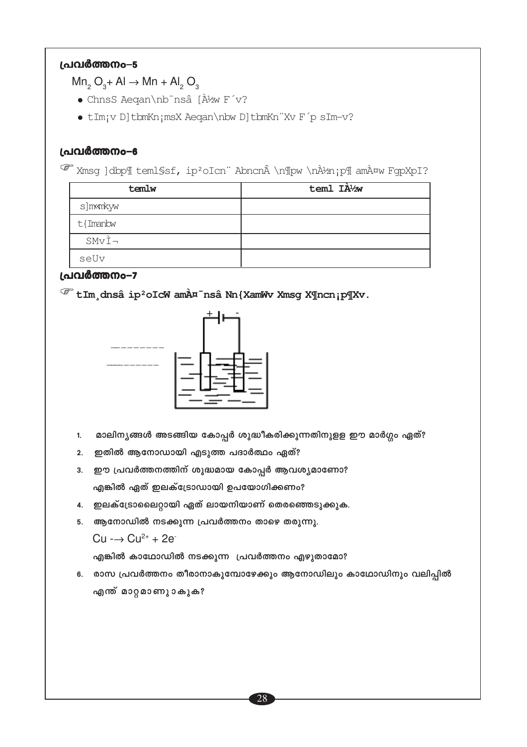### പ്രവർത്തനം–5

$Mn_2O_3 + Al \rightarrow Mn + Al_2O_3$

- ChnsS Aeqan\nb¯nsâ [À½w F´v?
- tIm¡v D]tbmKn¡msX Aeqan\nbw D]tbmKn¨Xv F´p sIm–v?

### പ്രവർത്തനം–6

☞ Xmsg ]dbp¶ teml§sf, ip²oIcn¨ AbncnÂ \n¶pw \nÀ½n¡p¶ amÀ¤w FgpXpI?

| temlw | teml IÀ½w |
|---|---|
| s]m«mkyw | |
| t{Imanbw | |
| SMvÌ¬ | |
| seUv | |

### പ്രവർത്തനം–7

☞ **tIm¸dnsâ ip²oIcW amÀ¤¯nsâ Nn{XamWv Xmsg X¶ncn¡p¶Xv.**

\_\_\_\_\_\_\_\_\_

\_\_\_\_\_\_\_\_\_

1. മാലിന്യങ്ങൾ അടങ്ങിയ കോപ്പർ ശുദ്ധീകരിക്കുന്നതിനുളള ഈ മാർഗ്ഗം ഏത്?
2. ഇതിൽ ആനോഡായി എടുത്ത പദാർത്ഥം ഏത്?
3. ഈ പ്രവർത്തനത്തിന് ശുദ്ധമായ കോപ്പർ ആവശ്യമാണോ?
   എങ്കിൽ ഏത് ഇലക്ട്രോഡായി ഉപയോഗിക്കണം?
4. ഇലക്ട്രോലൈറ്റായി ഏത് ലായനിയാണ് തെരഞ്ഞെടുക്കുക.
5. ആനോഡിൽ നടക്കുന്ന പ്രവർത്തനം താഴെ തരുന്നു.
   $Cu \rightarrow Cu^{2+} + 2e^-$
   എങ്കിൽ കാഥോഡിൽ നടക്കുന്ന പ്രവർത്തനം എഴുതാമോ?
6. രാസ പ്രവർത്തനം തീരാനാകുമ്പോഴേക്കും ആനോഡിലും കാഥോഡിനും വലിപ്പിൽ എന്ത് മാറ്റമാണുാകുക?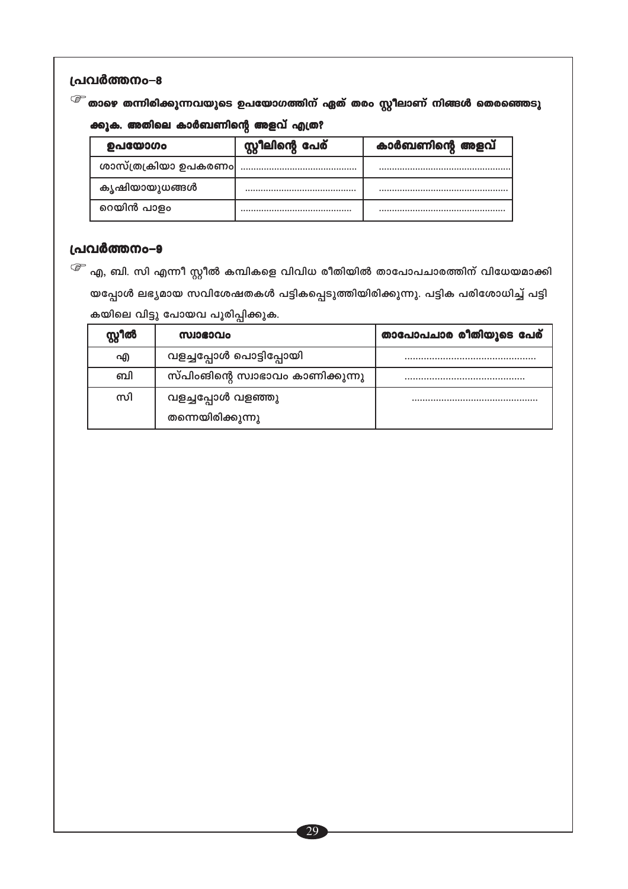## പ്രവർത്തനം–8

☞ താഴെ തന്നിരിക്കുന്നവയുടെ ഉപയോഗത്തിന് ഏത് തരം സ്റ്റീലാണ് നിങ്ങൾ തെരഞ്ഞെടുക്കുക. അതിലെ കാർബണിന്റെ അളവ് എത്ര?

| ഉപയോഗം | സ്റ്റീലിന്റെ പേര് | കാർബണിന്റെ അളവ് |
|---|---|---|
| ശാസ്ത്രക്രിയാ ഉപകരണം | ............................................ | .................................................. |
| കൃഷിയായുധങ്ങൾ | ............................................ | .................................................. |
| റെയിൻ പാളം | ............................................ | .................................................. |

## പ്രവർത്തനം–9

☞ എ, ബി, സി എന്നീ സ്റ്റീൽ കമ്പികളെ വിവിധ രീതിയിൽ താപോപചാരത്തിന് വിധേയമാക്കിയപ്പോൾ ലഭ്യമായ സവിശേഷതകൾ പട്ടികപ്പെടുത്തിയിരിക്കുന്നു. പട്ടിക പരിശോധിച്ച് പട്ടികയിലെ വിട്ടു പോയവ പൂരിപ്പിക്കുക.

| സ്റ്റീൽ | സ്വഭാവം | താപോപചാര രീതിയുടെ പേര് |
|---|---|---|
| എ | വളച്ചപ്പോൾ പൊട്ടിപ്പോയി | ................................................ |
| ബി | സ്പിംങിന്റെ സ്വാഭാവം കാണിക്കുന്നു | ............................................ |
| സി | വളച്ചപ്പോൾ വളഞ്ഞു തന്നെയിരിക്കുന്നു | .............................................. |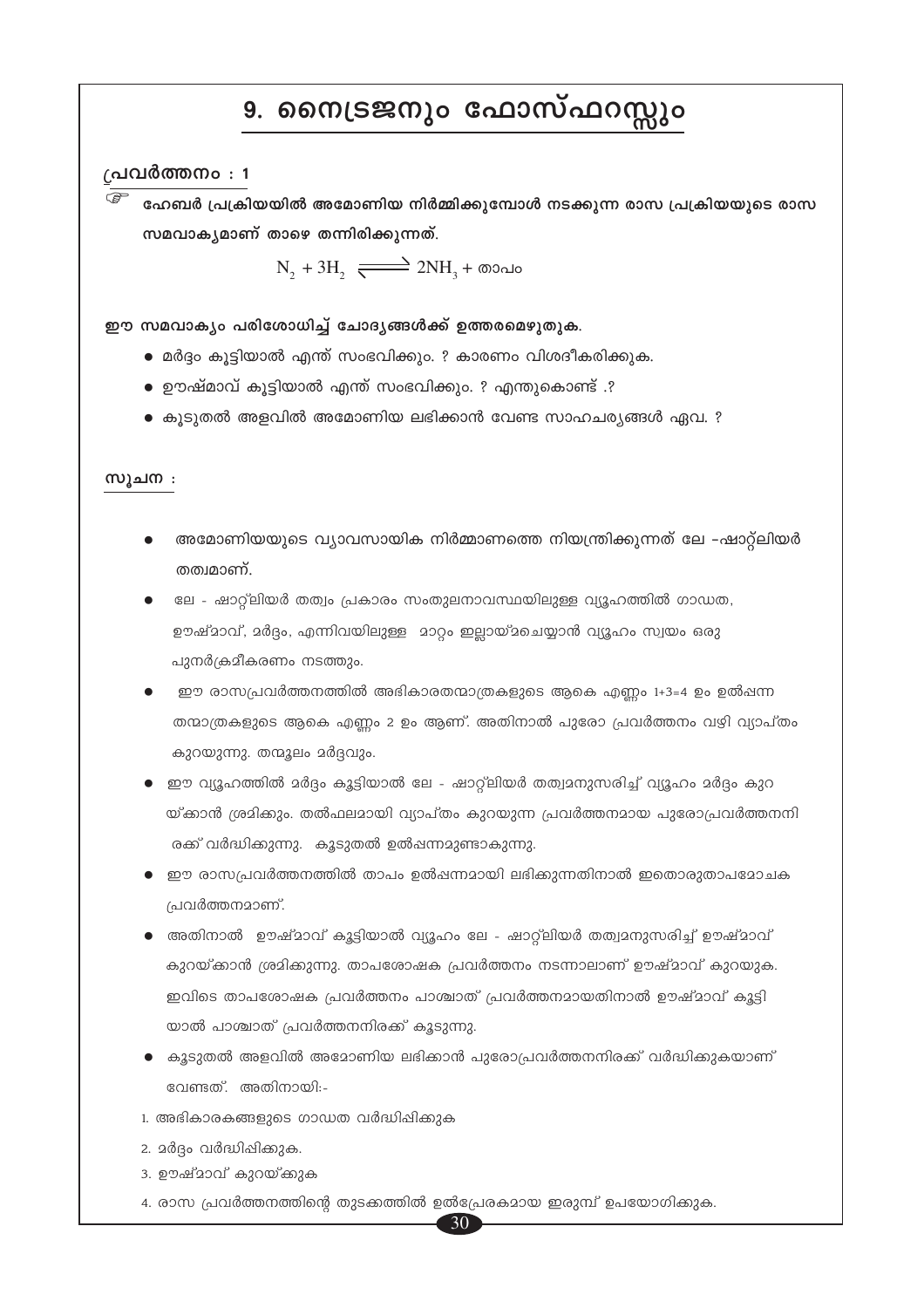# 9. നൈട്രജനും ഫോസ്ഫറസ്സും

## പ്രവർത്തനം : 1

☞ **ഹേബർ പ്രക്രിയയിൽ അമോണിയ നിർമ്മിക്കുമ്പോൾ നടക്കുന്ന രാസ പ്രക്രിയയുടെ രാസ സമവാക്യമാണ് താഴെ തന്നിരിക്കുന്നത്.**

$$N_2 + 3H_2 \rightleftharpoons 2NH_3 + \text{താപം}$$

**ഈ സമവാക്യം പരിശോധിച്ച് ചോദ്യങ്ങൾക്ക് ഉത്തരമെഴുതുക.**

- മർദ്ദം കൂട്ടിയാൽ എന്ത് സംഭവിക്കും. ? കാരണം വിശദീകരിക്കുക.
- ഊഷ്മാവ് കൂട്ടിയാൽ എന്ത് സംഭവിക്കും. ? എന്തുകൊണ്ട് .?
- കൂടുതൽ അളവിൽ അമോണിയ ലഭിക്കാൻ വേണ്ട സാഹചര്യങ്ങൾ ഏവ. ?

**സൂചന :**

- അമോണിയയുടെ വ്യാവസായിക നിർമ്മാണത്തെ നിയന്ത്രിക്കുന്നത് ലേ -ഷാറ്റ്ലിയർ തത്വമാണ്.
- ലേ - ഷാറ്റ്ലിയർ തത്വം പ്രകാരം സംതുലനാവസ്ഥയിലുള്ള വ്യൂഹത്തിൽ ഗാഢത, ഊഷ്മാവ്, മർദ്ദം, എന്നിവയിലുള്ള മാറ്റം ഇല്ലായ്മചെയ്യാൻ വ്യൂഹം സ്വയം ഒരു പുനർക്രമീകരണം നടത്തും.
- ഈ രാസപ്രവർത്തനത്തിൽ അഭികാരതന്മാത്രകളുടെ ആകെ എണ്ണം 1+3=4 ഉം ഉൽപ്പന്ന തന്മാത്രകളുടെ ആകെ എണ്ണം 2 ഉം ആണ്. അതിനാൽ പുരോ പ്രവർത്തനം വഴി വ്യാപ്തം കുറയുന്നു. തന്മൂലം മർദ്ദവും.
- ഈ വ്യൂഹത്തിൽ മർദ്ദം കൂട്ടിയാൽ ലേ - ഷാറ്റ്ലിയർ തത്വമനുസരിച്ച് വ്യൂഹം മർദ്ദം കുറയ്ക്കാൻ ശ്രമിക്കും. തൽഫലമായി വ്യാപ്തം കുറയുന്ന പ്രവർത്തനമായ പുരോപ്രവർത്തനനിരക്ക് വർദ്ധിക്കുന്നു. കൂടുതൽ ഉൽപ്പന്നമുണ്ടാകുന്നു.
- ഈ രാസപ്രവർത്തനത്തിൽ താപം ഉൽപ്പന്നമായി ലഭിക്കുന്നതിനാൽ ഇതൊരുതാപമോചക പ്രവർത്തനമാണ്.
- അതിനാൽ ഊഷ്മാവ് കൂട്ടിയാൽ വ്യൂഹം ലേ - ഷാറ്റ്ലിയർ തത്വമനുസരിച്ച് ഊഷ്മാവ് കുറയ്ക്കാൻ ശ്രമിക്കുന്നു. താപശോഷക പ്രവർത്തനം നടന്നാലാണ് ഊഷ്മാവ് കുറയുക. ഇവിടെ താപശോഷക പ്രവർത്തനം പാശ്ചാത് പ്രവർത്തനമായതിനാൽ ഊഷ്മാവ് കൂട്ടിയാൽ പാശ്ചാത് പ്രവർത്തനനിരക്ക് കൂടുന്നു.
- കൂടുതൽ അളവിൽ അമോണിയ ലഭിക്കാൻ പുരോപ്രവർത്തനനിരക്ക് വർദ്ധിക്കുകയാണ് വേണ്ടത്. അതിനായി:-

1. അഭികാരകങ്ങളുടെ ഗാഢത വർദ്ധിപ്പിക്കുക
2. മർദ്ദം വർദ്ധിപ്പിക്കുക.
3. ഊഷ്മാവ് കുറയ്ക്കുക
4. രാസ പ്രവർത്തനത്തിന്റെ തുടക്കത്തിൽ ഉൽപ്രേരകമായ ഇരുമ്പ് ഉപയോഗിക്കുക.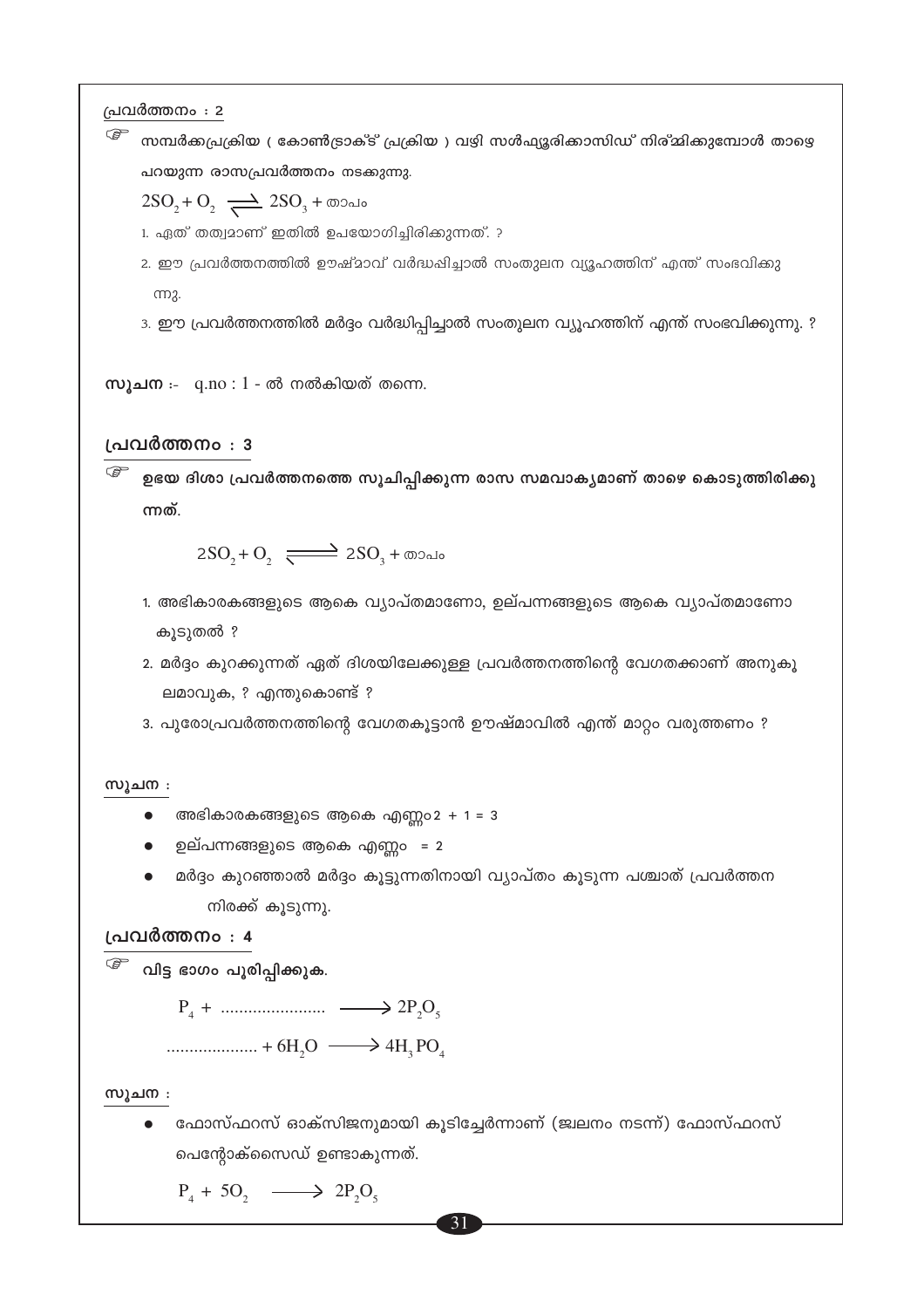## പ്രവർത്തനം : 2

☞ സമ്പർക്കപ്രക്രിയ ( കോൺട്രാക്ട് പ്രക്രിയ ) വഴി സൾഫ്യൂരിക്കാസിഡ് നിര്മ്മിക്കുമ്പോൾ താഴെ പറയുന്ന രാസപ്രവർത്തനം നടക്കുന്നു.

$2SO_2 + O_2 \rightleftharpoons 2SO_3 +$ താപം

1. ഏത് തത്വമാണ് ഇതിൽ ഉപയോഗിച്ചിരിക്കുന്നത്. ?
2. ഈ പ്രവർത്തനത്തിൽ ഊഷ്മാവ് വർദ്ധിപ്പിച്ചാൽ സംതുലന വ്യൂഹത്തിന് എന്ത് സംഭവിക്കുന്നു.
3. ഈ പ്രവർത്തനത്തിൽ മർദ്ദം വർദ്ധിപ്പിച്ചാൽ സംതുലന വ്യൂഹത്തിന് എന്ത് സംഭവിക്കുന്നു. ?

**സൂചന** :- q.no : 1 - ൽ നൽകിയത് തന്നെ.

## പ്രവർത്തനം : 3

☞ ഉഭയ ദിശാ പ്രവർത്തനത്തെ സൂചിപ്പിക്കുന്ന രാസ സമവാക്യമാണ് താഴെ കൊടുത്തിരിക്കുന്നത്.

$$2SO_2 + O_2 \rightleftharpoons 2SO_3 + \text{താപം}$$

1. അഭികാരകങ്ങളുടെ ആകെ വ്യാപ്തമാണോ, ഉല്പന്നങ്ങളുടെ ആകെ വ്യാപ്തമാണോ കൂടുതൽ ?
2. മർദ്ദം കുറക്കുന്നത് ഏത് ദിശയിലേക്കുള്ള പ്രവർത്തനത്തിന്റെ വേഗതക്കാണ് അനുകൂലമാവുക, ? എന്തുകൊണ്ട് ?
3. പുരോപ്രവർത്തനത്തിന്റെ വേഗതകൂട്ടാൻ ഊഷ്മാവിൽ എന്ത് മാറ്റം വരുത്തണം ?

**സൂചന** :

- അഭികാരകങ്ങളുടെ ആകെ എണ്ണം 2 + 1 = 3
- ഉല്പന്നങ്ങളുടെ ആകെ എണ്ണം = 2
- മർദ്ദം കുറഞ്ഞാൽ മർദ്ദം കൂട്ടുന്നതിനായി വ്യാപ്തം കൂടുന്ന പശ്ചാത് പ്രവർത്തന നിരക്ക് കൂടുന്നു.

## പ്രവർത്തനം : 4

☞ വിട്ട ഭാഗം പൂരിപ്പിക്കുക.

$$P_4 + \text{.......................} \longrightarrow 2P_2O_5$$

$$\text{....................} + 6H_2O \longrightarrow 4H_3PO_4$$

**സൂചന** :

- ഫോസ്ഫറസ് ഓക്സിജനുമായി കൂടിച്ചേർന്നാണ് (ജ്വലനം നടന്ന്) ഫോസ്ഫറസ് പെന്റോക്സൈഡ് ഉണ്ടാകുന്നത്.

$$P_4 + 5O_2 \longrightarrow 2P_2O_5$$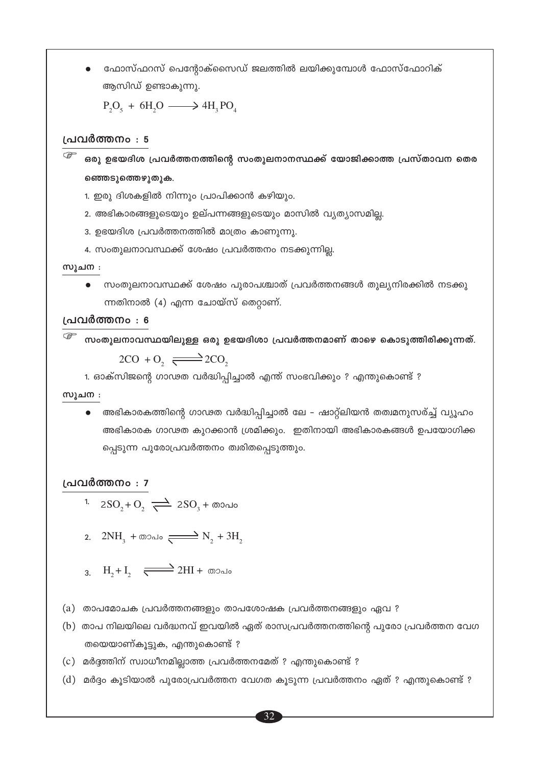- ഫോസ്ഫറസ് പെന്റോക്സൈഡ് ജലത്തിൽ ലയിക്കുമ്പോൾ ഫോസ്ഫോറിക് ആസിഡ് ഉണ്ടാകുന്നു.

  $P_2O_5 + 6H_2O \longrightarrow 4H_3PO_4$

## പ്രവർത്തനം : 5

☞ **ഒരു ഉഭയദിശ പ്രവർത്തനത്തിന്റെ സംതുലനാനസ്ഥക്ക് യോജിക്കാത്ത പ്രസ്താവന തെരഞ്ഞെടുത്തെഴുതുക.**

1. ഇരു ദിശകളിൽ നിന്നും പ്രാപിക്കാൻ കഴിയും.
2. അഭികാരങ്ങളുടെയും ഉല്പന്നങ്ങളുടെയും മാസിൽ വ്യത്യാസമില്ല.
3. ഉഭയദിശ പ്രവർത്തനത്തിൽ മാത്രം കാണുന്നു.
4. സംതുലനാവസ്ഥക്ക് ശേഷം പ്രവർത്തനം നടക്കുന്നില്ല.

**സൂചന :**

- സംതുലനാവസ്ഥക്ക് ശേഷം പുരാപശ്ചാത് പ്രവർത്തനങ്ങൾ തുല്യനിരക്കിൽ നടക്കുന്നതിനാൽ (4) എന്ന ചോയ്സ് തെറ്റാണ്.

## പ്രവർത്തനം : 6

☞ **സംതുലനാവസ്ഥയിലുള്ള ഒരു ഉഭയദിശാ പ്രവർത്തനമാണ് താഴെ കൊടുത്തിരിക്കുന്നത്.**

$$2CO + O_2 \rightleftharpoons 2CO_2$$

1. ഓക്സിജന്റെ ഗാഢത വർദ്ധിപ്പിച്ചാൽ എന്ത് സംഭവിക്കും ? എന്തുകൊണ്ട് ?

**സൂചന :**

- അഭികാരകത്തിന്റെ ഗാഢത വർദ്ധിപ്പിച്ചാൽ ലേ - ഷാറ്റ്ലിയൻ തത്വമനുസരിച്ച് വ്യൂഹം അഭികാരക ഗാഢത കുറക്കാൻ ശ്രമിക്കും. ഇതിനായി അഭികാരകങ്ങൾ ഉപയോഗിക്കപ്പെടുന്ന പുരോപ്രവർത്തനം ത്വരിതപ്പെടുത്തും.

## പ്രവർത്തനം : 7

1. $2SO_2 + O_2 \rightleftharpoons 2SO_3 +$ താപം
2. $2NH_3 +$ താപം $\rightleftharpoons N_2 + 3H_2$
3. $H_2 + I_2 \rightleftharpoons 2HI +$ താപം

(a) താപമോചക പ്രവർത്തനങ്ങളും താപശോഷക പ്രവർത്തനങ്ങളും ഏവ ?

(b) താപ നിലയിലെ വർദ്ധനവ് ഇവയിൽ ഏത് രാസപ്രവർത്തനത്തിന്റെ പുരോ പ്രവർത്തന വേഗതയെയാണ്കൂട്ടുക, എന്തുകൊണ്ട് ?

(c) മർദ്ദത്തിന് സ്വാധീനമില്ലാത്ത പ്രവർത്തനമേത് ? എന്തുകൊണ്ട് ?

(d) മർദ്ദം കൂടിയാൽ പുരോപ്രവർത്തന വേഗത കൂടുന്ന പ്രവർത്തനം ഏത് ? എന്തുകൊണ്ട് ?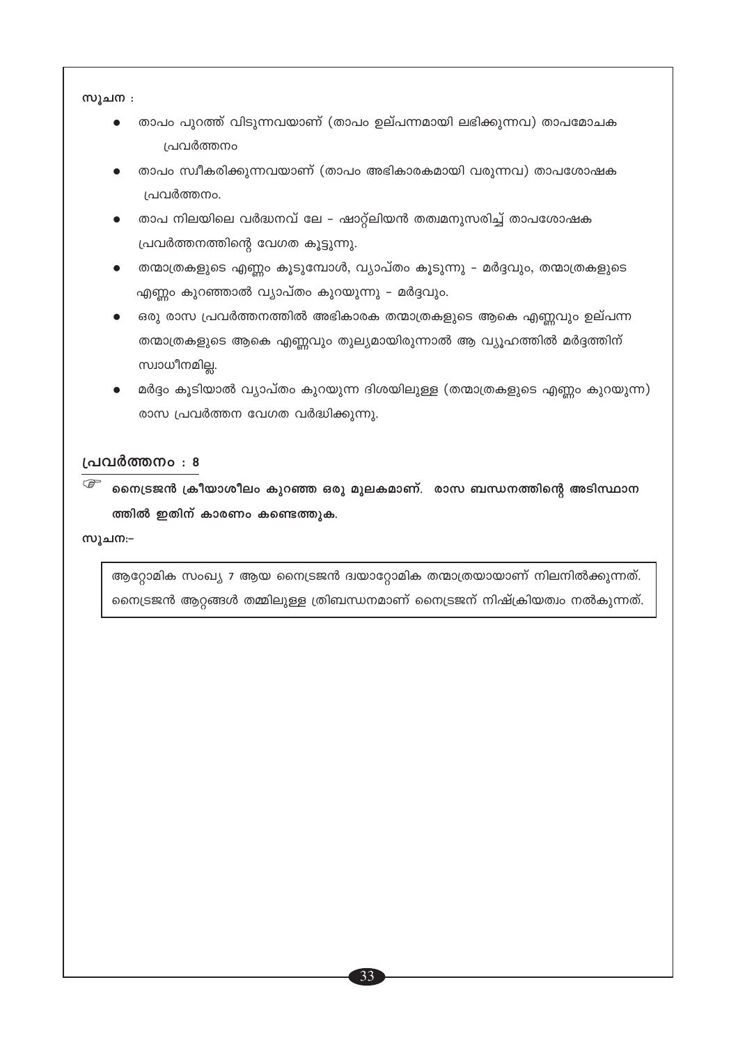സൂചന :

- താപം പുറത്ത് വിടുന്നവയാണ് (താപം ഉല്പന്നമായി ലഭിക്കുന്നവ) താപമോചക പ്രവർത്തനം
- താപം സ്വീകരിക്കുന്നവയാണ് (താപം അഭികാരകമായി വരുന്നവ) താപശോഷക പ്രവർത്തനം.
- താപ നിലയിലെ വർദ്ധനവ് ലേ - ഷാറ്റ്ലിയൻ തത്വമനുസരിച്ച് താപശോഷക പ്രവർത്തനത്തിന്റെ വേഗത കൂട്ടുന്നു.
- തന്മാത്രകളുടെ എണ്ണം കൂടുമ്പോൾ, വ്യാപ്തം കൂടുന്നു - മർദ്ദവും, തന്മാത്രകളുടെ എണ്ണം കുറഞ്ഞാൽ വ്യാപ്തം കുറയുന്നു - മർദ്ദവും.
- ഒരു രാസ പ്രവർത്തനത്തിൽ അഭികാരക തന്മാത്രകളുടെ ആകെ എണ്ണവും ഉല്പന്ന തന്മാത്രകളുടെ ആകെ എണ്ണവും തുല്യമായിരുന്നാൽ ആ വ്യൂഹത്തിൽ മർദ്ദത്തിന് സ്വാധീനമില്ല.
- മർദ്ദം കൂടിയാൽ വ്യാപ്തം കുറയുന്ന ദിശയിലുള്ള (തന്മാത്രകളുടെ എണ്ണം കുറയുന്ന) രാസ പ്രവർത്തന വേഗത വർദ്ധിക്കുന്നു.

## പ്രവർത്തനം : 8

☞ **നൈട്രജൻ ക്രീയാശീലം കുറഞ്ഞ ഒരു മൂലകമാണ്. രാസ ബന്ധനത്തിന്റെ അടിസ്ഥാന ത്തിൽ ഇതിന് കാരണം കണ്ടെത്തുക.**

സൂചന:-

ആറ്റോമിക സംഖ്യ 7 ആയ നൈട്രജൻ ദ്വയാറ്റോമിക തന്മാത്രയായാണ് നിലനിൽക്കുന്നത്. നൈട്രജൻ ആറ്റങ്ങൾ തമ്മിലുള്ള ത്രിബന്ധനമാണ് നൈട്രജന് നിഷ്ക്രിയത്വം നൽകുന്നത്.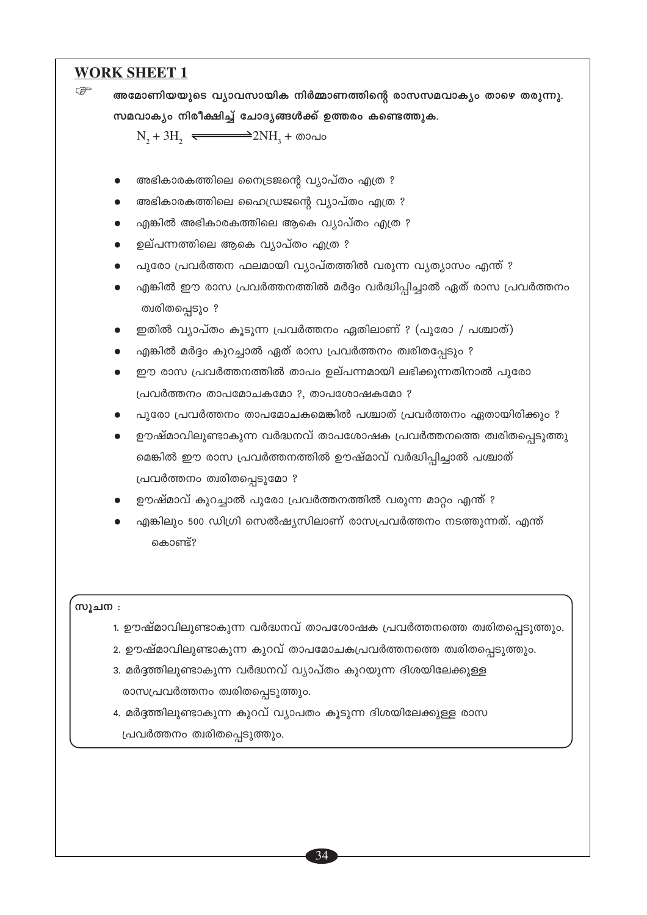## WORK SHEET 1

☞ **അമോണിയയുടെ വ്യാവസായിക നിർമ്മാണത്തിന്റെ രാസസമവാക്യം താഴെ തരുന്നു. സമവാക്യം നിരീക്ഷിച്ച് ചോദ്യങ്ങൾക്ക് ഉത്തരം കണ്ടെത്തുക.**

$$N_2 + 3H_2 \rightleftharpoons 2NH_3 + \text{താപം}$$

- അഭികാരകത്തിലെ നൈട്രജന്റെ വ്യാപ്തം എത്ര ?
- അഭികാരകത്തിലെ ഹൈഡ്രജന്റെ വ്യാപ്തം എത്ര ?
- എങ്കിൽ അഭികാരകത്തിലെ ആകെ വ്യാപ്തം എത്ര ?
- ഉല്പന്നത്തിലെ ആകെ വ്യാപ്തം എത്ര ?
- പുരോ പ്രവർത്തന ഫലമായി വ്യാപ്തത്തിൽ വരുന്ന വ്യത്യാസം എന്ത് ?
- എങ്കിൽ ഈ രാസ പ്രവർത്തനത്തിൽ മർദ്ദം വർദ്ധിപ്പിച്ചാൽ ഏത് രാസ പ്രവർത്തനം ത്വരിതപ്പെടും ?
- ഇതിൽ വ്യാപ്തം കൂടുന്ന പ്രവർത്തനം ഏതിലാണ് ? (പുരോ / പശ്ചാത്)
- എങ്കിൽ മർദ്ദം കുറച്ചാൽ ഏത് രാസ പ്രവർത്തനം ത്വരിതപ്പേടും ?
- ഈ രാസ പ്രവർത്തനത്തിൽ താപം ഉല്പന്നമായി ലഭിക്കുന്നതിനാൽ പുരോ പ്രവർത്തനം താപമോചകമോ ?, താപശോഷകമോ ?
- പുരോ പ്രവർത്തനം താപമോചകമെങ്കിൽ പശ്ചാത് പ്രവർത്തനം ഏതായിരിക്കും ?
- ഊഷ്മാവിലുണ്ടാകുന്ന വർദ്ധനവ് താപശോഷക പ്രവർത്തനത്തെ ത്വരിതപ്പെടുത്തുമെങ്കിൽ ഈ രാസ പ്രവർത്തനത്തിൽ ഊഷ്മാവ് വർദ്ധിപ്പിച്ചാൽ പശ്ചാത് പ്രവർത്തനം ത്വരിതപ്പെടുമോ ?
- ഊഷ്മാവ് കുറച്ചാൽ പുരോ പ്രവർത്തനത്തിൽ വരുന്ന മാറ്റം എന്ത് ?
- എങ്കിലും 500 ഡിഗ്രി സെൽഷ്യസിലാണ് രാസപ്രവർത്തനം നടത്തുന്നത്. എന്ത് കൊണ്ട്?

**സൂചന :**

1. ഊഷ്മാവിലുണ്ടാകുന്ന വർദ്ധനവ് താപശോഷക പ്രവർത്തനത്തെ ത്വരിതപ്പെടുത്തും.
2. ഊഷ്മാവിലുണ്ടാകുന്ന കുറവ് താപമോചകപ്രവർത്തനത്തെ ത്വരിതപ്പെടുത്തും.
3. മർദ്ദത്തിലുണ്ടാകുന്ന വർദ്ധനവ് വ്യാപ്തം കുറയുന്ന ദിശയിലേക്കുള്ള രാസപ്രവർത്തനം ത്വരിതപ്പെടുത്തും.
4. മർദ്ദത്തിലുണ്ടാകുന്ന കുറവ് വ്യാപതം കൂടുന്ന ദിശയിലേക്കുള്ള രാസ പ്രവർത്തനം ത്വരിതപ്പെടുത്തും.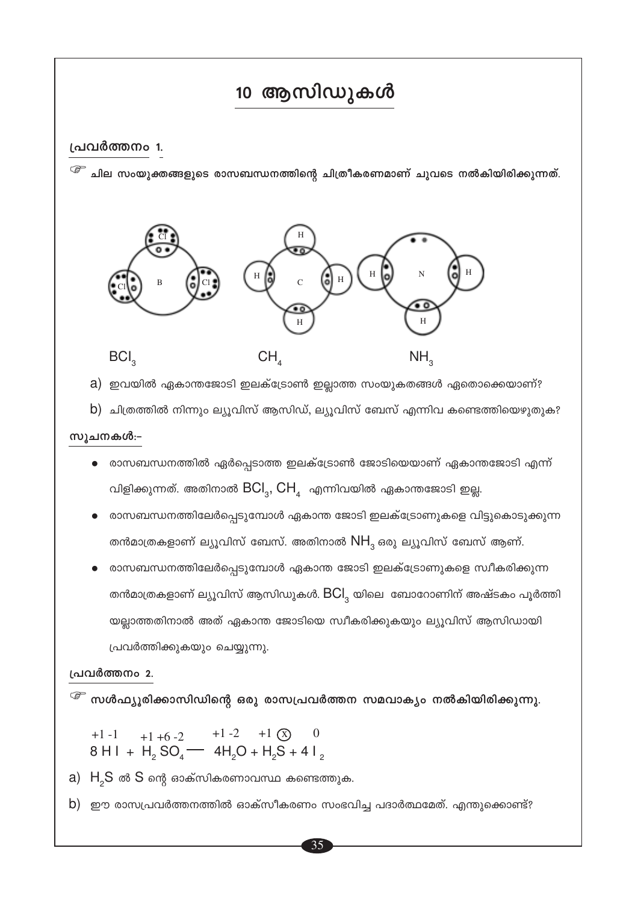# 10 ആസിഡുകൾ

**പ്രവർത്തനം 1.**

☞ **ചില സംയുക്തങ്ങളുടെ രാസബന്ധനത്തിന്റെ ചിത്രീകരണമാണ് ചുവടെ നൽകിയിരിക്കുന്നത്.**

$BCl_3$ $CH_4$ $NH_3$

a) ഇവയിൽ ഏകാന്തജോടി ഇലക്ട്രോൺ ഇല്ലാത്ത സംയുകതങ്ങൾ ഏതൊക്കെയാണ്?

b) ചിത്രത്തിൽ നിന്നും ല്യൂവിസ് ആസിഡ്, ല്യൂവിസ് ബേസ് എന്നിവ കണ്ടെത്തിയെഴുതുക?

**സൂചനകൾ:-**

- രാസബന്ധനത്തിൽ ഏർപ്പെടാത്ത ഇലക്ട്രോൺ ജോടിയെയാണ് ഏകാന്തജോടി എന്ന് വിളിക്കുന്നത്. അതിനാൽ $BCl_3$, $CH_4$ എന്നിവയിൽ ഏകാന്തജോടി ഇല്ല.
- രാസബന്ധനത്തിലേർപ്പെടുമ്പോൾ ഏകാന്ത ജോടി ഇലക്ട്രോണുകളെ വിട്ടുകൊടുക്കുന്ന തൻമാത്രകളാണ് ല്യൂവിസ് ബേസ്. അതിനാൽ $NH_3$ ഒരു ല്യൂവിസ് ബേസ് ആണ്.
- രാസബന്ധനത്തിലേർപ്പെടുമ്പോൾ ഏകാന്ത ജോടി ഇലക്ട്രോണുകളെ സ്വീകരിക്കുന്ന തൻമാത്രകളാണ് ല്യൂവിസ് ആസിഡുകൾ. $BCl_3$ യിലെ ബോറോണിന് അഷ്ടകം പൂർത്തി യല്ലാത്തതിനാൽ അത് ഏകാന്ത ജോടിയെ സ്വീകരിക്കുകയും ല്യൂവിസ് ആസിഡായി പ്രവർത്തിക്കുകയും ചെയ്യുന്നു.

**പ്രവർത്തനം 2.**

☞ **സൾഫ്യൂരിക്കാസിഡിന്റെ ഒരു രാസപ്രവർത്തന സമവാക്യം നൽകിയിരിക്കുന്നു.**

$$\overset{+1\ -1}{8\,HI} + \overset{+1\ +6\ -2}{H_2SO_4} \longrightarrow \overset{+1\ -2}{4H_2O} + \overset{+1\ (x)}{H_2S} + \overset{0}{4\,I_2}$$

a) $H_2S$ ൽ S ന്റെ ഓക്സികരണാവസ്ഥ കണ്ടെത്തുക.

b) ഈ രാസപ്രവർത്തനത്തിൽ ഓക്സീകരണം സംഭവിച്ച പദാർത്ഥമേത്. എന്തുക്കൊണ്ട്?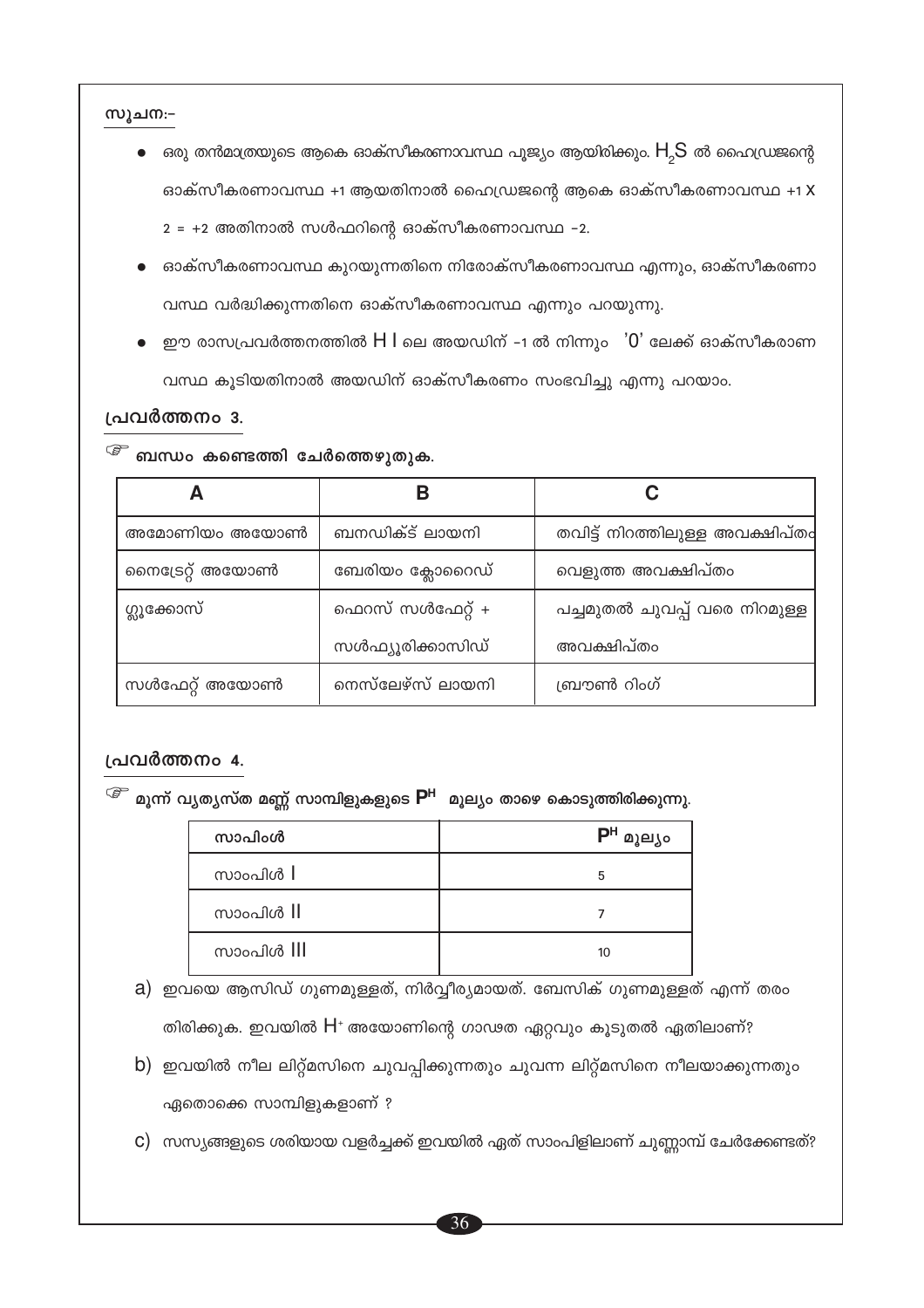സൂചന:–

- ഒരു തൻമാത്രയുടെ ആകെ ഓക്സീകരണാവസ്ഥ പൂജ്യം ആയിരിക്കും. $H_2S$ ൽ ഹൈഡ്രജന്റെ ഓക്സീകരണാവസ്ഥ +1 ആയതിനാൽ ഹൈഡ്രജന്റെ ആകെ ഓക്സീകരണാവസ്ഥ $+1 \times 2 = +2$ അതിനാൽ സൾഫറിന്റെ ഓക്സീകരണാവസ്ഥ –2.
- ഓക്സീകരണാവസ്ഥ കുറയുന്നതിനെ നിരോക്സീകരണാവസ്ഥ എന്നും, ഓക്സീകരണാവസ്ഥ വർദ്ധിക്കുന്നതിനെ ഓക്സീകരണാവസ്ഥ എന്നും പറയുന്നു.
- ഈ രാസപ്രവർത്തനത്തിൽ $HI$ ലെ അയഡിന് –1 ൽ നിന്നും '0' ലേക്ക് ഓക്സീകരാണവസ്ഥ കൂടിയതിനാൽ അയഡിന് ഓക്സീകരണം സംഭവിച്ചു എന്നു പറയാം.

## പ്രവർത്തനം 3.

☞ **ബന്ധം കണ്ടെത്തി ചേർത്തെഴുതുക.**

| A | B | C |
|---|---|---|
| അമോണിയം അയോൺ | ബനഡിക്ട് ലായനി | തവിട്ട് നിറത്തിലുള്ള അവക്ഷിപ്തം |
| നൈട്രേറ്റ് അയോൺ | ബേരിയം ക്ലോറൈഡ് | വെളുത്ത അവക്ഷിപ്തം |
| ഗ്ലൂക്കോസ് | ഫെറസ് സൾഫേറ്റ് + സൾഫ്യൂരിക്കാസിഡ് | പച്ചമുതൽ ചുവപ്പ് വരെ നിറമുള്ള അവക്ഷിപ്തം |
| സൾഫേറ്റ് അയോൺ | നെസ്‌ലേഴ്സ് ലായനി | ബ്രൗൺ റിംഗ് |

## പ്രവർത്തനം 4.

☞ **മൂന്ന് വ്യത്യസ്ത മണ്ണ് സാമ്പിളുകളുടെ $P^H$ മൂല്യം താഴെ കൊടുത്തിരിക്കുന്നു.**

| സാപിംൾ | $P^H$ മൂല്യം |
|---|---|
| സാംപിൾ I | 5 |
| സാംപിൾ II | 7 |
| സാംപിൾ III | 10 |

a) ഇവയെ ആസിഡ് ഗുണമുള്ളത്, നിർവ്വീര്യമായത്. ബേസിക് ഗുണമുള്ളത് എന്ന് തരം തിരിക്കുക. ഇവയിൽ $H^+$ അയോണിന്റെ ഗാഢത ഏറ്റവും കൂടുതൽ ഏതിലാണ്?

b) ഇവയിൽ നീല ലിറ്റ്മസിനെ ചുവപ്പിക്കുന്നതും ചുവന്ന ലിറ്റ്മസിനെ നീലയാക്കുന്നതും ഏതൊക്കെ സാമ്പിളുകളാണ് ?

c) സസ്യങ്ങളുടെ ശരിയായ വളർച്ചക്ക് ഇവയിൽ ഏത് സാംപിളിലാണ് ചുണ്ണാമ്പ് ചേർക്കേണ്ടത്?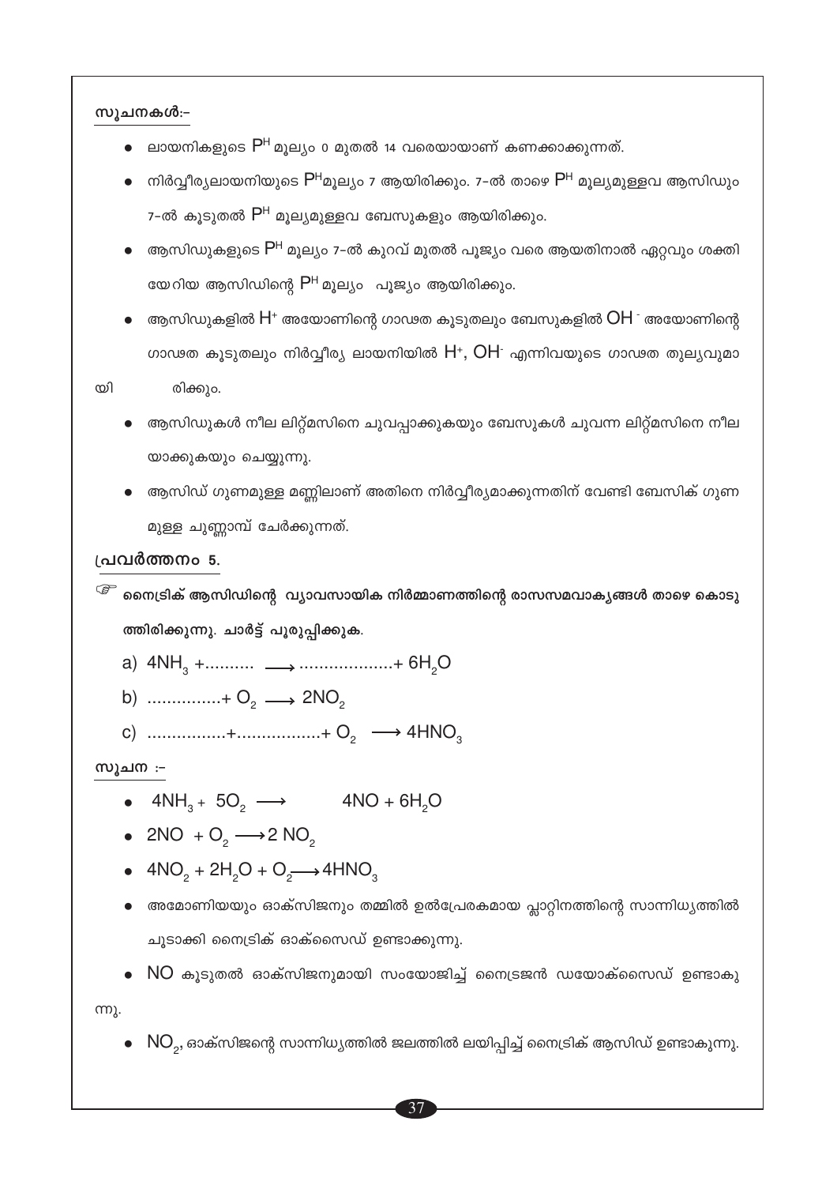**സൂചനകൾ:-**

- ലായനികളുടെ $P^H$ മൂല്യം 0 മുതൽ 14 വരെയായാണ് കണക്കാക്കുന്നത്.
- നിർവ്വീര്യലായനിയുടെ $P^H$മൂല്യം 7 ആയിരിക്കും. 7-ൽ താഴെ $P^H$ മൂല്യമുള്ളവ ആസിഡും 7-ൽ കൂടുതൽ $P^H$ മൂല്യമുള്ളവ ബേസുകളും ആയിരിക്കും.
- ആസിഡുകളുടെ $P^H$ മൂല്യം 7-ൽ കുറവ് മുതൽ പൂജ്യം വരെ ആയതിനാൽ ഏറ്റവും ശക്തി യേറിയ ആസിഡിന്റെ $P^H$ മൂല്യം പൂജ്യം ആയിരിക്കും.
- ആസിഡുകളിൽ $H^+$ അയോണിന്റെ ഗാഢത കൂടുതലും ബേസുകളിൽ $OH^-$ അയോണിന്റെ ഗാഢത കൂടുതലും നിർവ്വീര്യ ലായനിയിൽ $H^+$, $OH^-$ എന്നിവയുടെ ഗാഢത തുല്യവുമായിരിക്കും.
- ആസിഡുകൾ നീല ലിറ്റ്മസിനെ ചുവപ്പാക്കുകയും ബേസുകൾ ചുവന്ന ലിറ്റ്മസിനെ നീലയാക്കുകയും ചെയ്യുന്നു.
- ആസിഡ് ഗുണമുള്ള മണ്ണിലാണ് അതിനെ നിർവ്വീര്യമാക്കുന്നതിന് വേണ്ടി ബേസിക് ഗുണമുള്ള ചുണ്ണാമ്പ് ചേർക്കുന്നത്.

**പ്രവർത്തനം 5.**

☞ **നൈട്രിക് ആസിഡിന്റെ വ്യാവസായിക നിർമ്മാണത്തിന്റെ രാസസമവാക്യങ്ങൾ താഴെ കൊടുത്തിരിക്കുന്നു. ചാർട്ട് പൂരൂപ്പിക്കുക.**

a) $4NH_3 + .......... \longrightarrow .................. + 6H_2O$

b) $............... + O_2 \longrightarrow 2NO_2$

c) $................ + ................ + O_2 \longrightarrow 4HNO_3$

**സൂചന :-**

- $4NH_3 + 5O_2 \longrightarrow 4NO + 6H_2O$
- $2NO + O_2 \longrightarrow 2NO_2$
- $4NO_2 + 2H_2O + O_2 \longrightarrow 4HNO_3$
- അമോണിയയും ഓക്സിജനും തമ്മിൽ ഉൽപ്രേരകമായ പ്ലാറ്റിനത്തിന്റെ സാന്നിധ്യത്തിൽ ചൂടാക്കി നൈട്രിക് ഓക്സൈഡ് ഉണ്ടാക്കുന്നു.
- NO കൂടുതൽ ഓക്സിജനുമായി സംയോജിച്ച് നൈട്രജൻ ഡയോക്സൈഡ് ഉണ്ടാകുന്നു.
- $NO_2$, ഓക്സിജന്റെ സാന്നിധ്യത്തിൽ ജലത്തിൽ ലയിപ്പിച്ച് നൈട്രിക് ആസിഡ് ഉണ്ടാകുന്നു.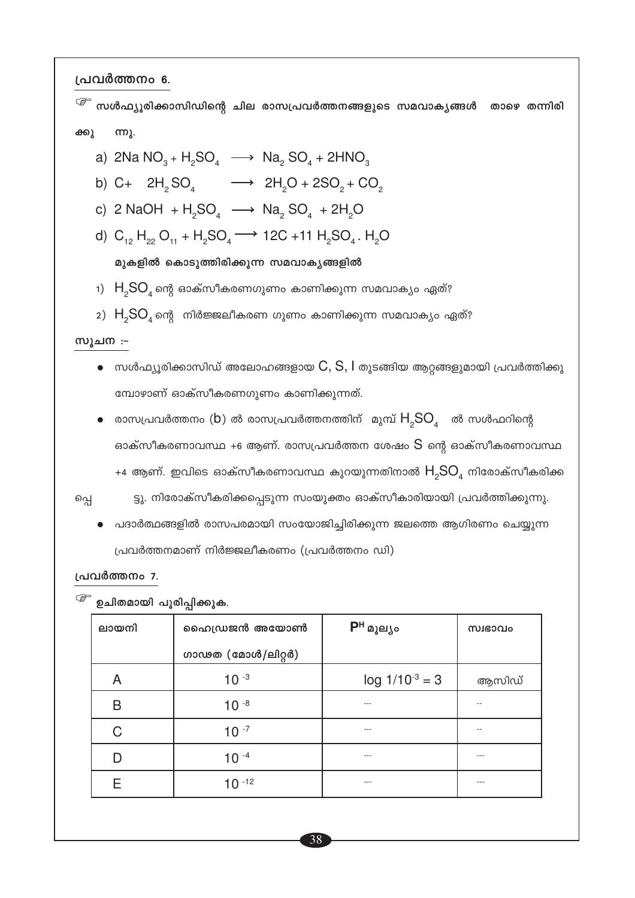## പ്രവർത്തനം 6.

☞ **സൾഫ്യൂരിക്കാസിഡിന്റെ ചില രാസപ്രവർത്തനങ്ങളുടെ സമവാക്യങ്ങൾ താഴെ തന്നിരിക്കുന്നു.**

a) $2NaNO_3 + H_2SO_4 \longrightarrow Na_2SO_4 + 2HNO_3$

b) $C + 2H_2SO_4 \longrightarrow 2H_2O + 2SO_2 + CO_2$

c) $2NaOH + H_2SO_4 \longrightarrow Na_2SO_4 + 2H_2O$

d) $C_{12}H_{22}O_{11} + H_2SO_4 \longrightarrow 12C + 11H_2SO_4 . H_2O$

**മുകളിൽ കൊടുത്തിരിക്കുന്ന സമവാകൃങ്ങളിൽ**

1) $H_2SO_4$ ന്റെ ഓക്സീകരണഗുണം കാണിക്കുന്ന സമവാക്യം ഏത്?

2) $H_2SO_4$ ന്റെ നിർജ്ജലീകരണ ഗുണം കാണിക്കുന്ന സമവാക്യം ഏത്?

**സൂചന :-**

- സൾഫ്യൂരിക്കാസിഡ് അലോഹങ്ങളായ C, S, I തുടങ്ങിയ ആറ്റങ്ങളുമായി പ്രവർത്തിക്കുമ്പോഴാണ് ഓക്സീകരണഗുണം കാണിക്കുന്നത്.
- രാസപ്രവർത്തനം (b) ൽ രാസപ്രവർത്തനത്തിന് മുമ്പ് $H_2SO_4$ ൽ സൾഫറിന്റെ ഓക്സീകരണാവസ്ഥ +6 ആണ്. രാസപ്രവർത്തന ശേഷം S ന്റെ ഓക്സീകരണാവസ്ഥ +4 ആണ്. ഇവിടെ ഓക്സീകരണാവസ്ഥ കുറയുന്നതിനാൽ $H_2SO_4$ നിരോക്സീകരിക്കപ്പെട്ടു. നിരോക്സീകരിക്കപ്പെടുന്ന സംയുക്തം ഓക്സീകാരിയായി പ്രവർത്തിക്കുന്നു.
- പദാർത്ഥങ്ങളിൽ രാസപരമായി സംയോജിച്ചിരിക്കുന്ന ജലത്തെ ആഗിരണം ചെയ്യുന്ന പ്രവർത്തനമാണ് നിർജ്ജലീകരണം (പ്രവർത്തനം ഡി)

## പ്രവർത്തനം 7.

☞ **ഉചിതമായി പൂരിപ്പിക്കുക.**

| ലായനി | ഹൈഡ്രജൻ അയോൺ ഗാഢത (മോൾ/ലിറ്റർ) | $P^H$ മൂല്യം | സ്വഭാവം |
|---|---|---|---|
| A | $10^{-3}$ | $\log 1/10^{-3} = 3$ | ആസിഡ് |
| B | $10^{-8}$ | --- | -- |
| C | $10^{-7}$ | --- | -- |
| D | $10^{-4}$ | --- | --- |
| E | $10^{-12}$ | --- | --- |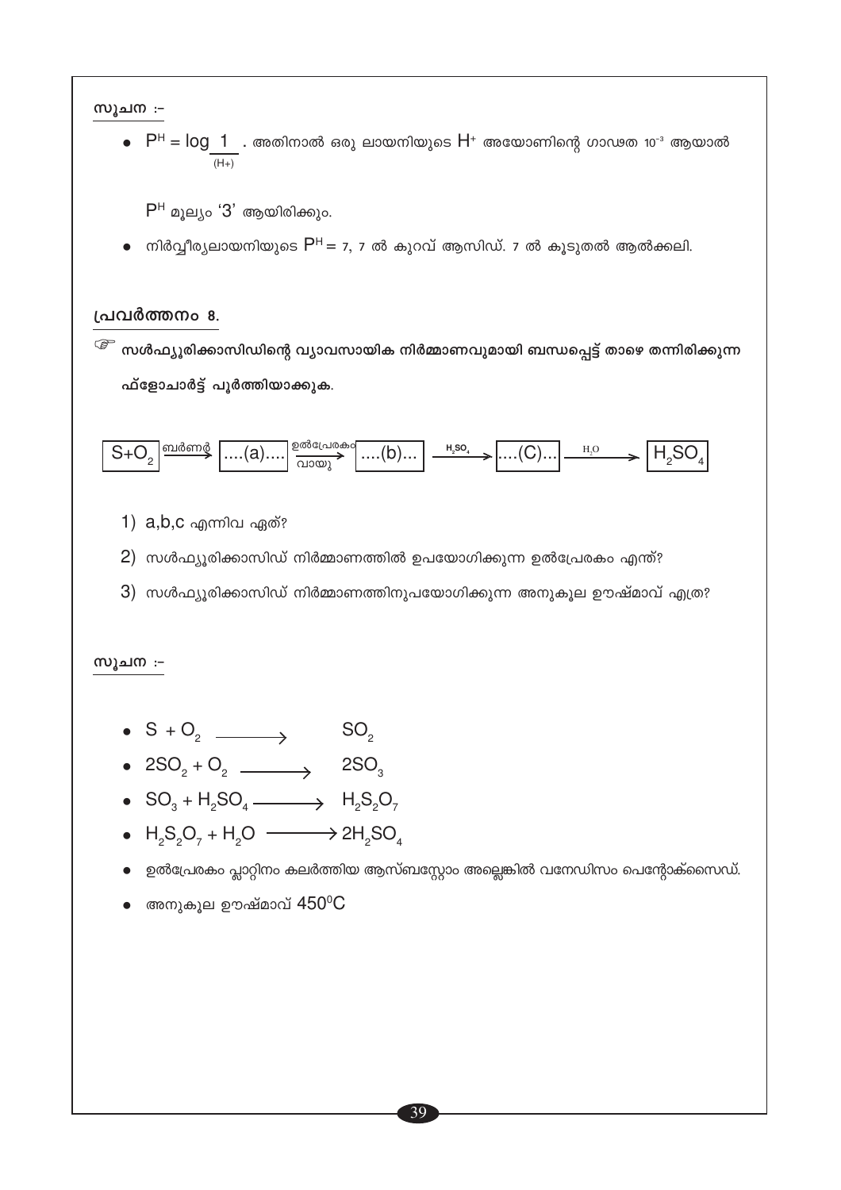**സൂചന :-**

- $P^H = \log \frac{1}{(H+)}$ . അതിനാൽ ഒരു ലായനിയുടെ $H^+$ അയോണിന്റെ ഗാഢത $10^{-3}$ ആയാൽ

  $P^H$ മൂല്യം '3' ആയിരിക്കും.

- നിർവ്വീര്യലായനിയുടെ $P^H = 7$, 7 ൽ കുറവ് ആസിഡ്. 7 ൽ കൂടുതൽ ആൽക്കലി.

**പ്രവർത്തനം 8.**

☞ **സൾഫ്യൂരിക്കാസിഡിന്റെ വ്യാവസായിക നിർമ്മാണവുമായി ബന്ധപ്പെട്ട് താഴെ തന്നിരിക്കുന്ന ഫ്ളോചാർട്ട് പൂർത്തിയാക്കുക.**

$$S+O_2 \xrightarrow{\text{ബർണർ}} \boxed{....(a)....} \xrightarrow[\text{വായു}]{\text{ഉൽപ്രേരകം}} \boxed{....(b)...} \xrightarrow{H_2SO_4} \boxed{....(C)...} \xrightarrow{H_2O} \boxed{H_2SO_4}$$

1) a,b,c എന്നിവ ഏത്?

2) സൾഫ്യൂരിക്കാസിഡ് നിർമ്മാണത്തിൽ ഉപയോഗിക്കുന്ന ഉൽപ്രേരകം എന്ത്?

3) സൾഫ്യൂരിക്കാസിഡ് നിർമ്മാണത്തിനുപയോഗിക്കുന്ന അനുകൂല ഊഷ്മാവ് എത്ര?

**സൂചന :-**

- $S + O_2 \longrightarrow SO_2$
- $2SO_2 + O_2 \longrightarrow 2SO_3$
- $SO_3 + H_2SO_4 \longrightarrow H_2S_2O_7$
- $H_2S_2O_7 + H_2O \longrightarrow 2H_2SO_4$
- ഉൽപ്രേരകം പ്ലാറ്റിനം കലർത്തിയ ആസ്ബസ്റ്റോം അല്ലെങ്കിൽ വനേഡിസം പെന്റോക്സൈഡ്.
- അനുകൂല ഊഷ്മാവ് $450^0C$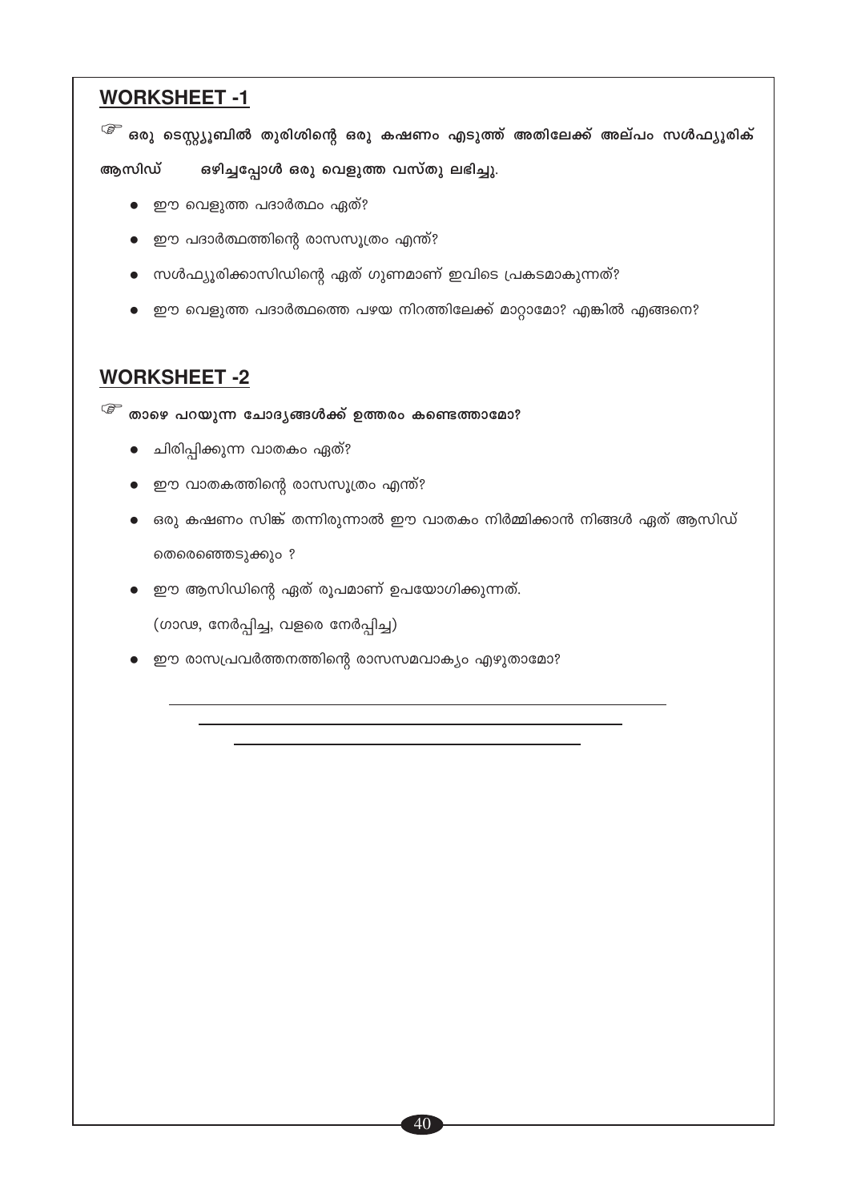## WORKSHEET -1

☞ **ഒരു ടെസ്റ്റ്യൂബിൽ തുരിശിന്റെ ഒരു കഷണം എടുത്ത് അതിലേക്ക് അല്പം സൾഫ്യൂരിക് ആസിഡ് ഒഴിച്ചപ്പോൾ ഒരു വെളുത്ത വസ്തു ലഭിച്ചു.**

- ഈ വെളുത്ത പദാർത്ഥം ഏത്?
- ഈ പദാർത്ഥത്തിന്റെ രാസസൂത്രം എന്ത്?
- സൾഫ്യൂരിക്കാസിഡിന്റെ ഏത് ഗുണമാണ് ഇവിടെ പ്രകടമാകുന്നത്?
- ഈ വെളുത്ത പദാർത്ഥത്തെ പഴയ നിറത്തിലേക്ക് മാറ്റാമോ? എങ്കിൽ എങ്ങനെ?

## WORKSHEET -2

☞ **താഴെ പറയുന്ന ചോദ്യങ്ങൾക്ക് ഉത്തരം കണ്ടെത്താമോ?**

- ചിരിപ്പിക്കുന്ന വാതകം ഏത്?
- ഈ വാതകത്തിന്റെ രാസസൂത്രം എന്ത്?
- ഒരു കഷണം സിങ്ക് തന്നിരുന്നാൽ ഈ വാതകം നിർമ്മിക്കാൻ നിങ്ങൾ ഏത് ആസിഡ് തെരെഞ്ഞെടുക്കും ?
- ഈ ആസിഡിന്റെ ഏത് രൂപമാണ് ഉപയോഗിക്കുന്നത്.

  (ഗാഢ, നേർപ്പിച്ച, വളരെ നേർപ്പിച്ച)
- ഈ രാസപ്രവർത്തനത്തിന്റെ രാസസമവാക്യം എഴുതാമോ?

______________________________________________

______________________________________________

______________________________________________